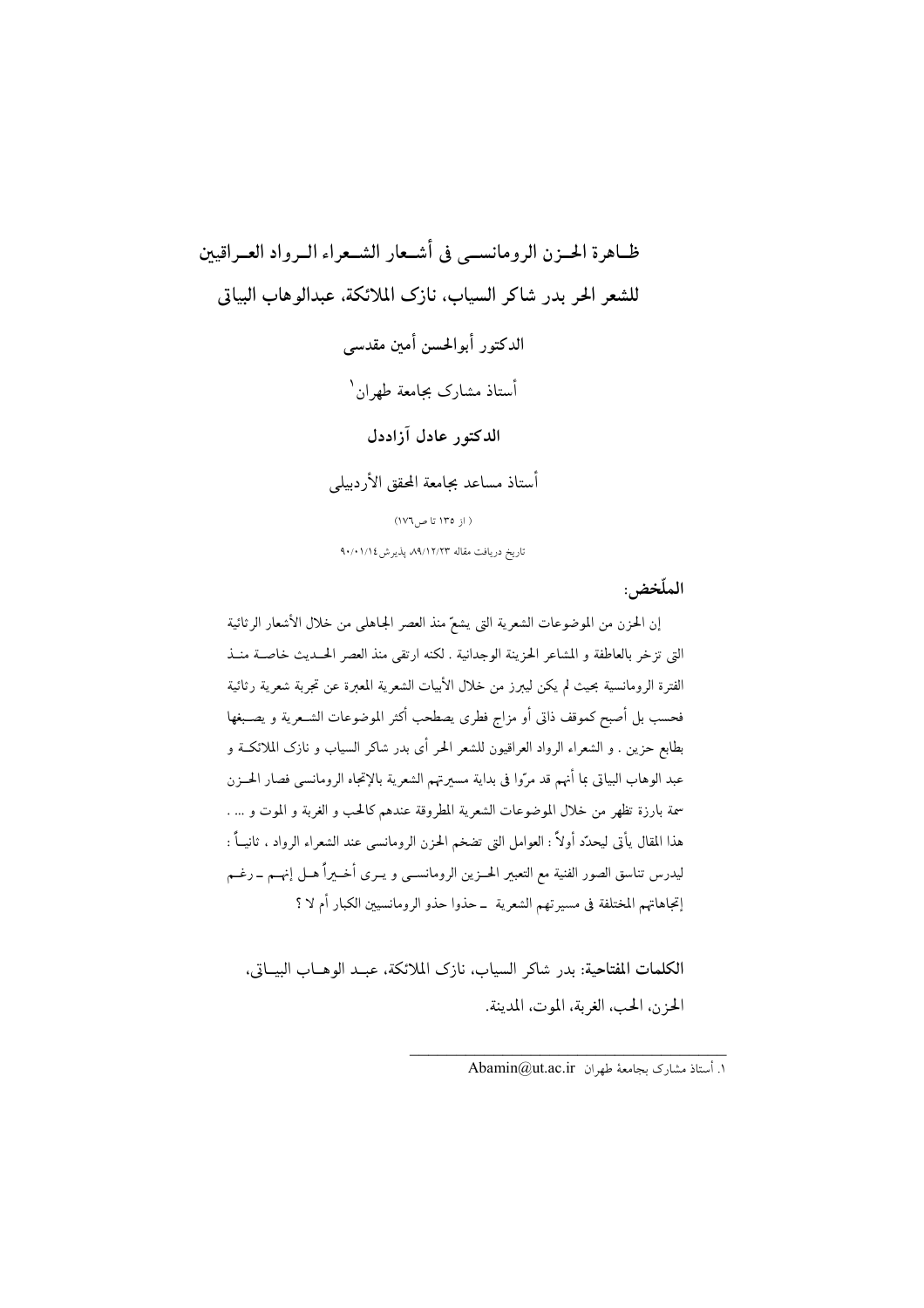# ظاهرة الحزن الرومانسی فی أشعار الشعراء الرواد العراقیین للشعر الحر بدر شاکر السیاب، نازک الملائکة، عبدالوهاب البیاتی

**الدکتور أبوالحسن أمین مقدسی**

أستاذ مشارک بجامعة طهران[1]

**الدکتور عادل آزاددل**

أستاذ مساعد بجامعة المحقق الأردبیلی

( از ١٣٥ تا ص١٧٦)

تاریخ دریافت مقاله ٨٩/١٢/٢٣، پذیرش٩٠/٠١/١٤

**الملّخص:**

إن الحزن من الموضوعات الشعریة التی یشعّ منذ العصر الجاهلی من خلال الأشعار الرثائیة التی تزخر بالعاطفة و المشاعر الحزینة الوجدانیة . لکنه ارتقی منذ العصر الحدیث خاصة منذ الفترة الرومانسیة بحیث لم یکن لیبرز من خلال الأبیات الشعریة المعبرة عن تجربة شعریة رثائیة فحسب بل أصبح کموقف ذاتی أو مزاج فطری یصطحب أکثر الموضوعات الشعریة و یصبغها بطابع حزین . و الشعراء الرواد العراقیون للشعر الحر أی بدر شاکر السیاب و نازک الملائکة و عبد الوهاب البیاتی بما أنهم قد مرّوا فی بدایة مسیرتهم الشعریة بالإتجاه الرومانسی فصار الحزن سمة بارزة تظهر من خلال الموضوعات الشعریة المطروقة عندهم کالحب و الغربة و الموت و ... . هذا المقال یأتی لیحدّد أولاً : العوامل التی تضخم الحزن الرومانسی عند الشعراء الرواد ، ثانیاً : لیدرس تناسق الصور الفنیة مع التعبیر الحزین الرومانسی و یری أخیراً هل إنهم ـ رغم إتجاهاتهم المختلفة فی مسیرتهم الشعریة ـ حذوا حذو الرومانسیین الکبار أم لا ؟

**الکلمات المفتاحیة:** بدر شاکر السیاب، نازک الملائکة، عبد الوهاب البیاتی، الحزن، الحب، الغربة، الموت، المدینة.

---

[1]. أستاذ مشارک بجامعة طهران Abamin@ut.ac.ir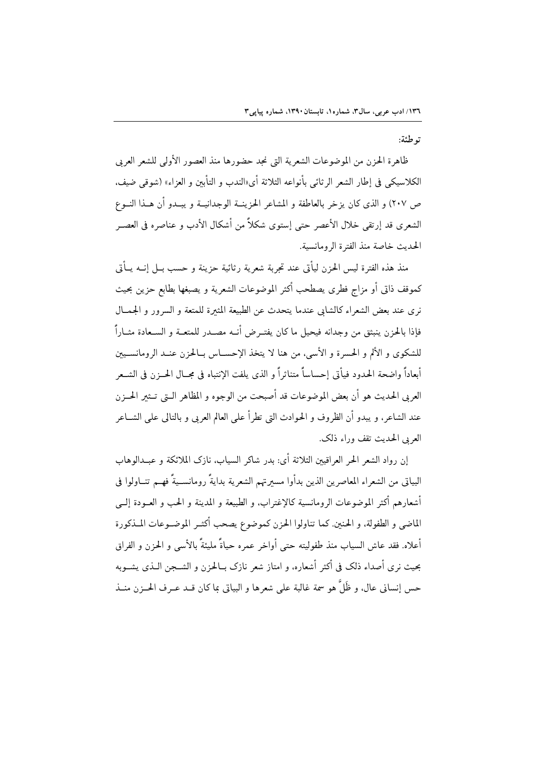توطئة:

ظاهرة الحزن من الموضوعات الشعرية التى نجد حضورها منذ العصور الأولى للشعر العربى الكلاسيكى فى إطار الشعر الرثائى بأنواعه الثلاثة أى«الندب و التأبين و العزاء» (شوقى ضيف، ص ٢٠٧) و الذى كان يزخر بالعاطفة و المشاعر الحزينة الوجدانية و يبدو أن هذا النوع الشعرى قد إرتقى خلال الأعصر حتى إستوى شكلاً من أشكال الأدب و عناصره فى العصر الحديث خاصة منذ الفترة الرومانسية.

منذ هذه الفترة ليس الحزن ليأتى عند تجربة شعرية رثائية حزينة و حسب بل إنه يأتى كموقف ذاتى أو مزاج فطرى يصطحب أكثر الموضوعات الشعرية و يصبغها بطابع حزين بحيث نرى عند بعض الشعراء كالشابى عندما يتحدث عن الطبيعة المثيرة للمتعة و السرور و الجمال فإذا بالحزن ينبثق من وجدانه فيحيل ما كان يفترض أنه مصدر للمتعة و السعادة مثاراً للشكوى و الألم و الحسرة و الأسى، من هنا لا يتخذ الإحساس بالحزن عند الرومانسيين أبعاداً واضحة الحدود فيأتى إحساساً متناثراً و الذى يلفت الإنتباه فى مجال الحزن فى الشعر العربى الحديث هو أن بعض الموضوعات قد أصبحت من الوجوه و المظاهر التى تثير الحزن عند الشاعر، و يبدو أن الظروف و الحوادث التى تطرأ على العالم العربى و بالتالى على الشاعر العربى الحديث تقف وراء ذلک.

إن رواد الشعر الحر العراقيين الثلاثة أى: بدر شاكر السياب، نازک الملائكة و عبدالوهاب البياتى من الشعراء المعاصرين الذين بدأوا مسيرتهم الشعرية بدايةً رومانسيةً فهم تناولوا فى أشعارهم أكثر الموضوعات الرومانسية كالإغتراب، و الطبيعة و المدينة و الحب و العودة إلى الماضى و الطفولة، و الحنين. كما تناولوا الحزن كموضوع يصحب أكثر الموضوعات المذكورة أعلاه. فقد عاش السياب منذ طفوليته حتى أواخر عمره حياةً مليئةً بالأسى و الحزن و الفراق بحيث نرى أصداء ذلک فى أكثر أشعاره، و امتاز شعر نازک بالحزن و الشجن الذى يشوبه حس إنسانى عال، و ظَلَّ هو سمة غالبة على شعرها و البياتى بما كان قد عرف الحزن منذ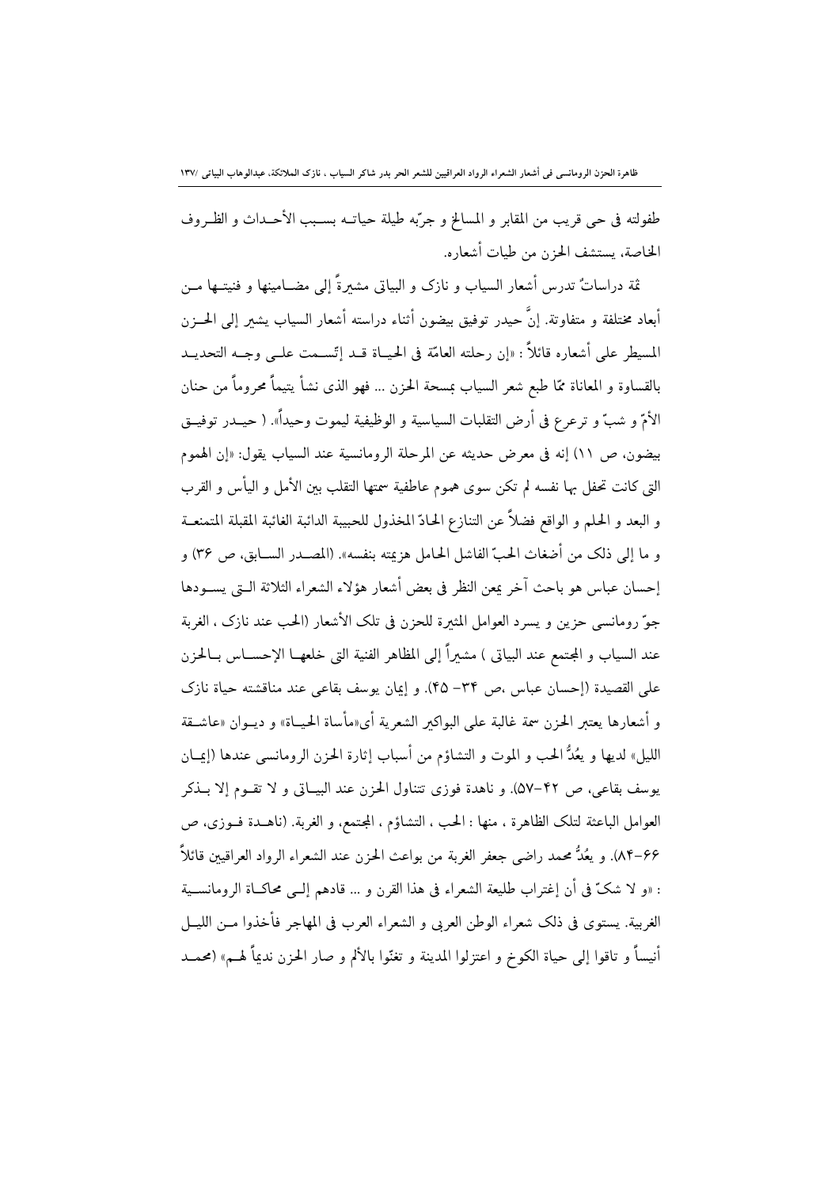طفولته فی حی قریب من المقابر و المسالخ و جرّبه طیلة حیاته بسبب الأحداث و الظروف الخاصة، یستشف الحزن من طیات أشعاره.

ثمّة دراساتٌ تدرس أشعار السیاب و نازک و البیاتی مشیرةً إلی مضامینها و فنیتها من أبعاد مختلفة و متفاوتة. إنَّ حیدر توفیق بیضون أثناء دراسته أشعار السیاب یشیر إلی الحزن المسیطر علی أشعاره قائلاً : «إن رحلته العامّة فی الحیاة قد إتّسمت علی وجه التحدید بالقساوة و المعاناة ممّا طبع شعر السیاب بمسحة الحزن ... فهو الذی نشأ یتیماً محروماً من حنان الأمّ و شبّ و ترعرع فی أرض التقلبات السیاسیة و الوظیفیة لیموت وحیداً». ( حیدر توفیق بیضون، ص ١١) إنه فی معرض حدیثه عن المرحلة الرومانسیة عند السیاب یقول: «إن الهموم التی کانت تحفل بها نفسه لم تکن سوی هموم عاطفیة سمتها التقلب بین الأمل و الیأس و القرب و البعد و الحلم و الواقع فضلاً عن التنازع الحادّ المخذول للحبیبة الدائبة الغائبة المقبلة المتمنعة و ما إلی ذلک من أضغاث الحبّ الفاشل الحامل هزیمته بنفسه». (المصدر السابق، ص ٣٦) و إحسان عباس هو باحث آخر یمعن النظر فی بعض أشعار هؤلاء الشعراء الثلاثة التی یسودها جوّ رومانسی حزین و یسرد العوامل المثیرة للحزن فی تلک الأشعار (الحب عند نازک ، الغربة عند السیاب و المجتمع عند البیاتی ) مشیراً إلی المظاهر الفنیة التی خلعها الإحساس بالحزن علی القصیدة (إحسان عباس ،ص ٣٤– ٤٥). و إیمان یوسف بقاعی عند مناقشته حیاة نازک و أشعارها یعتبر الحزن سمة غالبة علی البواکیر الشعریة أی«مأساة الحیاة» و دیوان «عاشقة اللیل» لدیها و یعُدُّ الحب و الموت و التشاؤم من أسباب إثارة الحزن الرومانسی عندها (إیمان یوسف بقاعی، ص ٤٢–٥٧). و ناهدة فوزی تتناول الحزن عند البیاتی و لا تقوم إلا بذکر العوامل الباعثة لتلک الظاهرة ، منها : الحب ، التشاؤم ، المجتمع، و الغربة. (ناهدة فوزی، ص ٦٦–٨٤). و یعُدُّ محمد راضی جعفر الغربة من بواعث الحزن عند الشعراء الرواد العراقیین قائلاً : «و لا شکّ فی أن إغتراب طلیعة الشعراء فی هذا القرن و ... قادهم إلی محاکاة الرومانسیة الغربیة. یستوی فی ذلک شعراء الوطن العربی و الشعراء العرب فی المهاجر فأخذوا من اللیل أنیساً و تاقوا إلی حیاة الکوخ و اعتزلوا المدینة و تغنّوا بالألم و صار الحزن ندیماً لهم» (محمد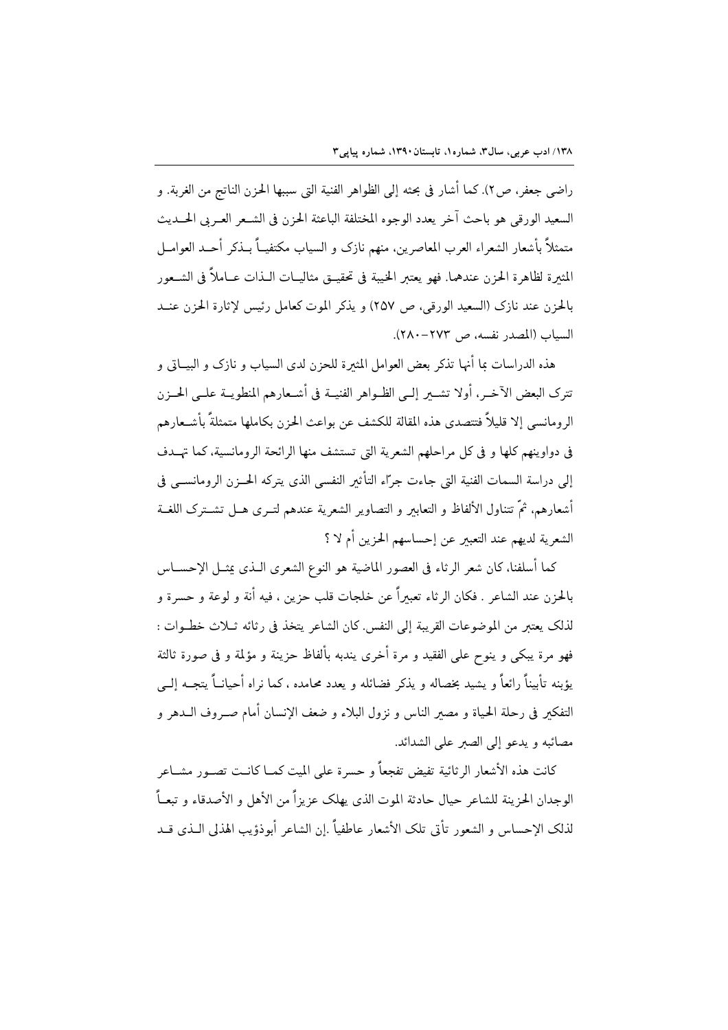راضى جعفر، ص٢). كما أشار فى بحثه إلى الظواهر الفنية التى سببها الحزن الناتج من الغربة. و السعيد الورقى هو باحث آخر يعدد الوجوه المختلفة الباعثة الحزن فى الشعر العربى الحديث متمثلاً بأشعار الشعراء العرب المعاصرين، منهم نازک و السياب مكتفياً بذكر أحد العوامل المثيرة لظاهرة الحزن عندهما. فهو يعتبر الخيبة فى تحقيق مثاليات الذات عاملاً فى الشعور بالحزن عند نازک (السعيد الورقى، ص ٢٥٧) و يذكر الموت كعامل رئيس لإثارة الحزن عند السياب (المصدر نفسه، ص ٢٧٣-٢٨٠).

هذه الدراسات بما أنها تذكر بعض العوامل المثيرة للحزن لدى السياب و نازک و البياتى و تترک البعض الآخر، أولا تشير إلى الظواهر الفنية فى أشعارهم المنطوية على الحزن الرومانسى إلا قليلاً فتتصدى هذه المقالة للكشف عن بواعث الحزن بكاملها متمثلةً بأشعارهم فى دواوينهم كلها و فى كل مراحلهم الشعرية التى تستشف منها الرائحة الرومانسية، كما تهدف إلى دراسة السمات الفنية التى جاءت جرّاء التأثير النفسى الذى يتركه الحزن الرومانسى فى أشعارهم، ثمّ تتناول الألفاظ و التعابير و التصاوير الشعرية عندهم لترى هل تشترک اللغة الشعرية لديهم عند التعبير عن إحساسهم الحزين أم لا ؟

كما أسلفنا، كان شعر الرثاء فى العصور الماضية هو النوع الشعرى الذى يمثل الإحساس بالحزن عند الشاعر . فكان الرثاء تعبيراً عن خلجات قلب حزين ، فيه أنة و لوعة و حسرة و لذلک يعتبر من الموضوعات القريبة إلى النفس. كان الشاعر يتخذ فى رثائه ثلاث خطوات : فهو مرة يبكى و ينوح على الفقيد و مرة أخرى يندبه بألفاظ حزينة و مؤلمة و فى صورة ثالثة يؤبنه تأبيناً رائعاً و يشيد بخصاله و يذكر فضائله و يعدد محامده ، كما نراه أحياناً يتجه إلى التفكير فى رحلة الحياة و مصير الناس و نزول البلاء و ضعف الإنسان أمام صروف الدهر و مصائبه و يدعو إلى الصبر على الشدائد.

كانت هذه الأشعار الرثائية تفيض تفجعاً و حسرة على الميت كما كانت تصور مشاعر الوجدان الحزينة للشاعر حيال حادثة الموت الذى يهلک عزيزاً من الأهل و الأصدقاء و تبعاً لذلک الإحساس و الشعور تأتى تلک الأشعار عاطفياً .إن الشاعر أبوذؤيب الهذلى الذى قد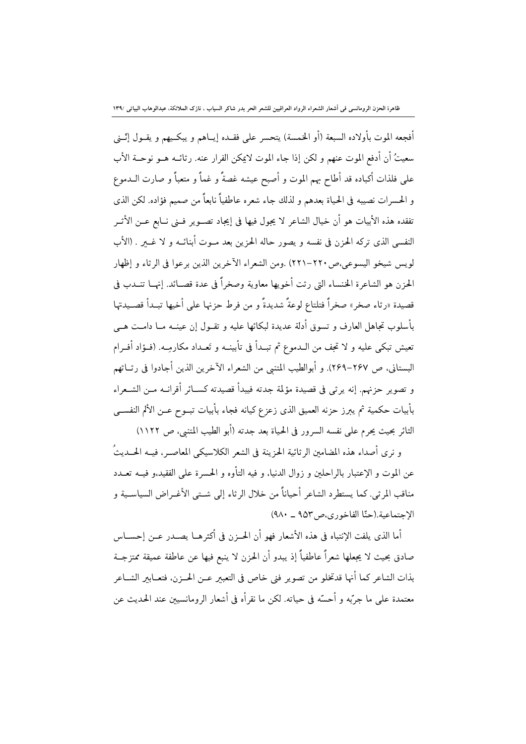أفجعه الموت بأولاده السبعة (أو الخمسة) يتحسر على فقده إياهم و يبكيهم و يقول إنّني سعيتُ أن أدفع الموت عنهم و لكن إذا جاء الموت لايمكن الفرار عنه. رثائه هو نوحة الأب على فلذات أكباده قد أطاح بهم الموت و أصبح عيشه غصةً و غماً و متعباً و صارت الدموع و الحسرات نصيبه فى الحياة بعدهم و لذلك جاء شعره عاطفياً نابعاً من صميم فؤاده. لكن الذى تفقده هذه الأبيات هو أن خيال الشاعر لا يجول فيها فى إيجاد تصوير فنى نابع عن الأثر النفسى الذى تركه الحزن فى نفسه و يصور حاله الحزين بعد موت أبنائه و لا غير . (الأب لويس شيخو اليسوعى،ص٢٢٠-٢٢١) .ومن الشعراء الآخرين الذين برعوا فى الرثاء و إظهار الحزن هو الشاعرة الخنساء التى رثت أخويها معاوية وصخراً فى عدة قصائد. إنها تندب فى قصيدة «رثاء صخر» صخراً فتلتاع لوعةً شديدةً و من فرط حزنها على أخيها تبدأ قصيدتها بأسلوب تجاهل العارف و تسوق أدلة عديدة لبكائها عليه و تقول إن عينه ما دامت هى تعيش تبكى عليه و لا تجف من الدموع ثم تبدأ فى تأبينه و تَعداد مكارمِه. (فؤاد أفرام البستانى، ص ٢٦٧-٢٦٩). و أبوالطيب المتنبى من الشعراء الآخرين الذين أجادوا فى رثائهم و تصوير حزنهم. إنه يرثى فى قصيدة مؤلمة جدته فيبدأ قصيدته كسائر أقرانه من الشعراء بأبيات حكمية ثم يبرز حزنه العميق الذى زعزع كيانه فجاء بأبيات تبوح عن الألم النفسى الثائر بحيث يحرم على نفسه السرور فى الحياة بعد جدته (أبو الطيب المتنبى، ص ١١٢٢)

و نرى أصداء هذه المضامين الرثائية الحزينة فى الشعر الكلاسيكى المعاصر، فيه الحديثُ عن الموت و الإعتبار بالراحلين و زوال الدنيا، و فيه التأوه و الحسرة على الفقيد،و فيه تعدد مناقب المرثى. كما يستطرد الشاعر أحياناً من خلال الرثاء إلى شتى الأغراض السياسية و الإجتماعية.(حنّا الفاخورى،ص٩٥٣ ـ ٩٨٠)

أما الذى يلفت الإنتباه فى هذه الأشعار فهو أن الحزن فى أكثرها يصدر عن إحساس صادق بحيث لا يجعلها شعراً عاطفياً إذ يبدو أن الحزن لا ينبع فيها عن عاطفة عميقة ممتزجة بذات الشاعر كما أنها قدتخلو من تصوير فنى خاص فى التعبير عن الحزن، فتعابير الشاعر معتمدة على ما جرّبه و أحسّه فى حياته. لكن ما نقرأه فى أشعار الرومانسيين عند الحديث عن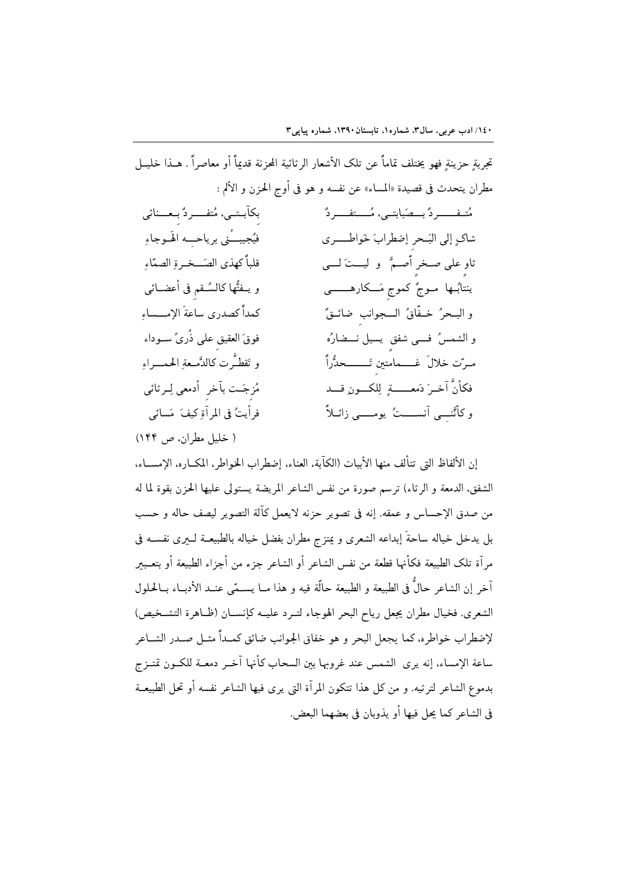تجربةٍ حزينةٍ فهو يختلف تماماً عن تلك الأشعار الرثائية المحزنة قديماً أو معاصراً . هـذا خليـل مطران يتحدث فی قصيدة «المساء» عن نفسه و هو فی أوج الحزن و الألم :

مُتـفـــردٌ بــصَبابتــی، مُـــتفـــردٌ &nbsp;&nbsp;&nbsp;&nbsp; بكآبـتـی، مُتفـــردٌ بـعـــنائی

شاكٍ إلى البَـحر إضطرابَ خَواطـــری &nbsp;&nbsp;&nbsp;&nbsp; فَيُجيبـُـنی برياحـــه الهَـوجاءِ

ثاوٍ علی صـخرٍ أصـمَّ و ليـــتَ لـــی &nbsp;&nbsp;&nbsp;&nbsp; قلباً كهذی الصَـــخـرةِ الصمّاءِ

ينتابُـها مـوجٌ كموجِ مَـــكارهــــــی &nbsp;&nbsp;&nbsp;&nbsp; و يـفتُّها كالسُـقم فی أعضـائی

و البـحرُ خـفّاقُ الـــجوانبِ ضائـقٌ &nbsp;&nbsp;&nbsp;&nbsp; كمداً كصدری ساعةَ الإمـــساءِ

و الشمسُ فـــی شفقٍ يسيل نـــضارُه &nbsp;&nbsp;&nbsp;&nbsp; فوقَ العقيقِ علی ذُریً سـوداء

مـرّت خلالَ غـــمامتين تَـــــحدُّراً &nbsp;&nbsp;&nbsp;&nbsp; و تَقطَّـرت كالدَّمـعةِ الحمــراءِ

فكأنَّ آخـرَ دَمعـــــةٍ لِلكـــونِ قـــد &nbsp;&nbsp;&nbsp;&nbsp; مُزِجَـت بآخرِ أدمعی لِـرثائی

و كأنَّنِـــی آنســـــتُ يومـــــی زائـلاً &nbsp;&nbsp;&nbsp;&nbsp; فرأيتُ فی المرآةِ كيفَ مَسائی

( خليل مطران، ص ۱۴۴)

إن الألفاظ التی تتألف منها الأبيات (الكآبة، العناء، إضطراب الخواطر، المكـاره، الإمســاء، الشفق، الدمعة و الرثاء) ترسم صورة من نفس الشاعر المريضة يستولی عليها الحزن بقوة لما له من صدق الإحساس و عمقه. إنه فی تصوير حزنه لايعمل كآلة التصوير ليصف حاله و حسب بل يدخل خياله ساحةَ إبداعه الشعری و يمتزج مطران بفضل خياله بالطبيعـة لـيری نفسـه فی مرآة تلك الطبيعة فكأنها قطعة من نفس الشاعر أو الشاعر جزء من أجزاء الطبيعة أو بتعـبير آخر إن الشاعر حالٌّ فی الطبيعة و الطبيعة حالّة فيه و هذا مـا يسـمّی عنـد الأدبـاء بـالحلول الشعری. فخيال مطران يجعل رياح البحر الهوجاء لتـرد عليـه كإنســان (ظـاهرة التشـخيص) لإضطراب خواطره، كما يجعل البحر و هو خفاق الجوانب ضائق كمـداً مثـل صـدر الشـاعر ساعة الإمساء، إنه يری الشمس عند غروبها بين السحاب كأنها آخـر دمعـة للكـون تمتـزج بدموع الشاعر لترثيه. و من كل هذا تتكون المرآة التی يری فيها الشاعر نفسه أو تحل الطبيعـة فی الشاعر كما يحل فيها أو يذوبان فی بعضهما البعض.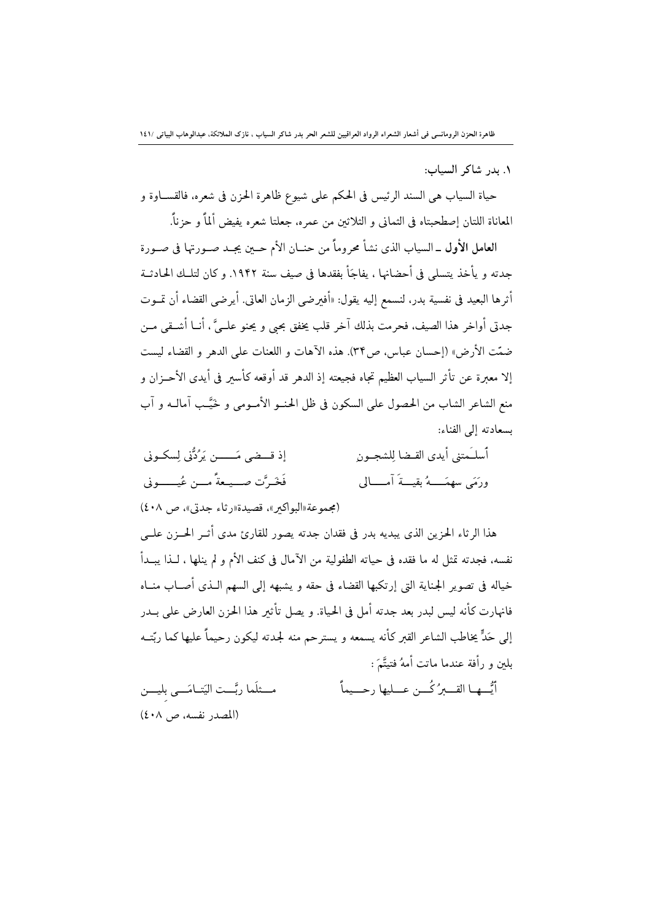### ١. بدر شاكر السياب:

حياة السياب هى السند الرئيس فى الحكم على شيوع ظاهرة الحزن فى شعره، فالقساوة و المعاناة اللتان إصطحبتاه فى الثمانى و الثلاثين من عمره، جعلتا شعره يفيض ألماً و حزناً.

**العامل الأول** ـ السياب الذى نشأ محروماً من حنان الأم حين يجد صورتها فى صورة جدته و يأخذ يتسلى فى أحضانها ، يفاجأ بفقدها فى صيف سنة ١٩٤٢. و كان لتلك الحادثة أثرها البعيد فى نفسية بدر، لنسمع إليه يقول: «أفيرضى الزمان العاتى. أيرضى القضاء أن تموت جدتى أواخر هذا الصيف، فحرمت بذلك آخر قلب يخفق بحبى و يحنو علىَّ ، أنا أشقى من ضمّت الأرض» (إحسان عباس، ص٣٤). هذه الآهات و اللعنات على الدهر و القضاء ليست إلا معبرة عن تأثر السياب العظيم تجاه فجيعته إذ الدهر قد أوقعه كأسير فى أيدى الأحزان و منع الشاعر الشاب من الحصول على السكون فى ظل الحنو الأمومى و خَيَّب آماله و آب بسعادته إلى الفناء:

أسلَمتنى أيدى القضا لِلشجونِ ... إذ قضى مَن يَرُدُّنى لِسكونى

ورَمَى سهمَهُ بقيةَ آمالى ... فَخَرَّت صريعةً من عُيونى

(مجموعة«البواكير»، قصيدة«رثاء جدتى»، ص ٤٠٨)

هذا الرثاء الحزين الذى يبديه بدر فى فقدان جدته يصور للقارئ مدى أثر الحزن على نفسه، فجدته تمثل له ما فقده فى حياته الطفولية من الآمال فى كنف الأم و لم ينلها ، لذا يبدأ خياله فى تصوير الجناية التى إرتكبها القضاء فى حقه و يشبهه إلى السهم الذى أصاب مناه فانهارت كأنه ليس لبدر بعد جدته أمل فى الحياة. و يصل تأثير هذا الحزن العارض على بدر إلى حَدٍّ يخاطب الشاعر القبر كأنه يسمعه و يسترحم منه لجدته ليكون رحيماً عليها كما ربّته بلين و رأفة عندما ماتت أمهُ فتيتَّمَ :

أيُّها القبرُ كُن عليها رحيماً ... مثلَما ربَّت اليَتامَى بلينِ

(المصدر نفسه، ص ٤٠٨)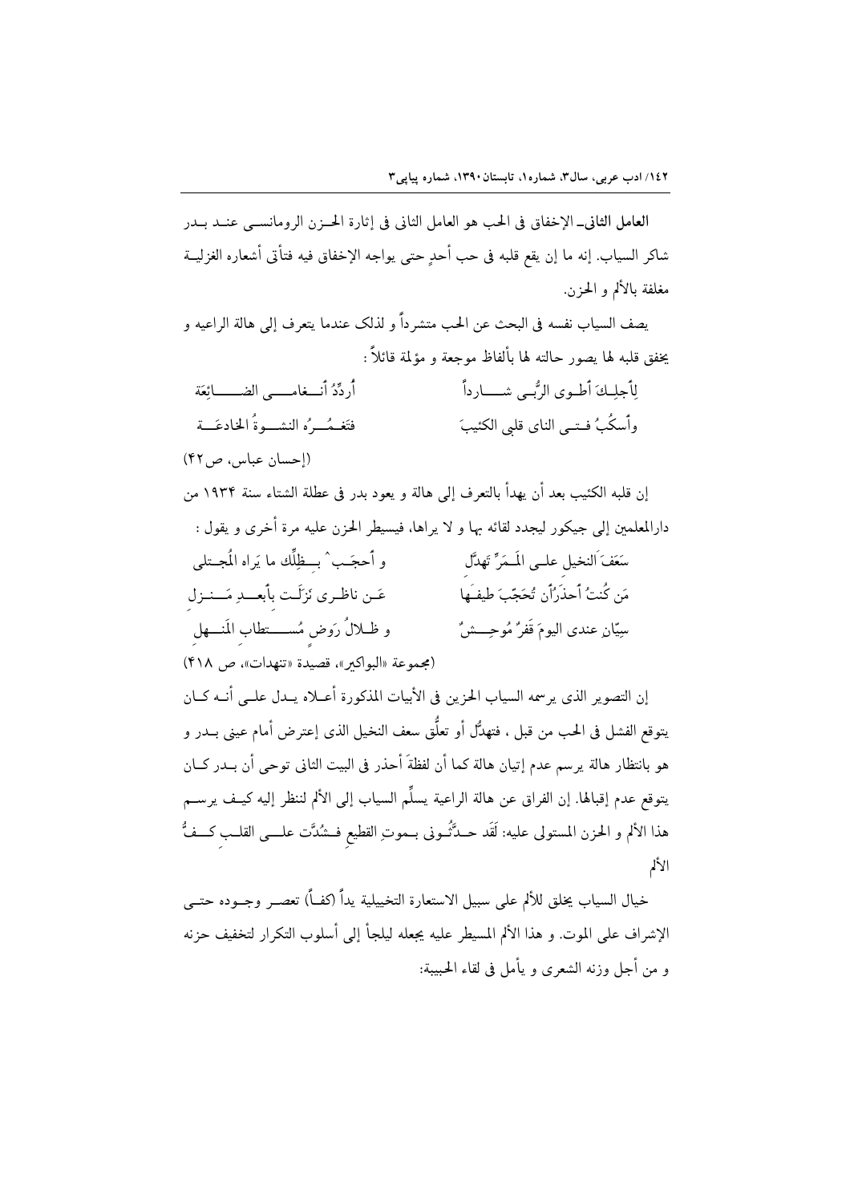**العامل الثانی**ـ الإخفاق فی الحب هو العامل الثانی فی إثارة الحـزن الرومانسـی عنـد بـدر شاکر السیاب. إنه ما إن یقع قلبه فی حب أحدٍ حتی یواجه الإخفاق فیه فتأتی أشعاره الغزلیـة مغلفة بالألم و الحزن.

یصف السیاب نفسه فی البحث عن الحب متشرداً و لذلک عندما یتعرف إلی هالة الراعیه و یخفق قلبه لها یصور حالته لها بألفاظ موجعة و مؤلمة قائلاً :

لِأجلِـکَ أَطـوی الرُّبـی شــارداً ... أُردِّدُ أنــغامــی الضــائِعَة

وأسکُبُ فـتـی الناى قلبی الکئیبَ ... فتَغـمُــرُه النشــوةُ الخادعَــة

(إحسان عباس، ص۴۲)

إن قلبه الکئیب بعد أن یهدأ بالتعرف إلی هالة و یعود بدر فی عطلة الشتاء سنة ۱۹۳۴ من دارالمعلمین إلی جیکور لیجدد لقائه بها و لا یراها، فیسیطر الحزن علیه مرة أخری و یقول :

سَعَفَ النخیل علـی المَـمَرِّ تَهدَّلَ ... و أحجَـبَ بـظِلِّك ما یَراه المُجـتلی

مَن کُنتُ أحذَرُأن تُحَجّبَ طیفَـها ... عَـن ناظـری نَزَلَـت بأبعــدِ مَــنـزلِ

سیّان عندی الیومَ قَفرٌ مُوحِــشٌ ... و ظـلالُ رَوضٍ مُســتطابِ المَنــهلِ

(مجموعة «البواکیر»، قصیدة «تنهدات»، ص ۴۱۸)

إن التصویر الذی یرسمه السیاب الحزین فی الأبیات المذکورة أعـلاه یـدل علـی أنـه کـان یتوقع الفشل فی الحب من قبل ، فتهدُّل أو تعلُّق سعف النخیل الذی إعترض أمام عینی بـدر و هو بانتظار هالة یرسم عدم إتیان هالة کما أن لفظةَ أحذر فی البیت الثانی توحی أن بـدر کـان یتوقع عدم إقبالها. إن الفراق عن هالة الراعیة یسلِّم السیاب إلی الألم لننظر إلیه کیـف یرسـم هذا الألم و الحزن المستولی علیه: لَقَد حـدَّثُـونی بـموتِ القطیعِ فـشُدَّت علــی القلـبِ کــفُّ الألم

خیال السیاب یخلق للألم علی سبیل الاستعارة التخییلیة یداً (کفـاً) تعصـر وجـوده حتـی الإشراف علی الموت. و هذا الألم المسیطر علیه یجعله لیلجأ إلی أسلوب التکرار لتخفیف حزنه و من أجل وزنه الشعری و یأمل فی لقاء الحبیبة: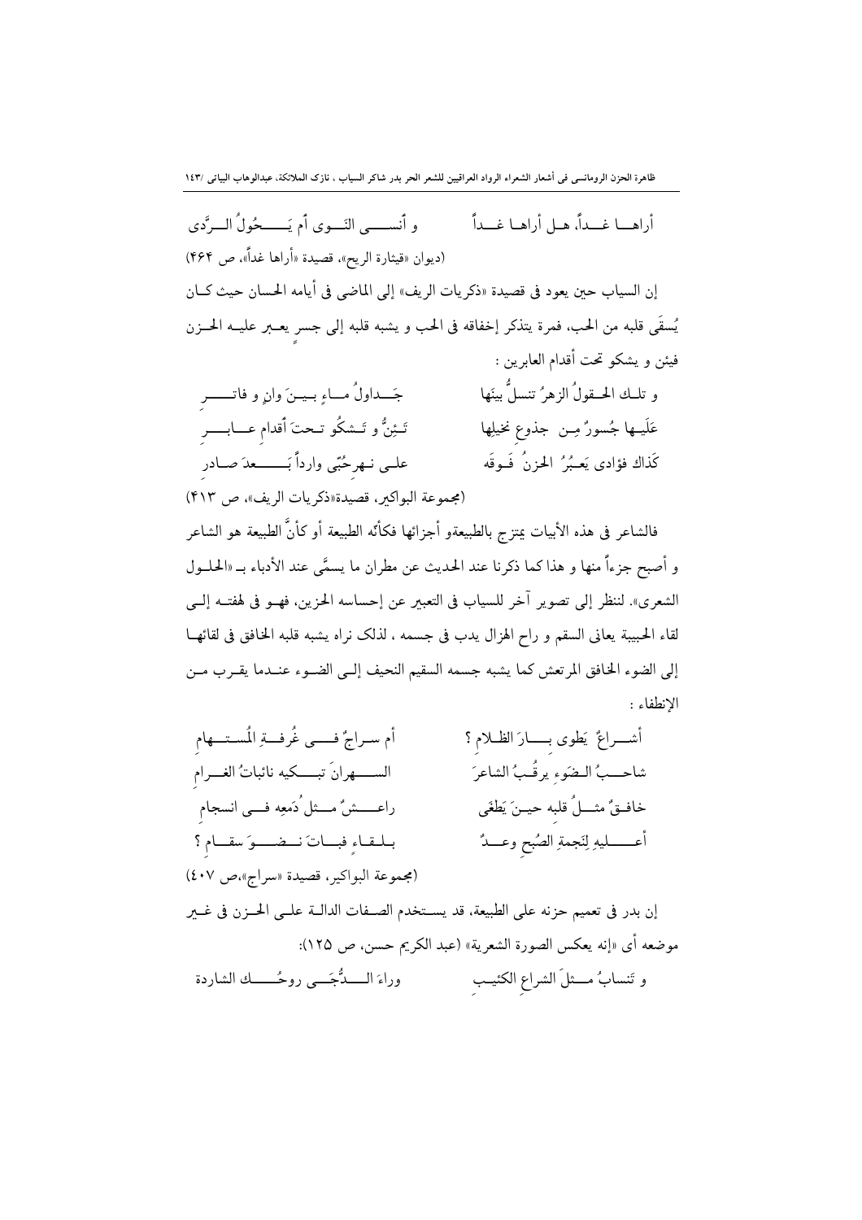أراهـــا غــداً، هـل أراهـا غــداً　　　و أنســـى النَــوى أم يَـــحُولُ الــرَّدى

(ديوان «قيثارة الريح»، قصيدة «أراها غداً»، ص ۴۶۴)

إن السياب حين يعود فى قصيدة «ذكريات الريف» إلى الماضى فى أيامه الحسان حيث كـان يُسقَى قلبه من الحب، فمرة يتذكر إخفاقه فى الحب و يشبه قلبه إلى جسر يعـبر عليـه الحـزن فيئن و يشكو تحت أقدام العابرين :

و تلـك الحـقولُ الزهرُ تنسلُّ بينَها　　　جَـداولُ مـاءٍ بـينَ وانٍ و فاتـــرِ

عَلَيـها جُسورٌ مِـن جذوعِ نخيلِها　　　تَـئِنُّ و تَـشكُو تـحتَ أقدامِ عـابـرِ

كَذاكَ فؤادى يَعـبُرُ الحزنُ فَـوقَه　　　علـى نـهرِ حُبّى وارداً بَـعدَ صـادرِ

(مجموعة البواكير، قصيدة«ذكريات الريف»، ص ۴۱۳)

فالشاعر فى هذه الأبيات يمتزج بالطبيعةو أجزائها فكأنه الطبيعة أو كأنَّ الطبيعة هو الشاعر و أصبح جزءاً منها و هذا كما ذكرنا عند الحديث عن مطران ما يسمَّى عند الأدباء بـ«الحلـول الشعرى». لننظر إلى تصوير آخر للسياب فى التعبير عن إحساسه الحزين، فهـو فى لهفتـه إلـى لقاء الحبيبة يعانى السقم و راح الهزال يدب فى جسمه ، لذلک نراه يشبه قلبه الخافق فى لقائهـا إلى الضوء الخافق المرتعش كما يشبه جسمه السقيم النحيف إلـى الضـوء عنـدما يقـرب مـن الإنطفاء :

أشـراعٌ يَطوى بـارَ الظلام ؟　　　أم سـراجٌ فـى غُرفـةِ المُستـهامِ

شاحـبُ الـضَوءِ يرقُـبُ الشاعرَ　　　السـهرانَ تبـكيه نائباتُ الغـرامِ

خافـقٌ مثـلُ قلبه حيـنَ يَطغَى　　　راعـشٌ مـثل دَمعِهِ فـى انسجامِ

أعـليهِ لِنَجمةِ الصُبحِ وعـدٌ　　　بـلـقـاءٍ فبـاتَ نـضـوَ سقـامِ ؟

(مجموعة البواكير، قصيدة «سراج»،ص ۴۰۷)

إن بدر فى تعميم حزنه على الطبيعة، قد يسـتخدم الصـفات الدالـة علـى الحـزن فى غـير موضعه أى «إنه يعكس الصورة الشعرية» (عبد الكريم حسن، ص ۱۲۵):

و تَنسابُ مـثلَ الشراعِ الكئيـبِ　　　وراءَ الــدُّجَـى روحُــك الشاردة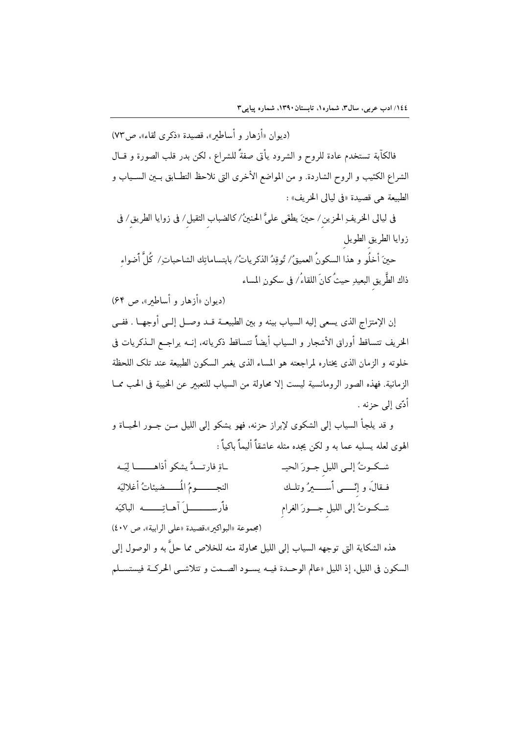(ديوان «أزهار و أساطير»، قصيدة «ذكرى لقاء»، ص۷۳)

فالكآبة تستخدم عادة للروح و الشرود يأتى صفةً للشراع ، لكن بدر قلب الصورة و قـال الشراع الكئيب و الروح الشاردة. و من المواضع الأخرى التى نلاحظ التطـابق بـين السـياب و الطبيعة هى قصيدة «فى ليالى الخريف» :

فى ليالى الخريفِ الحزين/ حينَ يطغَى عليَّ الحنينُ/ كالضبابِ الثقيلِ/ فى زوايا الطريقِ/ فى زوايا الطريق الطويل

حينَ أخلُو و هذا السكونُ العميقُ/ تُوقِدُ الذكرياتُ/ بابتساماتِك الشاحباتِ/ كُلَّ أضواءِ ذاك الطَّريقِ البعيدِ حيثُ كانَ اللقاءُ/ فى سكونِ المساء

(ديوان «أزهار و أساطير»، ص ۶۴)

إن الإمتزاج الذى يسعى إليه السياب بينه و بين الطبيعـة قـد وصـل إلـى أوجهـا . ففـى الخريف تتساقط أوراق الأشجار و السياب أيضاً تتساقط ذكرياته، إنـه يراجـع الـذكريات فى خلوته و الزمان الذى يختاره لمراجعته هو المساء الذى يغمر السكون الطبيعة عند تلك اللحظة الزمانية. فهذه الصور الرومانسية ليست إلا محاولة من السياب للتعبير عن الخيبة فى الحب ممـا أدّى إلى حزنه .

و قد يلجأ السياب إلى الشكوى لإبراز حزنه، فهو يشكو إلى الليل مـن جـور الحيـاة و الهوى لعله يسليه عما به و لكن يجده مثله عاشقاً أليماً باكياً :

شـكـوتُ إلـى الليلِ جـورَ الحيـ ـاةِ فارتــدَّ يشكو أذاهــــا لِيَـه

فـقالَ، و إنّـــى أســــيرٌ وتلـك النجــــومُ المُــــضيئاتُ أغلاليَه

شـكـوتُ إلى الليلِ جـــورَ الغرامِ فأرســــــلَ آهـاتِــــه الباكيَه

(مجموعة «البواكير»،قصيدة «على الرابية»، ص ۴۰۷)

هذه الشكاية التى توجهه السياب إلى الليل محاولة منه للخلاص مما حلَّ به و الوصول إلى السكون فى الليل، إذ الليل «عالم الوحـدة فيـه يسـود الصـمت و تتلاشـى الحركـة فيستسـلم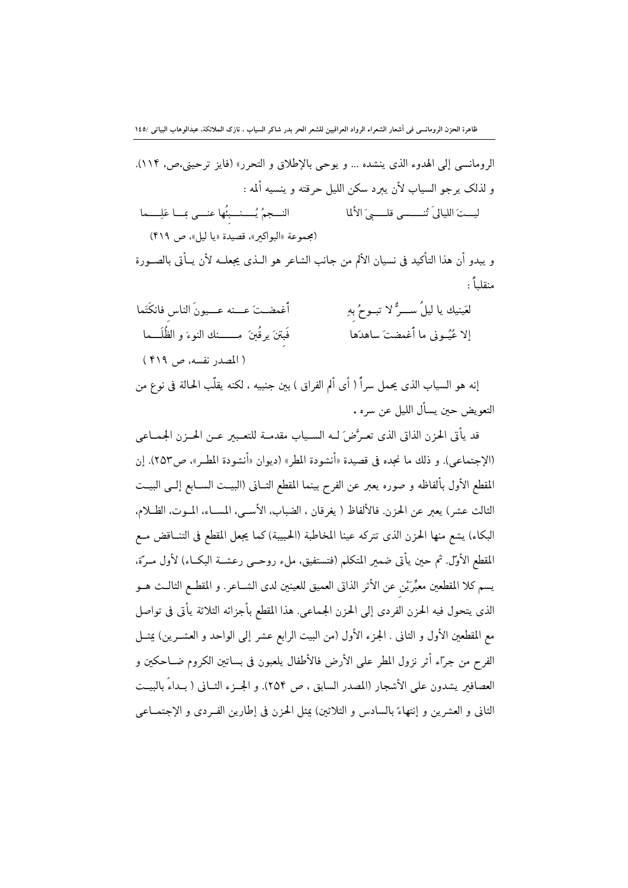الرومانسی إلی الهدوء الذی ینشده ... و یوحی بالإطلاق و التحرر» (فایز ترحینی،ص، ۱۱۴).
و لذلک یرجو السیاب لأن یبرد سکن اللیل حرقته و ینسیه ألمه :

لیـتَ اللیالیَ تُنســی قلـبیَ الألما　　　　النـجمُ یُـنبئُها عنـی بمـا عَلِمـا

(مجموعة «البواکیر»، قصیدة «یا لیل»، ص ۴۱۹)

و یبدو أن هذا التأکید فی نسیان الألم من جانب الشاعر هو الـذی یجعلـه لأن یـأتی بالصـورة منقلباً :

لعَینیك یا لیلُ ســرٌّ لا تبـوحُ بهِ　　　　أغمضـتَ عـنه عـیونَ الناس فانکَتَما

إلا عُیُـونی ما أغمضتَ ساهدَها　　　　فَبِتنَ یرقُبنَ مـنك النوءَ و الظُلَـما

( المصدر نفسه، ص ۴۱۹ )

إنه هو السیاب الذی یحمل سراً ( أی ألم الفراق ) بین جنبیه ، لکنه یقلّب الحالة فی نوع من التعویض حین یسأل اللیل عن سره .

قد یأتی الحزن الذاتی الذی تعـرَّضَ لـه السـیاب مقدمـة للتعـبیر عـن الحـزن الجمـاعی (الإجتماعی). و ذلك ما نجده فی قصیدة «أنشودة المطر» (دیوان «أنشودة المطـر»، ص۲۵۳). إن المقطع الأول بألفاظه و صوره یعبر عن الفرح بینما المقطع الثـانی (البیـت السـابع إلـی البیـت الثالث عشر) یعبر عن الحزن. فالألفاظ ( یغرقان ، الضباب، الأسـی، المسـاء، المـوت، الظـلام، البکاء) یشع منها الحزن الذی تترکه عینا المخاطبة (الحبیبة) کما یجعل المقطع فی التنـاقض مـع المقطع الأوّل. ثم حین یأتی ضمیر المتکلم (فتستفیق، ملء روحـی رعشـة البکـاء) لأول مـرّة، یسم کلا المقطعین معبِّرَیْن عن الأثر الذاتی العمیق للعینین لدی الشـاعر. و المقطـع الثالـث هـو الذی یتحول فیه الحزن الفردی إلی الحزن الجماعی. هذا المقطع بأجزائه الثلاثة یأتی فی تواصل مع المقطعین الأول و الثانی . الجزء الأول (من البیت الرابع عشر إلی الواحد و العشـرین) یمثـل الفرح من جرّاء أثر نزول المطر علی الأرض فالأطفال یلعبون فی بساتین الکروم ضـاحکین و العصافیر یشدون علی الأشجار (المصدر السابق ، ص ۲۵۴). و الجـزء الثـانی ( بـداءً بالبیـت الثانی و العشرین و إنتهاءً بالسادس و الثلاثین) یمثل الحزن فی إطارین الفـردی و الإجتمـاعی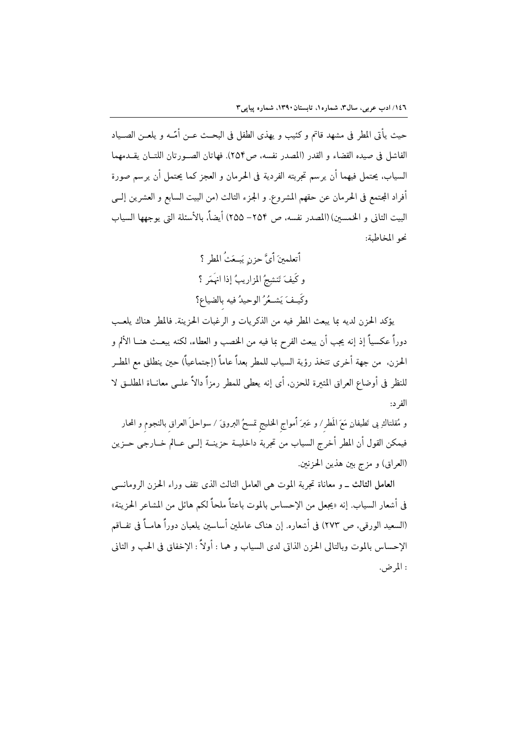حيث يأتى المطر فى مشهد قاتم و كئيب و يهذى الطفل فى البحث عن أمّه و يلعن الصياد الفاشل فى صيده القضاء و القدر (المصدر نفسه، ص۲۵۴). فهاتان الصورتان اللتان يقدمهما السياب، يحتمل فيهما أن يرسم تجربته الفردية فى الحرمان و العجز كما يحتمل أن يرسم صورة أفراد المجتمع فى الحرمان عن حقهم المشروع. و الجزء الثالث (من البيت السابع و العشرين إلى البيت الثانى و الخمسين) (المصدر نفسه، ص ۲۵۴– ۲۵۵) أيضاً، بالأسئلة التى يوجهها السياب نحو المخاطبة:

أتعلمينَ أيَّ حزنٍ يَبعَثُ المطر ؟
و كَيفَ تَنشِجُ المزاريبُ إذا انهَمَر ؟
وكَيفَ يَشعُرُ الوحيدُ فيه بالضياع؟

يؤكد الحزن لديه بما يبعث المطر فيه من الذكريات و الرغبات الحزينة. فالمطر هناك يلعب دوراً عكسياً إذ إنه يجب أن يبعث الفرح بما فيه من الخصب و العطاء، لكنه يبعث هنا الألم و الحزن، من جهة أخرى تتخذ رؤية السياب للمطر بعداً عاماً (إجتماعياً) حين ينطلق مع المطر للنظر فى أوضاع العراق المثيرة للحزن، أى إنه يعطى للمطر رمزاً دالاً على معاناة المطلق لا الفرد:

و مُقلتاكِ بِى تَطيفانِ مَعَ المَطر/ و عَبرَ أمواجِ الخليجِ تمسحُ البروقَ / سواحلَ العراقِ بالنجومِ و المحار

فيمكن القول أن المطر أخرج السياب من تجربة داخلية حزينة إلى عالم خارجى حزين (العراق) و مزج بين هذين الحزنين.

**العامل الثالث** ــ و معاناة تجربة الموت هى العامل الثالث الذى تقف وراء الحزن الرومانسى فى أشعار السياب. إنه «يجعل من الإحساس بالموت باعثاً ملحاً لكم هائل من المشاعر الحزينة» (السعيد الورقى، ص ۲۷۳) فى أشعاره. إن هناك عاملين أساسين يلعبان دوراً هاماً فى تفاقم الإحساس بالموت وبالتالى الحزن الذاتى لدى السياب و هما : أولاً : الإخفاق فى الحب و الثانى : المرض.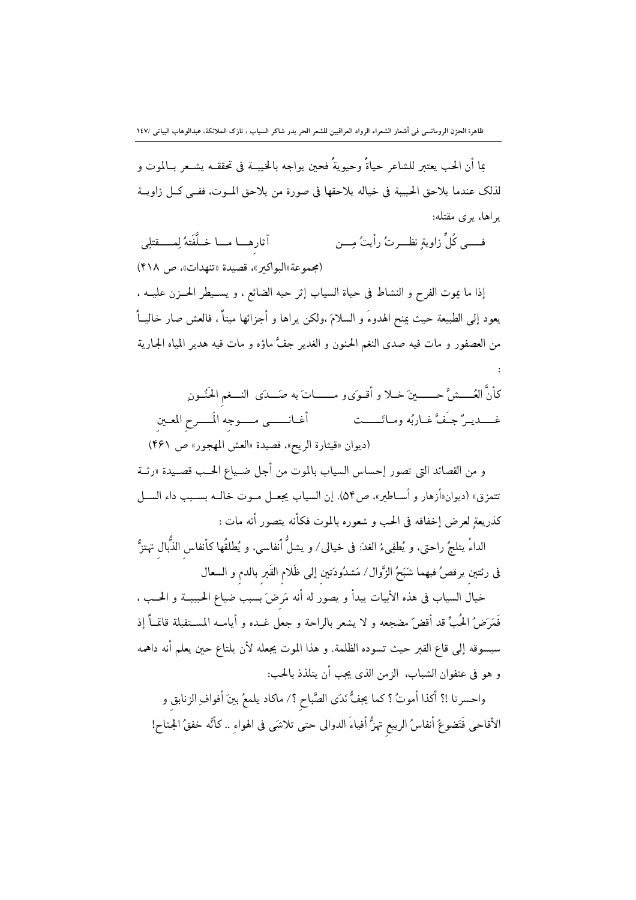بما أن الحب يعتبر للشاعر حياةً وحيويةً فحين يواجه بالخيبة فى تحققه يشعر بالموت و لذلك عندما يلاحق الحبيبة فى خياله يلاحقها فى صورة من يلاحق الموت، ففى كل زاوية يراها، يرى مقتله:

فـــى كُلِّ زاويةٍ نظـــرتُ رأيتُ مِـــن          آثارهـــا مـــا خـــلَّفَتهُ لِمـــقتلِى

(مجموعة«البواكير»، قصيدة «تنهدات»، ص ۴۱۸)

إذا ما يموت الفرح و النشاط فى حياة السياب إثر حبه الضائع ، و يسيطر الحـزن عليـه ، يعود إلى الطبيعة حيث يمنح الهدوءَ و السلامَ ،ولكن يراها و أجزائها ميتاً ، فالعش صار خالياً من العصفور و مات فيه صدى النغم الحنون و الغدير جفَّ ماؤه و مات فيه هدير المياه الجارية :

كأنَّ العُـــشَّ حــــينَ خـلا و أقـوَى و مــــاتَ به صَـــدَى النـــغمِ الحَنُـونِ
غــــديـرٌ جـَفَّ غـاربُه ومـاتَـــــت          أغـانــــى مــــوجه المَــــرحِ المعـينِ

(ديوان «قيثارة الريح»، قصيدة «العش المهجور» ص ۴۶۱)

و من القصائد التى تصور إحساس السياب بالموت من أجل ضياع الحب قصيدة «رئة تتمزق» (ديوان«أزهار و أساطير»، ص۵۴). إن السياب يجعل موت خاله بسبب داء السل كذريعةٍ لعرض إخفاقه فى الحب و شعوره بالموت فكأنه يتصور أنه مات :

الداءُ يثلجُ راحتى، و يُطفِىءُ الغدَ فى خيالى/ و يشلُّ أنفاسى، و يُطلقُها كأنفاسِ الذُّبال تهتزُّ فى رئتين يرقصُ فيهما شَبَحُ الزَّوال/ مَشدُودَتين إلى ظَلام القَبرِ بالدمِ و السعال

خيال السياب فى هذه الأبيات يبدأ و يصور له أنه مَرِضَ بسبب ضياع الحبيبة و الحب ، فَمَرَضُ الحُبِّ قد أقضّ مضجعه و لا يشعر بالراحة و جعل غده و أيامه المستقبلة قاتماً إذ سيسوقه إلى قاع القبر حيث تسوده الظلمة. و هذا الموت يجعله لأن يلتاع حين يعلم أنه داهمه و هو فى عنفوان الشباب، الزمن الذى يجب أن يتلذذ بالحب:

واحسرتا !؟ أكذا أموتُ ؟ كما يجفُّ نَدَى الصَّباحِ ؟/ ماكاد يلمعُ بينَ أفوافِ الزنابقِ و الأقاحى فَتَضوعُ أنفاسُ الربيعِ تهزُّ أفياءَ الدوالى حتى تلاشَى فى الهواءِ .. كأنَّه خفقُ الجناح!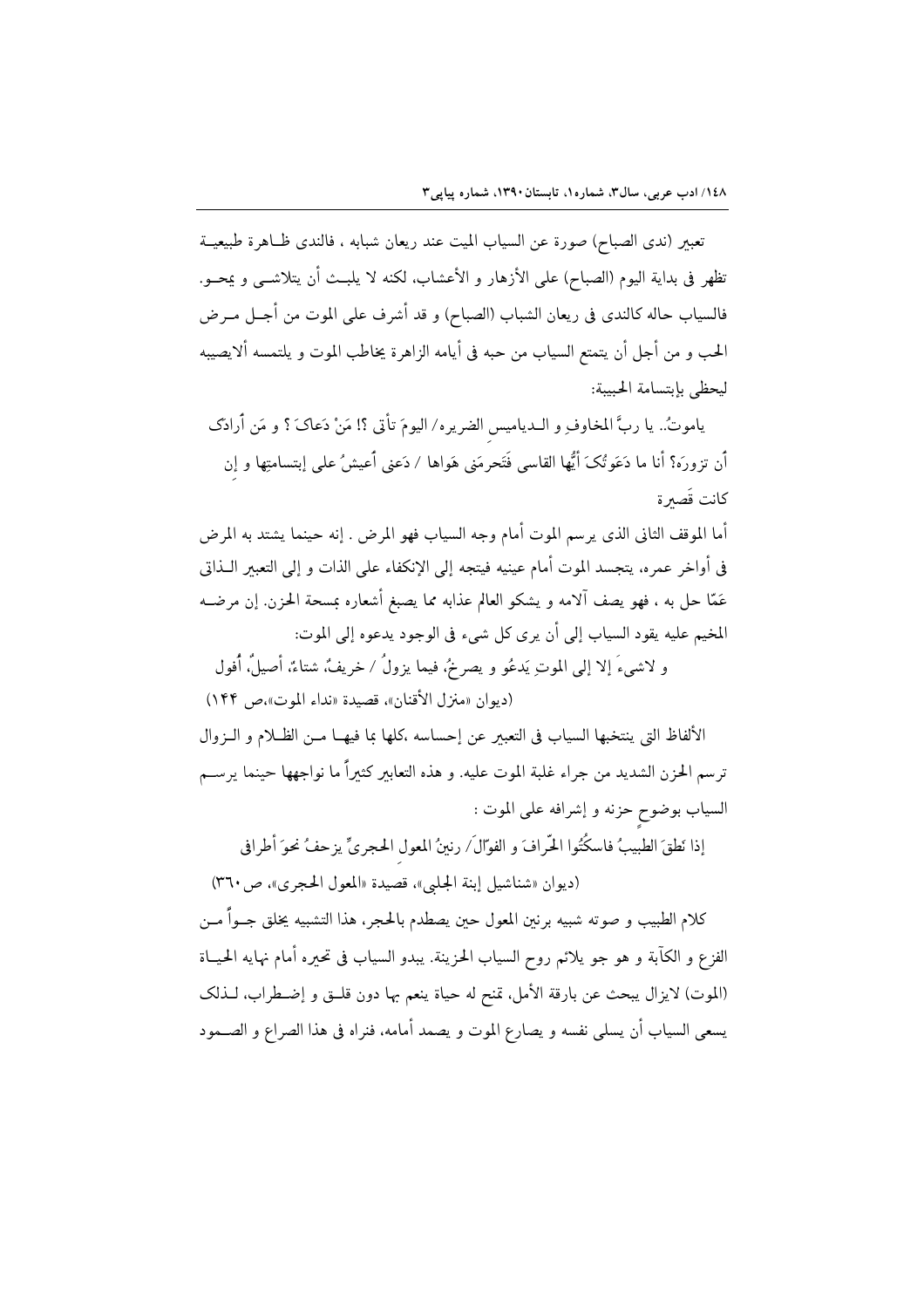تعبير (ندى الصباح) صورة عن السياب الميت عند ريعان شبابه ، فالندى ظـاهرة طبيعيـة تظهر فى بداية اليوم (الصباح) على الأزهار و الأعشاب، لكنه لا يلبـث أن يتلاشـى و يمحـو. فالسياب حاله كالندى فى ريعان الشباب (الصباح) و قد أشرف على الموت من أجـل مـرض الحب و من أجل أن يتمتع السياب من حبه فى أيامه الزاهرة يخاطب الموت و يلتمسه ألايصيبه ليحظى بإبتسامة الحبيبة:

ياموتُ.. يا ربَّ المخاوفِ و الـدياميس الضريره/ اليومَ تأتى ؟! مَنْ دَعاكَ ؟ و مَن أرادَك أن تزورَه؟ أنا ما دَعَوتُكَ أيُّها القاسى فَتَحرِمَنى هَواها / دَعنى أعيشُ على إبتسامتِها و إن كانت قَصيرة

أما الموقف الثانى الذى يرسم الموت أمام وجه السياب فهو المرض . إنه حينما يشتد به المرض فى أواخر عمره، يتجسد الموت أمام عينيه فيتجه إلى الإنكفاء على الذات و إلى التعبير الـذاتى عَمّا حل به ، فهو يصف آلامه و يشكو العالم عذابه مما يصبغ أشعاره بمسحة الحزن. إن مرضـه المخيم عليه يقود السياب إلى أن يرى كل شىء فى الوجود يدعوه إلى الموت:

و لاشيءَ إلا إلى الموتِ يَدعُو و يصرخُ، فيما يزولُ / خريفٌ، شتاءٌ، أصيلٌ، أُفول

(ديوان «منزل الأقنان»، قصيدة «نداء الموت»،ص ١٤٤)

الألفاظ التى ينتخبها السياب فى التعبير عن إحساسه ،كلها بما فيهـا مـن الظـلام و الـزوال ترسم الحزن الشديد من جراء غلبة الموت عليه. و هذه التعابير كثيراً ما نواجهها حينما يرسـم السياب بوضوحٍ حزنه و إشرافه على الموت :

إذا نَطقَ الطبيبُ فاسكُتُوا الخّرافَ و الفوّالَ/ رنينُ المعولِ الحجرىِّ يزحفُ نحوَ أطرافى

(ديوان «شناشيل إبنة الجلبى»، قصيدة «المعول الحجرى»، ص ٣٦٠)

كلام الطبيب و صوته شبيه برنين المعول حين يصطدم بالحجر، هذا التشبيه يخلق جـواً مـن الفزع و الكآبة و هو جو يلائم روح السياب الحزينة. يبدو السياب فى تحيره أمام نهايه الحيـاة (الموت) لايزال يبحث عن بارقة الأمل، تمنح له حياة ينعم بها دون قلـق و إضـطراب، لـذلک يسعى السياب أن يسلى نفسه و يصارع الموت و يصمد أمامه، فنراه فى هذا الصراع و الصـمود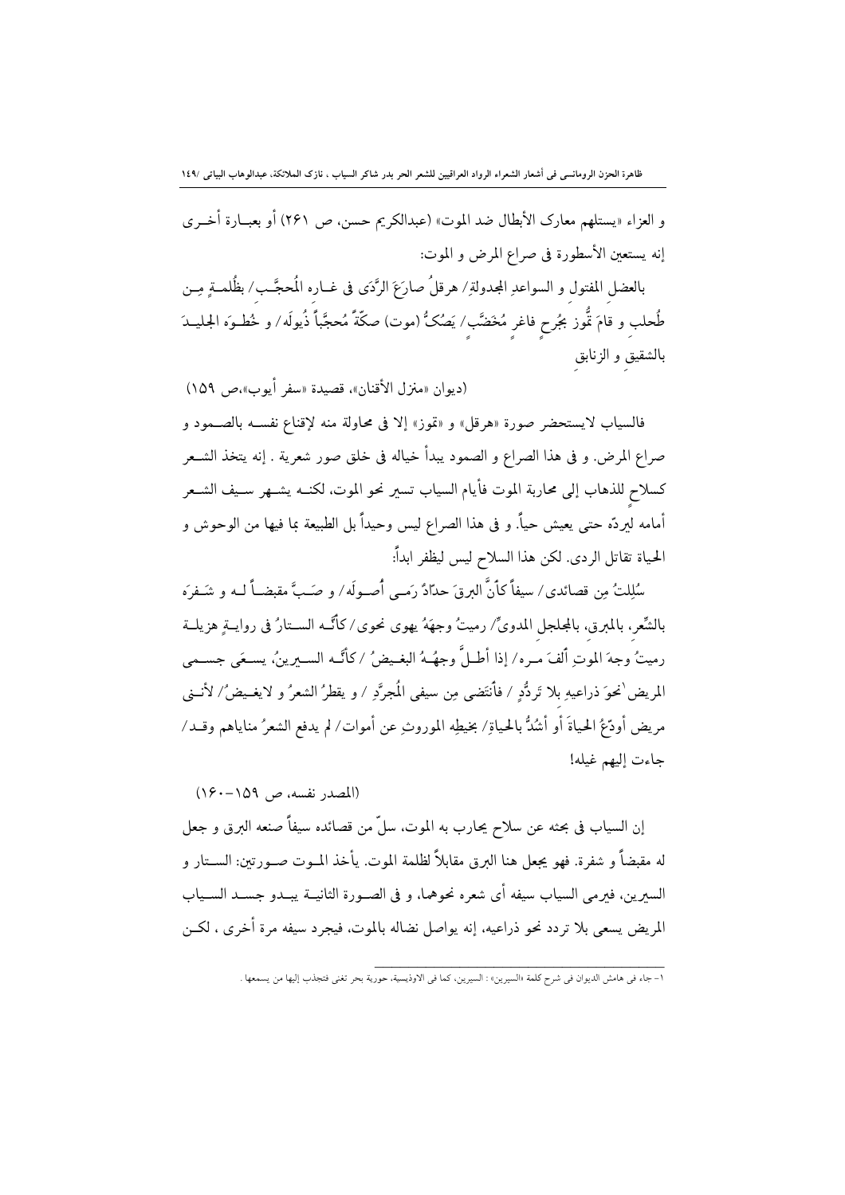و العزاء «يستلهم معارک الأبطال ضد الموت» (عبدالکريم حسن، ص ۲۶۱) أو بعبارة أخرى إنه يستعين الأسطورة فی صراع المرض و الموت:

بالعضلِ المفتول و السواعدِ المجدولةِ/ هرقلُ صارَعَ الرَّدَى فی غاره المُحجَّب/ بظُلمةٍ مِن طُحلبٍ و قامَ تُّموز بجُرحٍ فاغرٍ مُخَضَّب/ يَصُکُّ (موت) صکّةً مُحجَّباً ذُيولَه/ و خُطوَه الجليدَ بالشقيقِ و الزنابقِ

(ديوان «منزل الأقنان»، قصيدة «سفر أيوب»،ص ۱۵۹)

فالسياب لايستحضر صورة «هرقل» و «تموز» إلا فی محاولة منه لإقناع نفسه بالصمود و صراع المرض. و فی هذا الصراع و الصمود يبدأ خياله فی خلق صور شعرية . إنه يتخذ الشعر کسلاحٍ للذهاب إلى محاربة الموت فأيام السياب تسير نحو الموت، لکنه يشهر سيف الشعر أمامه ليردّه حتى يعيش حياً. و فی هذا الصراع ليس وحيداً بل الطبيعة بما فيها من الوحوش و الحياة تقاتل الردى. لکن هذا السلاح ليس ليظفر ابداً:

سُلِلتُ مِن قصائدی/ سيفاً کأنَّ البرقَ حدّادٌ رَمى أُصولَه/ و صَبَّ مقبضاً له و شَفرَه بالشِّعر، بالمبرق، بالمجلجل المدویِّ/ رميتُ وجهَهُ يهوی نحوی/ کأنّه الستارُ فی روايةٍ هزيلة رميتُ وجهَ الموتِ ألفَ مره/ إذا أطلَّ وجهُهُ البغيضُ /کأنّه السيرينُ، يسعَى جسمی المريض[1] نحوَ ذراعيهِ بلا تَردُّدٍ / فأنتَضی مِن سيفی المُجرَّدِ / و يقطرُ الشعرُ و لايغيضُ/ لأننی مريض أودّعُ الحياةَ أو أشُدُّ بالحياةِ/ بخيطِه الموروثِ عن أموات/ لم يدفع الشعرُ منایاهم وقد/ جاءت إليهم غيله!

(المصدر نفسه، ص ۱۵۹-۱۶۰)

إن السياب فی بحثه عن سلاح يحارب به الموت، سلّ من قصائده سيفاً صنعه البرق و جعل له مقبضاً و شفرة. فهو يجعل هنا البرق مقابلاً لظلمة الموت. يأخذ الموت صورتين: الستار و السيرين، فيرمی السياب سيفه أی شعره نحوهما، و فی الصورة الثانية يبدو جسد السياب المريض يسعى بلا تردد نحو ذراعيه، إنه يواصل نضاله بالموت، فيجرد سيفه مرة أخرى ، لکن

---

۱- جاء فی هامش الديوان فی شرح کلمة «السيرين» : السيرين، کما فی الاوذيسية، حورية بحر تغنی فتجذب إليها من يسمعها .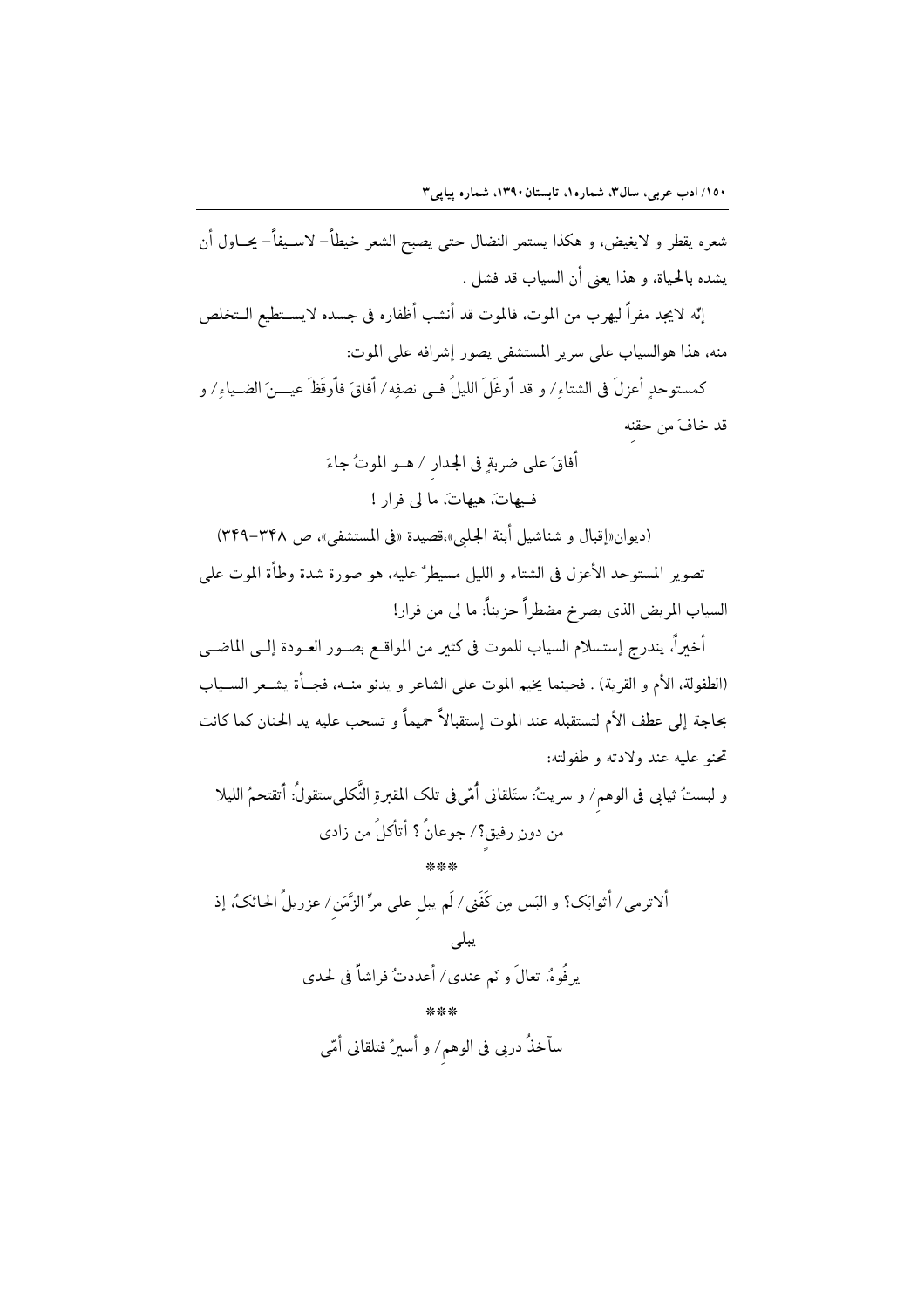شعره يقطر و لايغيض، و هكذا يستمر النضال حتى يصبح الشعر خيطاً- لاسيفاً- يحاول أن يشده بالحياة، و هذا يعنى أن السياب قد فشل .

إنّه لايجد مفراً ليهرب من الموت، فالموت قد أنشب أظفاره فى جسده لايستطيع التخلص منه، هذا هوالسياب على سرير المستشفى يصور إشرافه على الموت:

كمستوحدٍ أعزلَ فى الشتاءِ/ و قد أوغَلَ الليلُ فى نصفِه/ أفاقَ فأوقَظَ عينَ الضياءِ/ و قد خافَ من حقنه

أفاقَ على ضربةٍ فى الجدارِ / هو الموتُ جاءَ

فهيهاتَ، هيهاتَ، ما لى فرار !

(ديوان«إقبال و شناشيل أبنة الجلبى»،قصيدة «فى المستشفى»، ص ٣٤٨-٣٤٩)

تصوير المستوحد الأعزل فى الشتاء و الليل مسيطرٌ عليه، هو صورة شدة وطأة الموت على السياب المريض الذى يصرخ مضطراً حزيناً: ما لى من فرار!

أخيراً، يندرج إستسلام السياب للموت فى كثير من المواقع بصور العودة إلى الماضى (الطفولة، الأم و القرية) . فحينما يخيم الموت على الشاعر و يدنو منه، فجأة يشعر السياب بحاجة إلى عطف الأم لتستقبله عند الموت إستقبالاً حميماً و تسحب عليه يد الحنان كما كانت تحنو عليه عند ولادته و طفولته:

و لبستُ ثيابى فى الوهمِ/ و سريتُ: ستَلقانى أُمّى فى تلك المقبرةِ الثَّكلى ستقولُ: أتقتحمُ الليلا من دونِ رفيقٍ؟/ جوعانُ ؟ أتأكلُ من زادى

***

ألاترمى/ أثوابَك؟ و البَس مِن كَفَنى/ لَم يبلِ على مرِّ الزَّمَنِ/ عزريلُ الحائكُ، إذ يبلى

يرفُوهُ. تعالَ و نَم عندى/ أعددتُ فراشاً فى لحدى

***

سآخذُ دربى فى الوهمِ/ و أسيرُ فتلقانى أمّى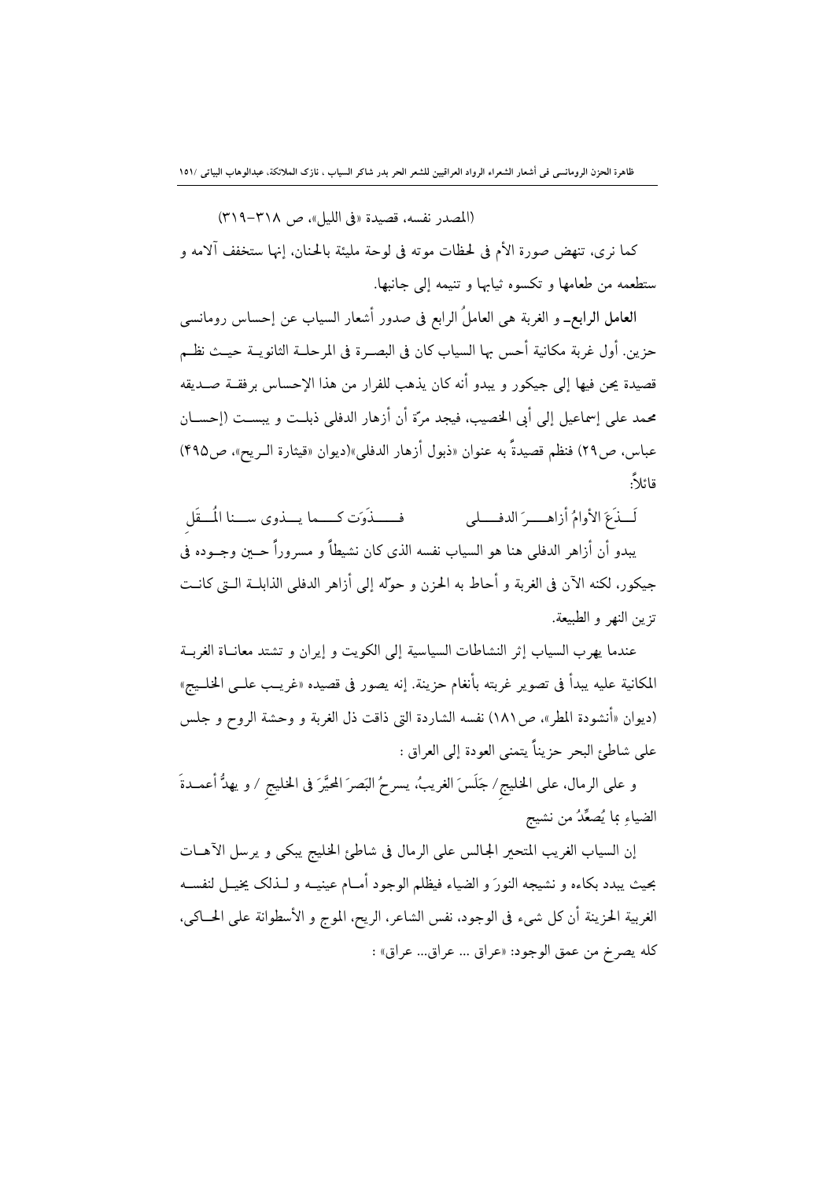(المصدر نفسه، قصيدة «فى الليل»، ص ٣١٨-٣١٩)

كما نرى، تنهض صورة الأم فى لحظات موته فى لوحة مليئة بالحنان، إنها ستخفف آلامه و ستطعمه من طعامها و تكسوه ثيابها و تنيمه إلى جانبها.

**العامل الرابع**ـ و الغربة هى العاملُ الرابع فى صدور أشعار السياب عن إحساس رومانسى حزين. أول غربة مكانية أحس بها السياب كان فى البصرة فى المرحلة الثانوية حيث نظم قصيدة يحن فيها إلى جيكور و يبدو أنه كان يذهب للفرار من هذا الإحساس برفقة صديقه محمد على إسماعيل إلى أبى الخصيب، فيجد مرّة أن أزهار الدفلى ذبلت و يبست (إحسان عباس، ص٢٩) فنظم قصيدةً به عنوان «ذبول أزهار الدفلى»(ديوان «قيثارة الريح»، ص٤٩٥) قائلاً:

لَذَعَ الأوامُ أزاهرَ الدفلى        فذَوَت كما يذوى سنا المُقَلِ

يبدو أن أزاهر الدفلى هنا هو السياب نفسه الذى كان نشيطاً و مسروراً حين وجوده فى جيكور، لكنه الآن فى الغربة و أحاط به الحزن و حوّله إلى أزاهر الدفلى الذابلة التى كانت تزين النهر و الطبيعة.

عندما يهرب السياب إثر النشاطات السياسية إلى الكويت و إيران و تشتد معاناة الغربة المكانية عليه يبدأ فى تصوير غربته بأنغام حزينة. إنه يصور فى قصيده «غريب على الخليج» (ديوان «أنشودة المطر»، ص١٨١) نفسه الشاردة التى ذاقت ذل الغربة و وحشة الروح و جلس على شاطئ البحر حزيناً يتمنى العودة إلى العراق :

و على الرمال، على الخليجِ/ جَلَسَ الغريبُ، يسرحُ البَصرَ المحيَّرَ فى الخليجِ / و يهدُّ أعمدةَ الضياءِ بما يُصعِّدُ من نشيج

إن السياب الغريب المتحير الجالس على الرمال فى شاطئ الخليج يبكى و يرسل الآهات بحيث يبدد بكاءه و نشيجه النورَ و الضياء فيظلم الوجود أمام عينيه و لذلك يخيل لنفسه الغريبة الحزينة أن كل شىء فى الوجود، نفس الشاعر، الريح، الموج و الأسطوانة على الحاكى، كله يصرخ من عمق الوجود: «عراق ... عراق... عراق» :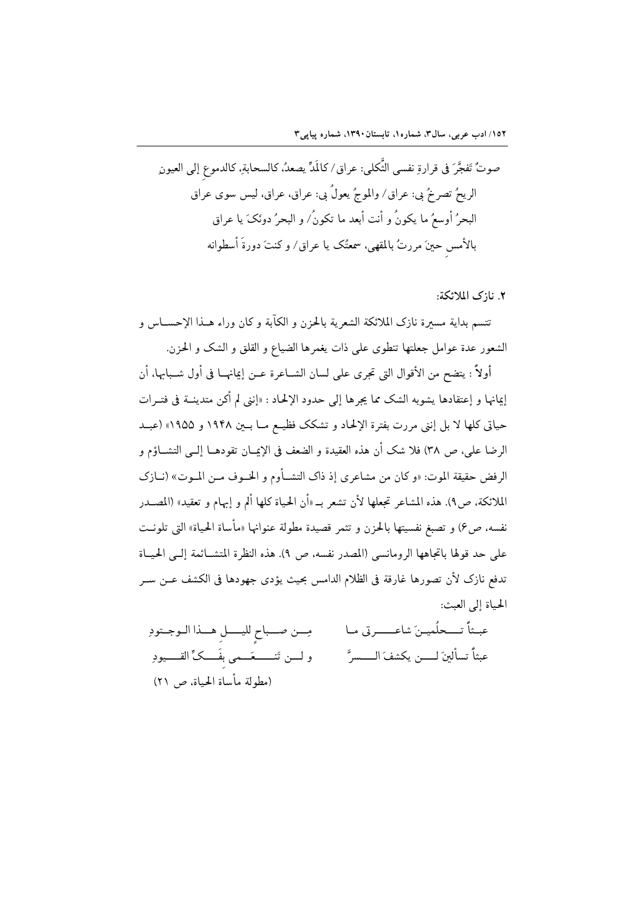صوتٌ تَفجَّرَ فی قرارةِ نفسی الثَّکلی: عراق/ کالمَدٍّ یصعدُ، کالسحابةِ، کالدموعِ إلی العیونِ
الریحُ تصرخُ بی: عراق/ والموجُ یعولُ بی: عراق، عراق، لیس سوی عراق
البحرُ أوسعُ ما یکونُ و أنت أبعد ما تکونُ/ و البحرُ دونَکَ یا عراق
بالأمسِ حینَ مررتُ بالمقهی، سمعتُک یا عراق/ و کنتَ دورةَ أسطوانه

**۲. نازک الملائکة:**

تتسم بدایة مسیرة نازک الملائکة الشعریة بالحزن و الکآبة و کان وراء هـذا الإحسـاس و الشعور عدة عوامل جعلتها تنطوی علی ذات یغمرها الضیاع و القلق و الشک و الحزن.

أولاً : یتضح من الأقوال التی تجری علی لسان الشـاعرة عـن إیمانهـا فی أول شـبابها، أن إیمانها و إعتقادها یشوبه الشک مما یجرها إلی حدود الإلحاد : «إننی لم أکن متدینـة فی فتـرات حیاتی کلها لا بل إننی مررت بفترة الإلحاد و تشکک فظیـع مـا بـین ۱۹۴۸ و ۱۹۵۵» (عبـد الرضا علی، ص ۳۸) فلا شک أن هذه العقیدة و الضعف فی الإیمـان تقودهـا إلـی التشـاؤم و الرفض حقیقة الموت: «و کان من مشاعری إذ ذاک التشـاؤم و الخـوف مـن المـوت» (نـازک الملائکة، ص۹). هذه المشاعر تجعلها لأن تشعر بـ «أن الحیاة کلها ألم و إبهام و تعقید» (المصـدر نفسه، ص۶) و تصبغ نفسیتها بالحزن و تثمر قصیدة مطولة عنوانها «مأساة الحیاة» التی تلونـت علی حد قولها باتجاهها الرومانسی (المصدر نفسه، ص ۹). هذه النظرة المتشـائمة إلـی الحیـاة تدفع نازک لأن تصورها غارقة فی الظلام الدامس بحیث یؤدی جهودها فی الکشف عـن سـر الحیاة إلی العبث:

عبثاً تحلُمینَ شاعرتی ما ... مِن صباحٍ للیلِ هذا الوجودِ
عبثاً تسألینَ لن یکشفَ السرَّ ... و لن تَنعَمی بفَکٍّ القیودِ

(مطولة مأساة الحیاة، ص ۲۱)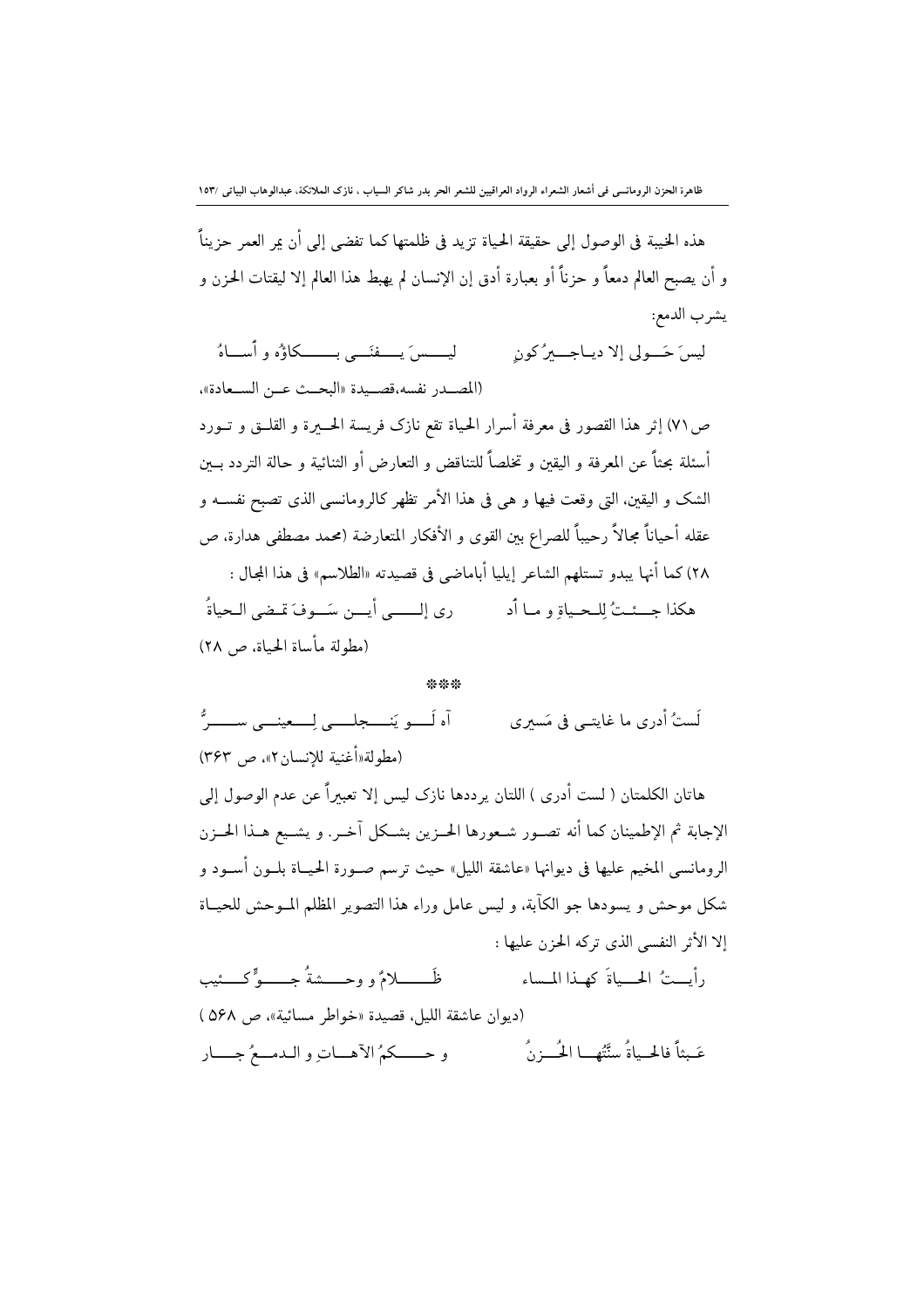هذه الخيبة فى الوصول إلى حقيقة الحياة تزيد فى ظلمتها كما تفضى إلى أن يمر العمر حزيناً و أن يصبح العالم دمعاً و حزناً أو بعبارة أدق إن الإنسان لم يهبط هذا العالم إلا ليقتات الحزن و يشرب الدمع:

لیسَ حَولی إلا دیاجیرُ کونٍ     لیسَ یفنَی بکاؤُه و أساهُ

(المصدر نفسه،قصيدة «البحث عن السعادة»، ص٧١) إثر هذا القصور فى معرفة أسرار الحياة تقع نازك فريسة الحيرة و القلق و تورد أسئلة بحثاً عن المعرفة و اليقين و تخلصاً للتناقض و التعارض أو الثنائية و حالة التردد بين الشك و اليقين، التى وقعت فيها و هى فى هذا الأمر تظهر كالرومانسى الذى تصبح نفسه و عقله أحياناً مجالاً رحيباً للصراع بين القوى و الأفكار المتعارضة (محمد مصطفى هدارة، ص ٢٨) كما أنها يبدو تستلهم الشاعر إيليا أباماضى فى قصيدته «الطلاسم» فى هذا المجال :

هكذا جِئتُ لِلحیاةِ و ما أد     ری إلی أین سَوفَ تمضی الحیاةُ

(مطولة مأساة الحياة، ص ٢٨)

***

لَستُ أدری ما غایتی فی مَسیری     آه لَو یَنجلی لِعینی سِرٌّ

(مطولة«أغنية للإنسان٢»، ص ٣٦٣)

هاتان الكلمتان ( لست أدرى ) اللتان يرددها نازك ليس إلا تعبيراً عن عدم الوصول إلى الإجابة ثم الإطمينان كما أنه تصور شعورها الحزين بشكل آخر. و يشيع هذا الحزن الرومانسى المخيم عليها فى ديوانها «عاشقة الليل» حيث ترسم صورة الحياة بلون أسود و شكل موحش و يسودها جو الكآبة، و ليس عامل وراء هذا التصوير المظلم الموحش للحياة إلا الأثر النفسى الذى تركه الحزن عليها :

رأیتُ الحیاةَ کهذا المساء     ظَلامٌ و وحشةُ جوٍّ کئیب

(ديوان عاشقة الليل، قصيدة «خواطر مسائية»، ص ٥٦٨ )

عَبثاً فالحیاةُ سنَّتُها الحُزنُ     و حُکمُ الآهاتِ و الدمعُ جار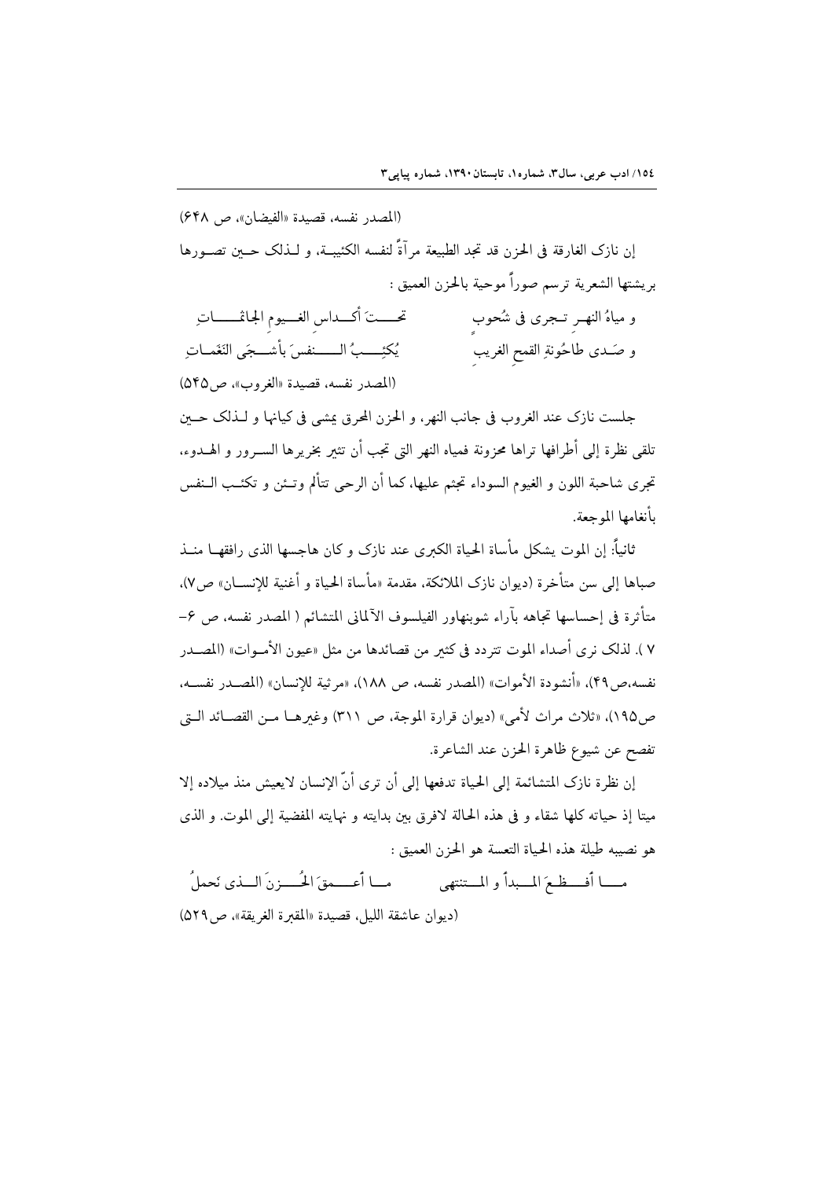(المصدر نفسه، قصيدة «الفيضان»، ص ۶۴۸)

إن نازک الغارقة فی الحزن قد تجد الطبیعة مرآةً لنفسه الكئیبة، و لـذلک حـین تصـورها بریشتها الشعریة ترسم صوراً موحیة بالحزن العمیق :

و میاهُ النهـر تـجری فی شُحوبٍ تحـتَ أكـداسِ الغـیومِ الجاثمـاتِ
و صَدی طاحُونةِ القمحِ الغریبِ یُكئِبُ النفسَ بأشـجَی النَغَمـاتِ

(المصدر نفسه، قصیدة «الغروب»، ص۵۴۵)

جلست نازک عند الغروب فی جانب النهر، و الحزن المحرق یمشی فی کیانها و لـذلک حـین تلقی نظرة إلی أطرافها تراها محزونة فمیاه النهر التی تجب أن تثیر بخریرها السـرور و الهـدوء، تجری شاحبة اللون و الغیوم السوداء تجثم علیها، كما أن الرحی تتألم وتـئن و تكئـب الـنفس بأنغامها الموجعة.

ثانیاً: إن الموت یشكل مأساة الحیاة الكبری عند نازک و كان هاجسها الذی رافقها منـذ صباها إلی سن متأخرة (دیوان نازک الملائكة، مقدمة «مأساة الحیاة و أغنیة للإنسـان» ص۷)، متأثرة فی إحساسها تجاهه بآراء شوبنهاور الفیلسوف الآلمانی المتشائم ( المصدر نفسه، ص ۶-۷ ). لذلک نری أصداء الموت تتردد فی كثیر من قصائدها من مثل «عیون الأمـوات» (المصـدر نفسه،ص۴۹)، «أنشودة الأموات» (المصدر نفسه، ص ۱۸۸)، «مرثیة للإنسان» (المصـدر نفسـه، ص۱۹۵)، «ثلاث مراث لأمی» (دیوان قرارة الموجة، ص ۳۱۱) وغیرهـا مـن القصـائد الـتی تفصح عن شیوع ظاهرة الحزن عند الشاعرة.

إن نظرة نازک المتشائمة إلی الحیاة تدفعها إلی أن تری أنّ الإنسان لایعیش منذ میلاده إلا میتا إذ حیاته كلها شقاء و فی هذه الحالة لافرق بین بدایته و نهایته المفضیة إلی الموت. و الذی هو نصیبه طیلة هذه الحیاة التعسة هو الحزن العمیق :

مـا أفـظـعَ المـبدأ و المـنتهی مـا أعـمقَ الحُـزنَ الـذی نَحملُ

(دیوان عاشقة اللیل، قصیدة «المقبرة الغریقة»، ص۵۲۹)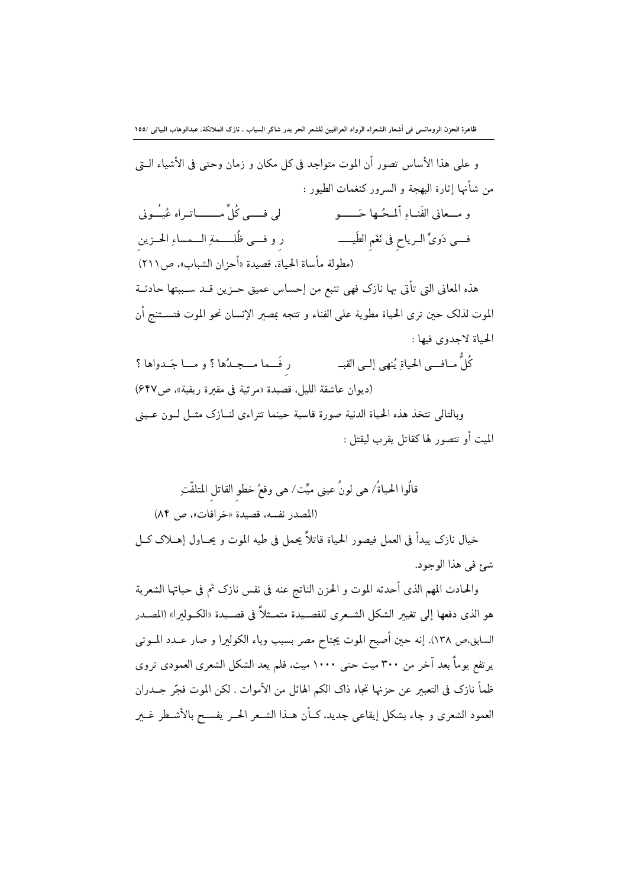و على هذا الأساس تصور أن الموت متواجد فى كل مكان و زمان وحتى فى الأشياء التى من شأنها إثارة البهجة و السرور كنغمات الطيور :

و معانى الفَناءِ ألمحُها حَـو　　　لى فى كُلِّ ما تراه عُيُونى

فى دَوِىِّ الرياحِ فى نَغَمِ الطَيـ　　　رِ و فى ظُلْمةِ المساءِ الحزينِ

(مطولة مأساة الحياة، قصيدة «أحزان الشباب»، ص٢١١)

هذه المعانى التى تأتى بها نازك فهى تنبع من إحساس عميق حزين قد سببتها حادثة الموت لذلک حين ترى الحياة مطوية على الفناء و تتجه بمصير الإنسان نحو الموت فتستنتج أن الحياة لاجدوى فيها :

كُلُّ مافى الحياةِ يُنهى إلى القبـ　　　رِ فَما مجدُها ؟ و ما جَدواها ؟

(ديوان عاشقة الليل، قصيدة «مرثية فى مقبرة ريفية»، ص٦٤٧)

وبالتالى تتخذ هذه الحياة الدنية صورة قاسية حينما تتراءى لنازک مثل لون عينى الميت أو تتصور لها كقاتل يقرب ليقتل :

قالُوا الحياةُ/ هى لونُ عينى ميِّت/ هى وقعُ خطوِ القاتلِ المتلفّتِ

(المصدر نفسه، قصيدة «خرافات»، ص ٨٤)

خيال نازک يبدأ فى العمل فيصور الحياة قاتلاً يحمل فى طيه الموت و يحاول إهلاک كل شئ فى هذا الوجود.

والحادث المهم الذى أحدثه الموت و الحزن الناتج عنه فى نفس نازک ثم فى حياتها الشعرية هو الذى دفعها إلى تغيير الشكل الشعرى للقصيدة متمثلاً فى قصيدة «الكوليرا» (المصدر السابق،ص ١٣٨). إنه حين أصبح الموت يجتاح مصر بسبب وباء الكوليرا و صار عدد الموتى يرتفع يوماً بعد آخر من ٣٠٠ ميت حتى ١٠٠٠ ميت، فلم يعد الشكل الشعرى العمودى تروى ظمأ نازک فى التعبير عن حزنها تجاه ذاک الكم الهائل من الأموات . لكن الموت فجّر جدران العمود الشعرى و جاء بشكل إيقاعى جديد، كأن هذا الشعر الحر يفسح بالأشطر غير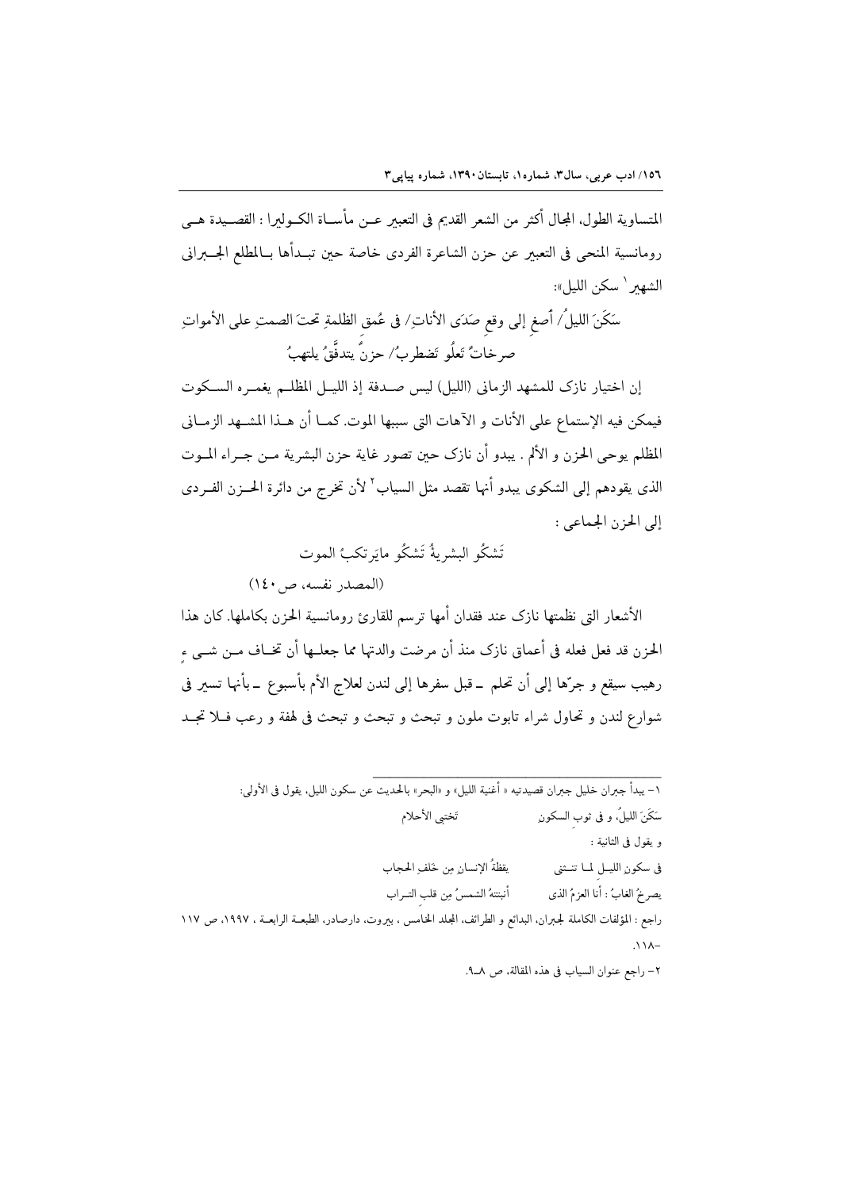المتساوية الطول، المجال أكثر من الشعر القديم فی التعبير عن مأساة الكوليرا : القصيدة هی رومانسية المنحی فی التعبير عن حزن الشاعرة الفردی خاصة حين تبدأها بالمطلع الجبرانی الشهير[1] سكن الليل»:

سَكَنَ الليلُ/ أَصغِ إلی وقعِ صَدَی الأناتِ/ فی عُمقِ الظلمةِ تحتَ الصمتِ علی الأمواتِ
صرخاتٌ تَعلُو تَضطربُ/ حزنٌ يتدفَّقُ يلتهبُ

إن اختيار نازک للمشهد الزمانی (الليل) ليس صدفة إذ الليل المظلم يغمره السكوت فيمكن فيه الإستماع علی الأنات و الآهات التی سببها الموت. كما أن هذا المشهد الزمانی المظلم يوحی الحزن و الألم . يبدو أن نازک حين تصور غاية حزن البشرية من جراء الموت الذی يقودهم إلی الشكوی يبدو أنها تقصد مثل السياب[2] لأن تخرج من دائرة الحزن الفردی إلی الحزن الجماعی :

تَشكُو البشريةُ تَشكُو مايَرتكبُ الموت

(المصدر نفسه، ص١٤٠)

الأشعار التی نظمتها نازک عند فقدان أمها ترسم للقارئ رومانسية الحزن بكاملها. كان هذا الحزن قد فعل فعله فی أعماق نازک منذ أن مرضت والدتها مما جعلها أن تخاف من شیء رهيب سيقع و جرّها إلی أن تحلم ـ قبل سفرها إلی لندن لعلاج الأم بأسبوع ـ بأنها تسير فی شوارع لندن و تحاول شراء تابوت ملون و تبحث و تبحث و تبحث فی لهفة و رعب فلا تجد

---

[1] - يبدأ جبران خليل جبران قصيدتيه « أغنية الليل» و «البحر» بالحديث عن سكون الليل، يقول فی الأولی:

سَكَنَ الليلُ، و فی ثوبِ السكون تَختبی الأحلام

و يقول فی الثانية :

فی سكونِ الليلِ لما تنثنی يقظةُ الإنسانِ مِن خَلفِ الحجاب

يصرخُ الغابُ : أنا العزمُ الذی أنبتتهُ الشمسُ مِن قلبِ التراب

راجع : المؤلفات الكاملة لجبران، البدائع و الطرائف، المجلد الخامس ، بيروت، دارصادر، الطبعة الرابعة ، ١٩٩٧، ص ١١٧ -١١٨.

[2] - راجع عنوان السياب فی هذه المقالة، ص ٨ـ٩.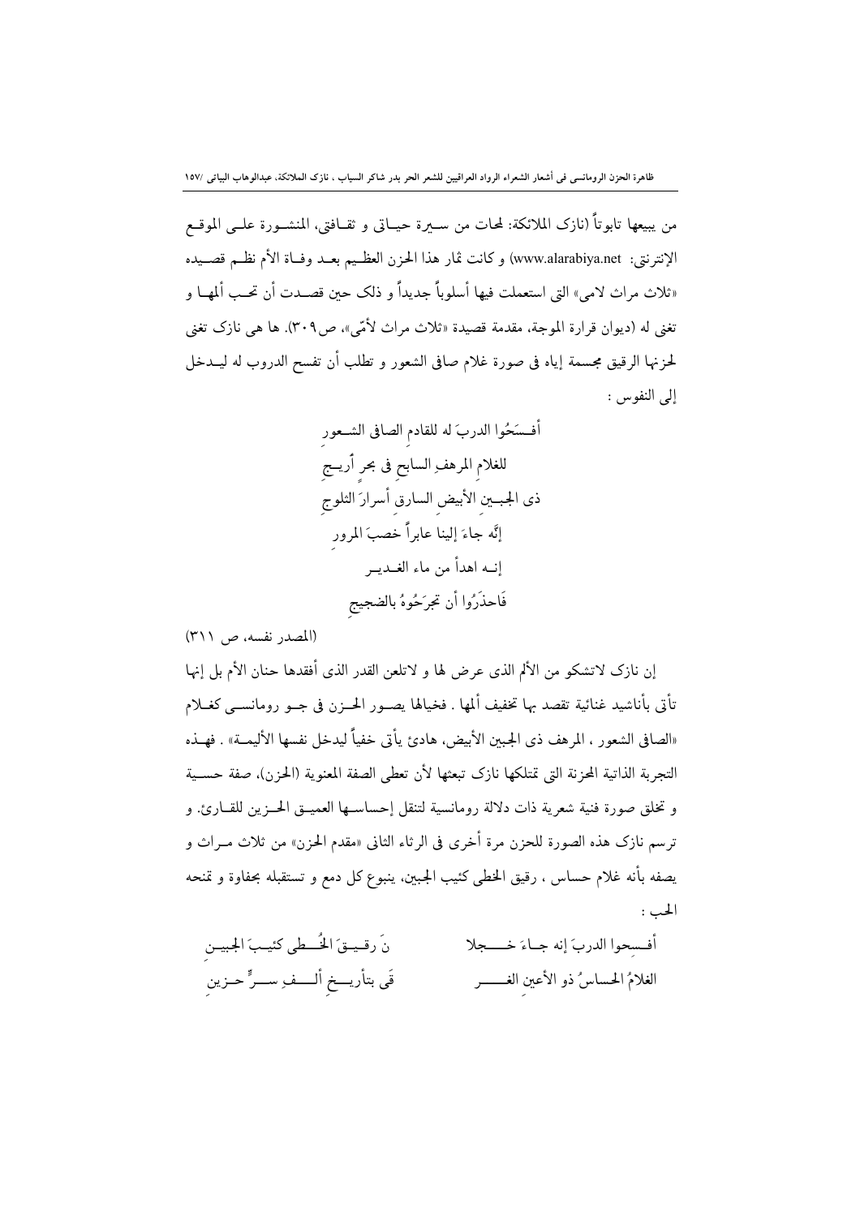من يبيعها تابوتاً (نازک الملائکة: لمحات من سيرة حياتى و ثقافتى، المنشورة على الموقع الإنترنتى: www.alarabiya.net) و کانت ثمار هذا الحزن العظيم بعد وفاة الأم نظم قصيده «ثلاث مراث لامى» التى استعملت فيها أسلوباً جديداً و ذلک حين قصدت أن تحب ألمها و تغنى له (ديوان قرارة الموجة، مقدمة قصيدة «ثلاث مراث لأمّى»، ص۳۰۹). ها هى نازک تغنى لحزنها الرقيق مجسمة إياه فى صورة غلام صافى الشعور و تطلب أن تفسح الدروب له ليدخل إلى النفوس :

أفسَحُوا الدربَ له للقادمِ الصافى الشعورِ
للغلامِ المرهفِ السابحِ فى بحرِ أريجِ
ذى الجبينِ الأبيضِ السارقِ أسرارَ الثلوجِ
إنَّه جاءَ إلينا عابراً خصبَ المرورِ
إنه اهدأ من ماء الغديرِ
فَاحذَرُوا أن تجرَحُوهُ بالضجيجِ

(المصدر نفسه، ص ۳۱۱)

إن نازک لاتشکو من الألم الذى عرض لها و لاتلعن القدر الذى أفقدها حنان الأم بل إنها تأتى بأناشيد غنائية تقصد بها تخفيف ألمها . فخيالها يصور الحزن فى جو رومانسى کغلام «الصافى الشعور ، المرهف ذى الجبين الأبيض، هادئ يأتى خفياً ليدخل نفسها الأليمة» . فهذه التجربة الذاتية المحزنة التى تمتلکها نازک تبعثها لأن تعطى الصفة المعنوية (الحزن)، صفة حسية و تخلق صورة فنية شعرية ذات دلالة رومانسية لتنقل إحساسها العميق الحزين للقارئ. و ترسم نازک هذه الصورة للحزن مرة أخرى فى الرثاء الثانى «مقدم الحزن» من ثلاث مرات و يصفه بأنه غلام حساس ، رقيق الخطى کئيب الجبين، ينبوع کل دمع و تستقبله بحفاوة و تمنحه الحب :

أفسحوا الدربَ إنه جاءَ خجلا ... نَ رقيقَ الخُطى کئيبَ الجبينِ
الغلامُ الحساسُ ذو الأعينِ الغر ... قَى بتأريخِ ألفِ سرٍّ حزينِ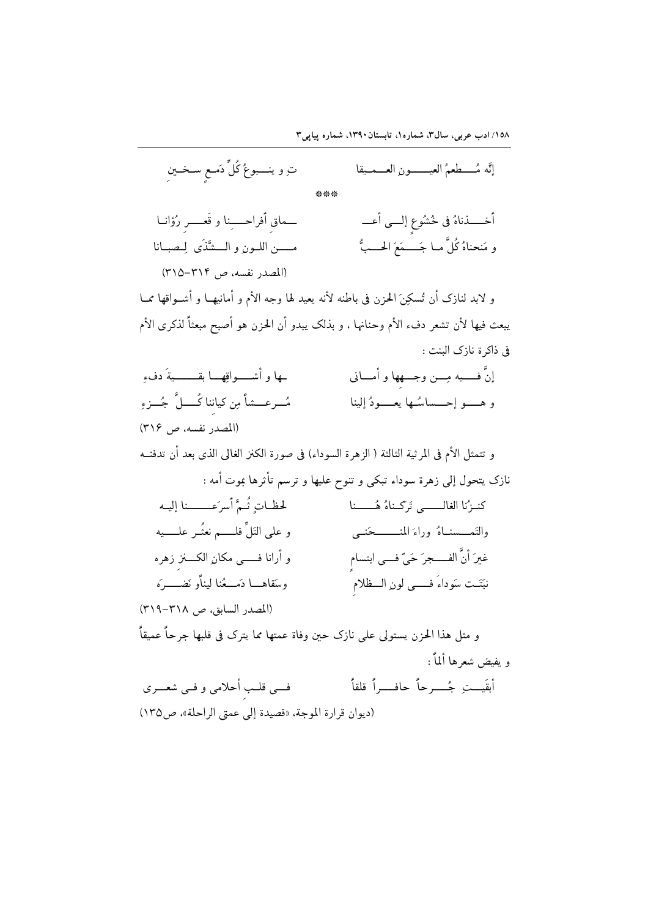إنَّه مُـــطعمُ العيـــــونِ العــميقا　　　تِ و ينـــبوعُ كُلِّ دَمـعٍ سـخـينِ

\*\*\*

أخـــذناهُ فى خُشُوعٍ إلـــى أعـــ　　　ـــماقِ أفراحـــنا و قَعـــرِ رُؤانـا

و مَنحناهُ كُلَّ مـا جَـــمَعَ الحـــبُّ　　　مـــنَ اللـونِ و الـــشَّذَى لِـصبـانا

(المصدر نفسه، ص ٣١٤-٣١٥)

و لابد لنازک أن تُسکِنَ الحزن فی باطنه لأنه يعيد لها وجه الأم و أمانيها و أشـواقها ممـا يبعث فيها لأن تشعر دفء الأم وحنانها ، و بذلک يبدو أن الحزن هو أصبح مبعثاً لذكرى الأم فی ذاکرة نازک البنت :

إنَّ فـــيه مِـــن وجـــهها و أمـــانی　　　ـها و أشـــواقِهـا بقـــــيةَ دفءِ

و هـــو إحـــساسُها يعـــودُ إلينا　　　مُـــرعـــشاً مِن کياننا کُـــلَّ جُـــزءِ

(المصدر نفسه، ص ٣١٦)

و تتمثل الأم فی المرثية الثالثة ( الزهرة السوداء) فی صورة الکنز الغالی الذی بعد أن تدفنـه نازک يتحول إلى زهرة سوداء تبکی و تنوح عليها و ترسم تأثرها بموت أمه :

كنـزُنا الغالـــــى تَرَکـناهُ هُـــــنا　　　لحظـاتٍ ثُـمَّ أسرَعـــــنا إليـه

والتَمـــسنـاهُ وراءَ المنــــــحَنـى　　　و على التَلِّ فلـــم نعثُـر علــــيه

غيرَ أنَّ الفـــجرَ حَیّ فـــی ابتسامٍ　　　و أرانا فـــی مکانِ الکـــنزِ زهره

نبَتَـت سَوداءَ فـــی لونِ الـــظلامِ　　　وسَقاهـــا دَمـــعُنا ليناًو نَضـــرَه

(المصدر السابق، ص ٣١٨-٣١٩)

و مثل هذا الحزن يستولی على نازک حين وفاة عمتها مما يترک فی قلبها جرحاً عميقاً و يفيض شعرها ألماً :

أبقَيـــتِ جُـــرحاً حافـــراً قلقاً　　　فـــی قلـبِ أحلامی و فـی شعـــری

(ديوان قرارة الموجة، «قصيدة إلى عمتی الراحلة»، ص١٣٥)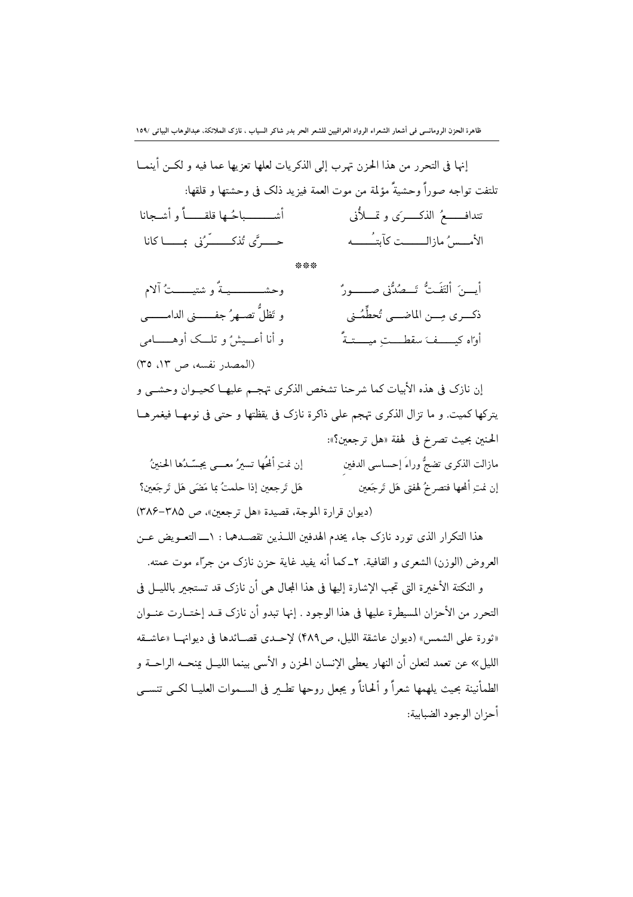إنها في التحرر من هذا الحزن تهرب إلى الذكريات لعلها تعزيها عما فيه و لكن أينما تلتفت تواجه صوراً وحشيةً مؤلمة من موت العمة فيزيد ذلك في وحشتها و قلقها:

تتدافـــعُ الذكـــرَى و تمـــلأُنِي  أشـــباحُها قلقـــاً و أشـجانا

الأمـــسُ مازالـــت كآبتُـــه  حـــرَّى تُذكـــرُنِي بمـــا كانا

***

أيـنَ ألتَفَـتُّ تَـصُدُّنِي صـــورٌ  وحشـــيةٌ و شتيـــتُ آلام

ذكـــرى مِـــن الماضـــي تُحطِّمُـــنِي  و تَظلُّ تصهرُ جفـــنِي الدامـــي

أوَّاه كيـــفَ سقطـــتِ ميـــتـةً  و أنا أعـيشُ و تلـك أوهـــامِي

(المصدر نفسه، ص ۱۳، ۳۵)

إن نازک في هذه الأبيات كما شرحنا تشخص الذكرى تهجم عليها كحيوان وحشي و يتركها كميت. و ما تزال الذكرى تهجم على ذاكرة نازک في يقظتها و حتى في نومها فيغمرها الحنين بحيث تصرخ في لهفة «هل ترجعين؟»:

مازالت الذكرى تضجُّ وراءَ إحساسي الدفينِ  إن نمتِ ألمحُها تسيرُ معـي يجسّدُها الحنينُ

إن نمتِ ألمحها فتصرخُ لهفتي هَل تَرجَعين  هَل تَرجعين إذا حلمتُ بما مَضَى هَل تَرجَعين؟

(ديوان قرارة الموجة، قصيدة «هل ترجعين»، ص ۳۸۵-۳۸۶)

هذا التكرار الذي تورد نازک جاء يخدم الهدفين اللذين تقصدهما : ۱ـ التعويض عن العروض (الوزن) الشعري و القافية. ۲ـ كما أنه يفيد غاية حزن نازک من جرّاء موت عمته.

و النكتة الأخيرة التي تجب الإشارة إليها في هذا المجال هي أن نازک قد تستجير بالليل في التحرر من الأحزان المسيطرة عليها في هذا الوجود . إنها تبدو أن نازک قد إختارت عنوان «ثورة على الشمس» (ديوان عاشقة الليل، ص۴۸۹) لإحدى قصائدها في ديوانها «عاشقه الليل» عن تعمد لتعلن أن النهار يعطي الإنسان الحزن و الأسى بينما الليل يمنحه الراحة و الطمأنينة بحيث يلهمها شعراً و ألحاناً و يجعل روحها تطير في السموات العليا لكي تنسى أحزان الوجود الضبابية: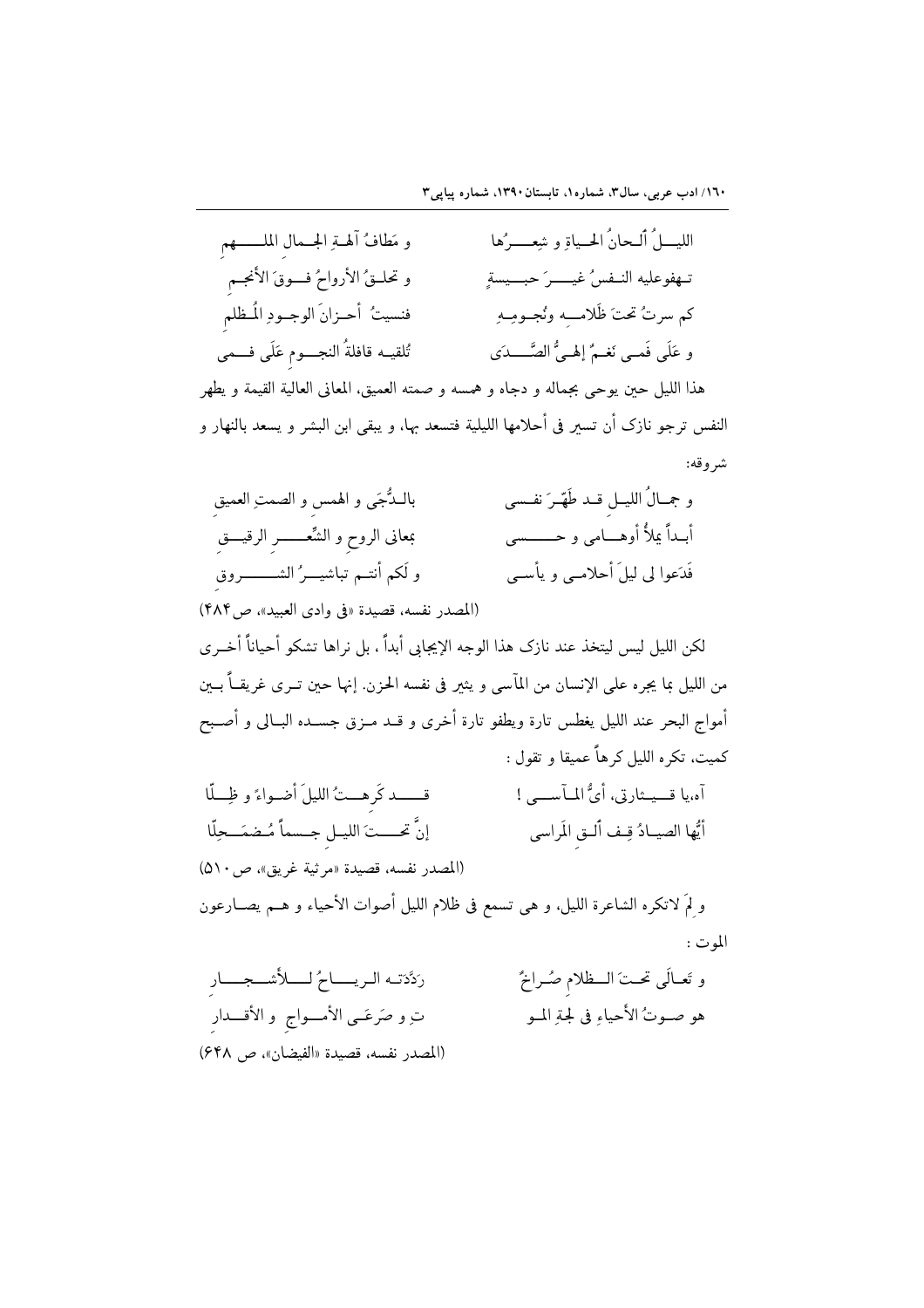اللیـــلُ أَلـحانُ الحــیاةِ و شِعـــرُها　　　و مَطافُ آلهـةِ الجـمال الملـــــهمِ

تـهفوعلیه النـفسُ غیـــرَ حبـــیسةٍ　　　و تحلـقُ الأرواحُ فـــوقَ الأنجـمِ

کم سرتُ تحتَ ظَلامـــه ونُجـومِـهِ　　　فنسیتُ أحـزانَ الوجـودِ المُـظلمِ

و عَلَی فَمـی نَغـمٌ إلهـیُّ الصَّـــدَی　　　تُلقیـه قافلةُ النجـــومِ عَلَی فـــمی

هذا اللیل حین یوحی بجماله و دجاه و همسه و صمته العمیق، المعانی العالیة القیمة و یطهر النفس ترجو نازک أن تسیر فی أحلامها اللیلیة فتسعد بها، و یبقی ابن البشر و یسعد بالنهار و شروقه:

و جمـالُ اللیـلِ قـد طَهّـرَ نفـسی　　　بالـدُّجَی و الهمسِ و الصمتِ العمیقِ

أبـداً یملأُ أوهـــامی و حـــــسی　　　بمعانی الروحِ و الشِّعـــــرِ الرقیـــقِ

فَدَعوا لی لیلَ أحلامـی و یأسـی　　　و لَکم أنتـم تباشیـــرُ الشـــــروقِ

(المصدر نفسه، قصیدة «فی وادی العبید»، ص۴۸۴)

لکن اللیل لیس لیتخذ عند نازک هذا الوجه الإیجابی أبداً، بل نراها تشکو أحیاناً أخـری من اللیل بما یجره علی الإنسان من المآسی و یثیر فی نفسه الحزن. إنها حین تـری غریقـاً بـین أمواج البحر عند اللیل یغطس تارة ویطفو تارة أخری و قـد مـزق جسـده البـالی و أصـبح کمیت، تکره اللیل کرهاً عمیقا و تقول :

آه،یا قـــیثارتی، أیُّ المـآســـی !　　　قـــــد کَرِهــتُ اللیلَ أضـواءً و ظِـــلّا

أیُّها الصیـادُ قِـف ألـقِ المَراسی　　　إنَّ تحـــــتَ اللیـلِ جـسماً مُـضمَـحِلّا

(المصدر نفسه، قصیدة «مرثیة غریق»، ص۵۱۰)

و لِمَ لاتکره الشاعرة اللیل، و هی تسمع فی ظلام اللیل أصوات الأحیاء و هـم یصـارعون الموت :

و تَعـالَی تحـتَ الـظلامِ صُـراخٌ　　　رَدَّدَتـه الـریـــاحُ لـــلأشـجــــارِ

هو صـوتُ الأحیاءِ فی لجةِ المـو　　　تِ و صَرعَـی الأمــواجِ و الأقــدارِ

(المصدر نفسه، قصیدة «الفیضان»، ص ۶۴۸)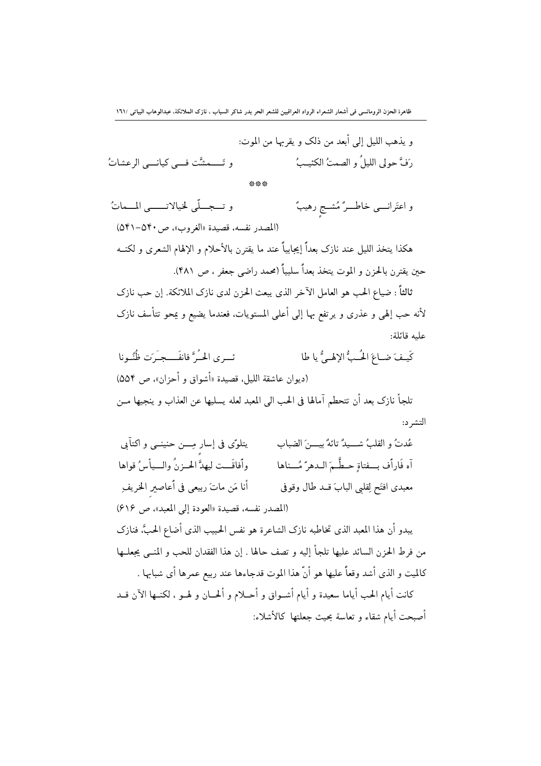و يذهب الليل إلى أبعد من ذلک و يقربها من الموت:

رَفَّ حولی اللیلُ و الصمتُ الکئیبُ &emsp;&emsp;&emsp; و تَـــمشَّت فـــی کیانـــی الرعشاتُ

\*\*\*

و اعترانـــی خاطـــرٌ مُشـــجٍ رهیبٌ &emsp;&emsp;&emsp; و تـــجـــلّی لخیالاتـــــی المــــماتُ

(المصدر نفسه، قصیدة «الغروب»، ص ۵۴۰-۵۴۱)

هکذا يتخذ الليل عند نازک بعداً إيجابياً عند ما يقترن بالأحلام و الإلهام الشعری و لكنـه حين يقترن بالحزن و الموت يتخذ بعداً سلبياً (محمد راضی جعفر ، ص ۴۸۱).

ثالثاً : ضياع الحب هو العامل الآخر الذی يبعث الحزن لدى نازک الملائكة. إن حب نازک لأنه حب إلهی و عذری و يرتفع بها إلى أعلى المستويات، فعندما يضيع و يمحو تتأسف نازک عليه قائلة:

کَيـفَ ضـاعَ الحُـبُّ الإلهـیُّ يا طا &emsp;&emsp;&emsp; ئــرى الحـُرَّ فانقَـــجـَرَت ظُنُــونا

(ديوان عاشقة الليل، قصيدة «أشواق و أحزان»، ص ۵۵۴)

تلجأ نازک بعد أن تتحطم آمالها فی الحب الى المعبد لعله يسليها عن العذاب و ينجيها مـن التشرد:

عُدتُ و القلبُ شـــیدٌ تائهٌ بیـــنَ الضباب &emsp;&emsp;&emsp; يتلوّى فی إسار مِـــن حنينـــی و اكتآبی

آه فَارأف بـــفتاةٍ حـطَّـمَ الـدهرُ مُـــناها &emsp;&emsp;&emsp; وأفاقَـــت ليهدَّ الحـزنُ والـــيأسُ قواها

معبدی افتَح لِقلبی البابَ قـد طال وقوفی &emsp;&emsp;&emsp; أنا مَن ماتَ ربيعی فی أعاصير الخريفِ

(المصدر نفسه، قصيدة «العودة إلى المعبد»، ص ۶۱۶)

يبدو أن هذا المعبد الذی تخاطبه نازک الشاعرة هو نفس الحبيب الذی أضاع الحبَّ، فنازک من فرط الحزن السائد عليها تلجأ إليه و تصف حالها . إن هذا الفقدان للحب و المنـى يجعلـها كالميت و الذی أشد وقعاً عليها هو أنّ هذا الموت فدجاءها عند ربيع عمرها أی شبابها .

كانت أيام الحب أياما سعيدة و أيام أشـواق و أحـلام و ألحـان و لهـو ، لكنـها الآن قـد أصبحت أيام شقاء و تعاسة بحيث جعلتها كالأشلاء: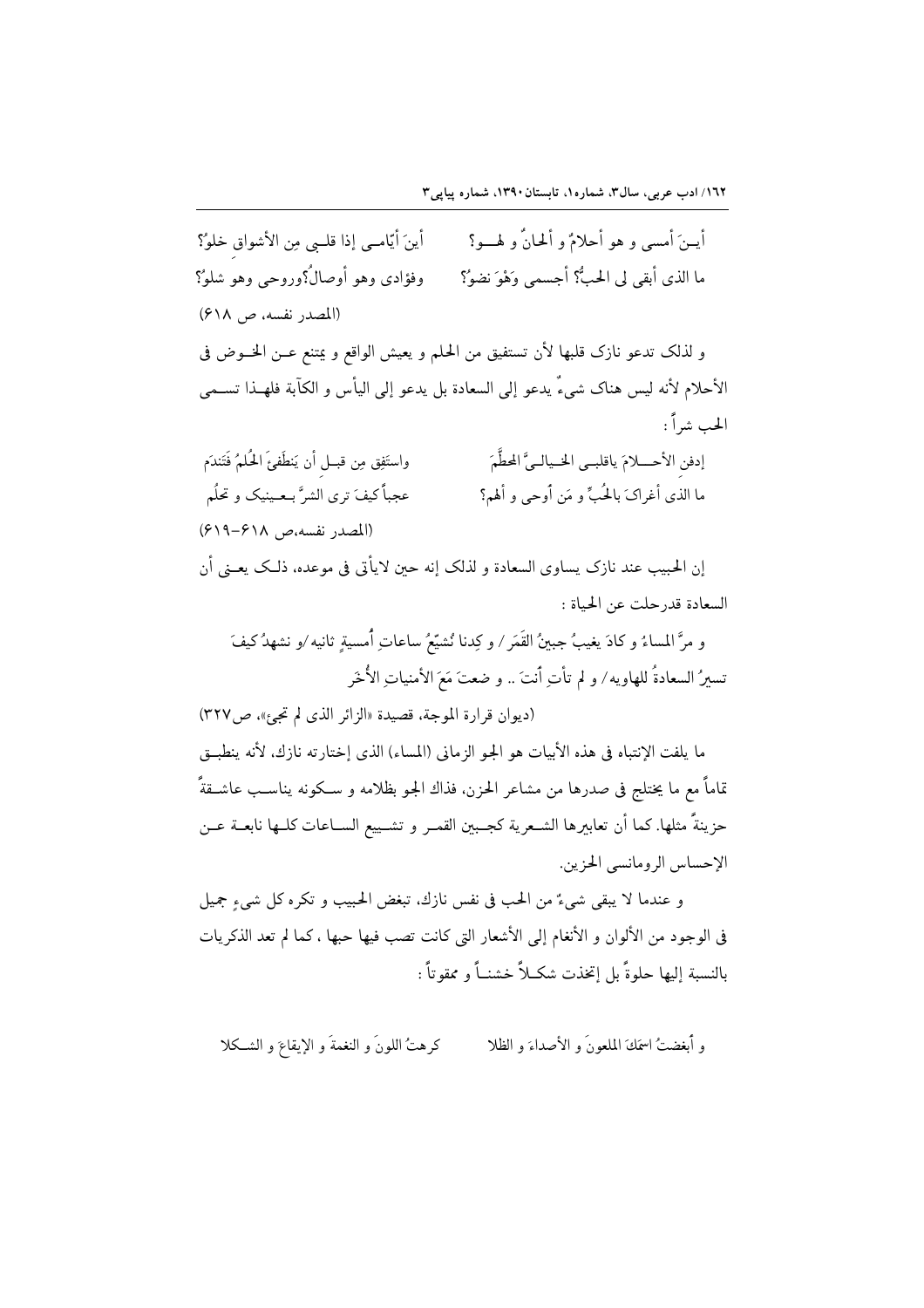أيـنَ أمسي و هو أحلامٌ و ألحانٌ و لهــو؟ &emsp;&emsp; أينَ أيّامــي إذا قلـبي مِن الأشواقِ خلوُ؟

ما الذي أبقى لي الحبُّ؟ أجسمي وَهْوَ نضوُ؟ &emsp;&emsp; وفؤادي وهو أوصالٌ؟وروحي وهو شلوُ؟

(المصدر نفسه، ص ٦١٨)

و لذلک تدعو نازک قلبها لأن تستفيق من الحلم و يعيش الواقع و يمتنع عــن الخــوض فی الأحلام لأنه ليس هناک شيءٌ يدعو إلى السعادة بل يدعو إلى اليأس و الكآبة فلهــذا تســمی الحب شراً :

إدفنِ الأحــلامَ ياقلبــي الخــيالــيَّ المحطَّمَ &emsp;&emsp; واستَفِق مِن قبـل أن يَنطَفِئَ الحُلمُ فَتَندَم

ما الذی أغراکَ بالحُبِّ و مَن أوحی و ألهم؟ &emsp;&emsp; عجباً كيفَ ترى الشرَّ بعـينيک و تحلُم

(المصدر نفسه،ص ٦١٨-٦١٩)

إن الحبيب عند نازک يساوی السعادة و لذلک إنه حين لايأتی فی موعده، ذلـک يعـنی أن السعادة قدرحلت عن الحياة :

و مرَّ المساءُ و كادَ يغيبُ جبينُ القَمَر / و كِدنا نُشيّعُ ساعاتِ أُمسيةٍ ثانيه/و نشهدُ كيفَ تسيرُ السعادةُ للهاويه/ و لم تأتِ أنتَ .. و ضعتَ مَعَ الأمنياتِ الأُخَر

(ديوان قرارة الموجة، قصيدة «الزائر الذی لم تجیء»، ص٣٢٧)

ما يلفت الإنتباه فی هذه الأبيات هو الجو الزمانی (المساء) الذی إختارته نازک، لأنه ينطبــق تماماً مع ما يختلج فی صدرها من مشاعر الحزن، فذاك الجو بظلامه و سـكونه يناسـب عاشـقةً حزينةً مثلها. كما أن تعابيرها الشـعرية كجـبين القمـر و تشـييع السـاعات كلـها نابعـة عـن الإحساس الرومانسی الحزين.

و عندما لا يبقى شيءٌ من الحب فی نفس نازک، تبغض الحبيب و تكره كل شيءٍ جميل فی الوجود من الألوان و الأنغام إلى الأشعار التی كانت تصب فيها حبها ، كما لم تعد الذكريات بالنسبة إليها حلوةً بل إتخذت شكـلاً خشنــاً و ممقوتاً :

و أبغضتُ اسمَكَ الملعونَ و الأصداءَ و الظلا &emsp;&emsp; كرهتُ اللونَ و النغمةَ و الإيقاعَ و الشـكلا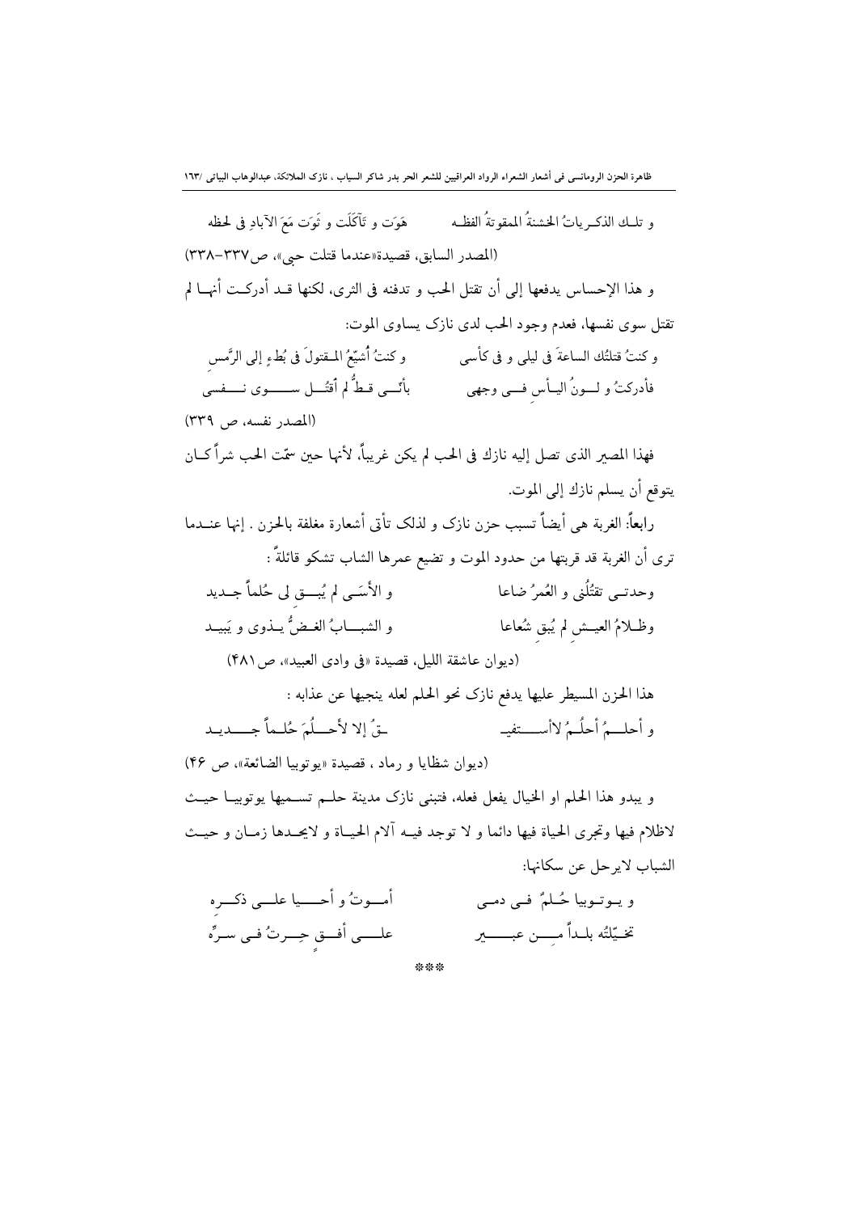و تلـك الذكـرياتُ الخشنةُ المقوتةُ الفظـه　　　　هَوَت و تَآكَلَت و ثَوَت مَعَ الآبادِ في لحظه

(المصدر السابق، قصيدة«عندما قتلت حبي»، ص٣٣٧-٣٣٨)

و هذا الإحساس يدفعها إلى أن تقتل الحب و تدفنه في الثرى، لكنها قـد أدركـت أنهـا لم تقتل سوى نفسها، فعدم وجود الحب لدى نازک يساوي الموت:

و كنتُ قتلتُك الساعةَ في ليلي و في كأسي　　　　و كنتُ أُشيّعُ المـقتولَ في بُطءٍ إلى الرَّمسِ

فأدركتُ و لـونُ اليـأسِ فـي وجهي　　　　بأنّـي قـطُّ لم أقتُـل سـوى نـفسي

(المصدر نفسه، ص ٣٣٩)

فهذا المصير الذي تصل إليه نازك في الحب لم يكن غريباً، لأنها حين سمّت الحب شراً كـان يتوقع أن يسلم نازك إلى الموت.

**رابعاً:** الغربة هي أيضاً تسبب حزن نازک و لذلک تأتي أشعارة مغلفة بالحزن . إنها عنـدما ترى أن الغربة قد قربتها من حدود الموت و تضيع عمرها الشاب تشكو قائلةً :

وحدتـي تقتُلُني و العُمرُ ضاعا　　　　و الأسَـى لم يُبـقِ لي حُلماً جـديد

وظـلامُ العيـشِ لم يُبقِ شُعاعا　　　　و الشبـابُ الغـضُّ يـذوي و يَبيـد

(ديوان عاشقة الليل، قصيدة «في وادي العبيد»، ص٤٨١)

هذا الحزن المسيطر عليها يدفع نازک نحو الحلم لعله ينجيها عن عذابه :

و أحلـمُ أحلُـمُ لاأسـتفيـ　　　　ـقُ إلا لأحـلُمَ حُلـماً جـديـد

(ديوان شظايا و رماد ، قصيدة «يوتوبيا الضائعة»، ص ٤٦)

و يبدو هذا الحلم او الخيال يفعل فعله، فتبني نازک مدينة حلـم تسـميها يوتوبيـا حيـث لاظلام فيها وتجري الحياة فيها دائما و لا توجد فيـه آلام الحيـاة و لايحـدها زمـان و حيـث الشباب لايرحل عن سكانها:

و يـوتـوبيا حُـلمٌ فـي دمـي　　　　أمـوتُ و أحـيـا علـى ذكـرِه

تخـيّلتُه بلـداً مِـن عبـيرٍ　　　　علـى أفـقٍ حِـرتُ فـي سرِّه

***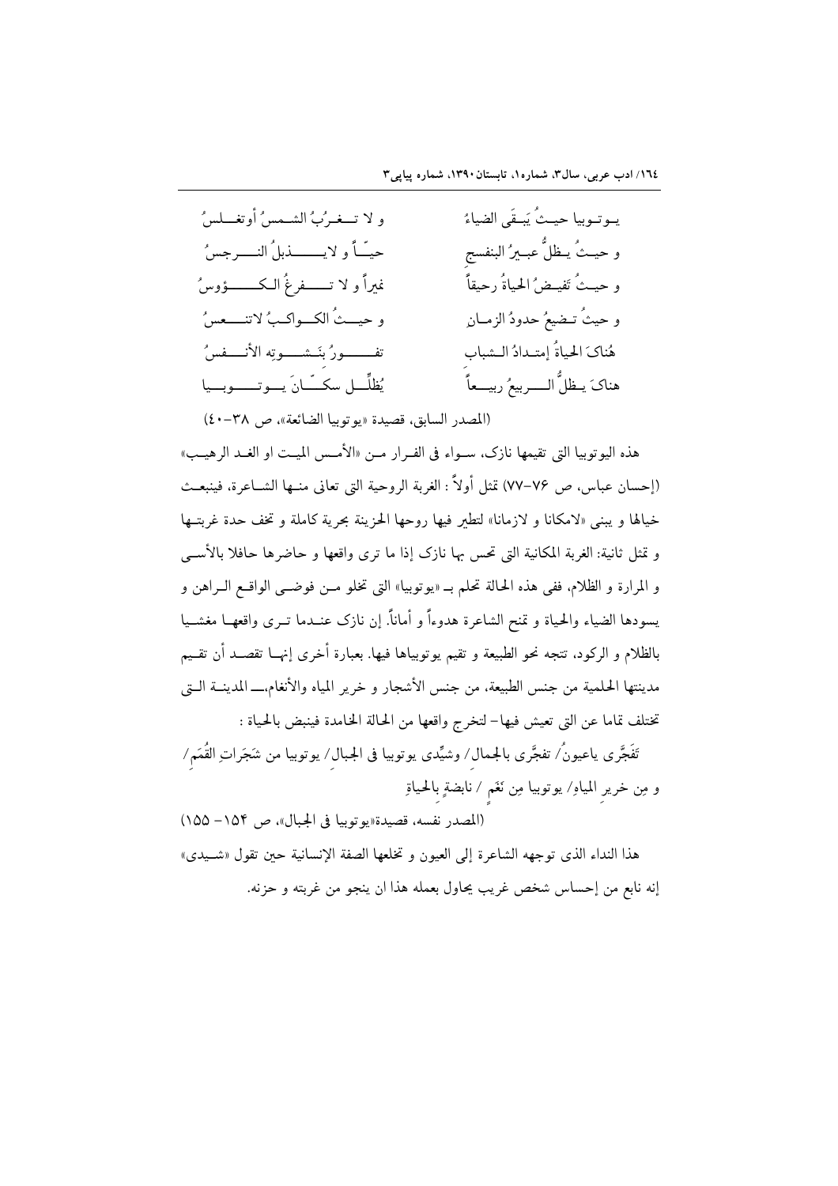يـوتـوبيا حيـثُ يَبـقَى الضياءُ ... و لا تــغـرُبُ الشـمسُ أوتغــلسُ

و حيـثُ يـظلُّ عبـيرُ البنفسج ... حيـّاً و لا يــــذبلُ النـــرجسُ

و حيـثُ تَفيـضُ الحياةُ رحيقاً ... نميراً و لا تـــفرغُ الـكــــؤوسُ

و حيثُ تـضيعُ حدودُ الزمـانِ ... و حيـــثُ الكــواكـبُ لاتنـــعسُ

هُناكَ الحياةُ إمتـدادُ الـشباب ... تفـــورُ بنَـشــوتِه الأنـــفسُ

هناكَ يـظلُّ الـــربيعُ ربيـــعاً ... يُظلِّــل سكـّـانَ يــوتـــوبــيا

(المصدر السابق، قصيدة «يوتوبيا الضائعة»، ص ٣٨-٤٠)

هذه اليوتوبيا التي تقيمها نازک، سواء في الفرار من «الأمس الميت او الغد الرهيب» (إحسان عباس، ص ٧٦-٧٧) تمثل أولاً: الغربة الروحية التي تعاني منها الشاعرة، فينبعث خيالها و يبنى «لامكانا و لازمانا» لتطير فيها روحها الحزينة بحرية كاملة و تخف حدة غربتها و تمثل ثانية: الغربة المكانية التي تحس بها نازک إذا ما ترى واقعها و حاضرها حافلا بالأسى و المرارة و الظلام، ففى هذه الحالة تحلم بـ «يوتوبيا» التي تخلو من فوضى الواقع الراهن و يسودها الضياء والحياة و تمنح الشاعرة هدوءاً و أماناً. إن نازک عندما ترى واقعها مغشيا بالظلام و الركود، تتجه نحو الطبيعة و تقيم يوتوبياها فيها. بعبارة أخرى إنها تقصد أن تقيم مدينتها الحلمية من جنس الطبيعة، من جنس الأشجار و خرير المياه والأنغام،ـــ المدينة التي تختلف تماما عن التي تعيش فيها- لتخرج واقعها من الحالة الخامدة فينبض بالحياة :

تَفَجَّرى ياعيونُ/ تفجَّرى بالجمال/ وشيِّدى يوتوبيا فى الجبال/ يوتوبيا من شَجَراتِ القُمَم/ و مِن خريرِ المياهِ/ يوتوبيا مِن نَغَمٍ / نابضةٍ بالحياةِ

(المصدر نفسه، قصيدة«يوتوبيا فى الجبال»، ص ١٥٤- ١٥٥)

هذا النداء الذى توجهه الشاعرة إلى العيون و تخلعها الصفة الإنسانية حين تقول «شيدى» إنه نابع من إحساس شخص غريب يحاول بعمله هذا ان ينجو من غربته و حزنه.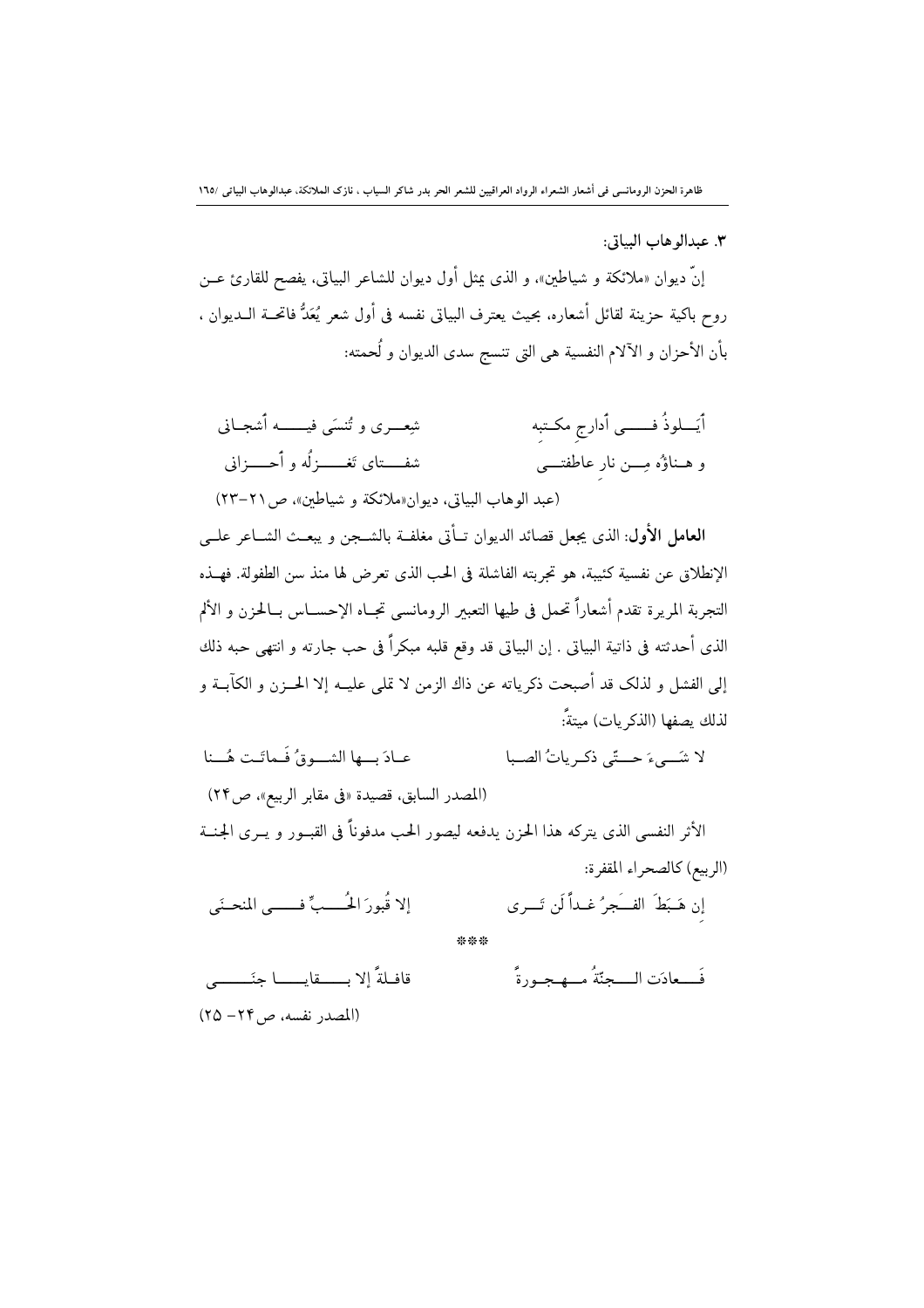### ۳. عبدالوهاب البياتى:

إنّ ديوان «ملائكة و شياطين»، و الذى يمثل أول ديوان للشاعر البياتى، يفصح للقارئ عـن روح باكية حزينة لقائل أشعاره، بحيث يعترف البياتى نفسه فى أول شعر يُعَدُّ فاتحـة الـديوان ، بأن الأحزان و الآلام النفسية هى التى تنسج سدى الديوان و لُحمته:

أَيَـلوذُ فـى أَدارجِ مكـتبهِ    شِعـرى و تُنسَى فيـه أَشجـانى

و هـناؤُه مِـن نارِ عاطفتـى    شفـتاى تَغـزلُه و أَحـزانى

(عبد الوهاب البياتى، ديوان«ملائكة و شياطين»، ص۲۱-۲۳)

**العامل الأول**: الذى يجعل قصائد الديوان تـأتى مغلفـة بالشـجن و يبعـث الشـاعر علـى الإنطلاق عن نفسية كئيبة، هو تجربته الفاشلة فى الحب الذى تعرض لها منذ سن الطفولة. فهـذه التجربة المريرة تقدم أشعاراً تحمل فى طيها التعبير الرومانسى تجـاه الإحسـاس بـالحزن و الألم الذى أحدثته فى ذاتية البياتى . إن البياتى قد وقع قلبه مبكراً فى حب جارته و انتهى حبه ذلك إلى الفشل و لذلک قد أصبحت ذكرياته عن ذاك الزمن لا تملى عليـه إلا الحـزن و الكآبـة و لذلك يصفها (الذكريات) ميتةً:

لا شَـيءَ حـتّى ذكـرياتُ الصـبا    عـادَ بـها الشـوقُ فَـماتَـت هُـنا

(المصدر السابق، قصيدة «فى مقابر الربيع»، ص۲۴)

الأثر النفسى الذى يتركه هذا الحزن يدفعه ليصور الحب مدفوناً فى القبـور و يـرى الجنـة (الربيع) كالصحراء المقفرة:

إن هَـبَطَ الفـَجرُ غـداً لَن تَـرى    إلا قُبورَ الحُـبِّ فـى المنحـَنى

\*\*\*

فَـعادَت الـجنّةُ مـهـجـورةً    قافـلةً إلا بـقايـا جنَـى

(المصدر نفسه، ص۲۴- ۲۵)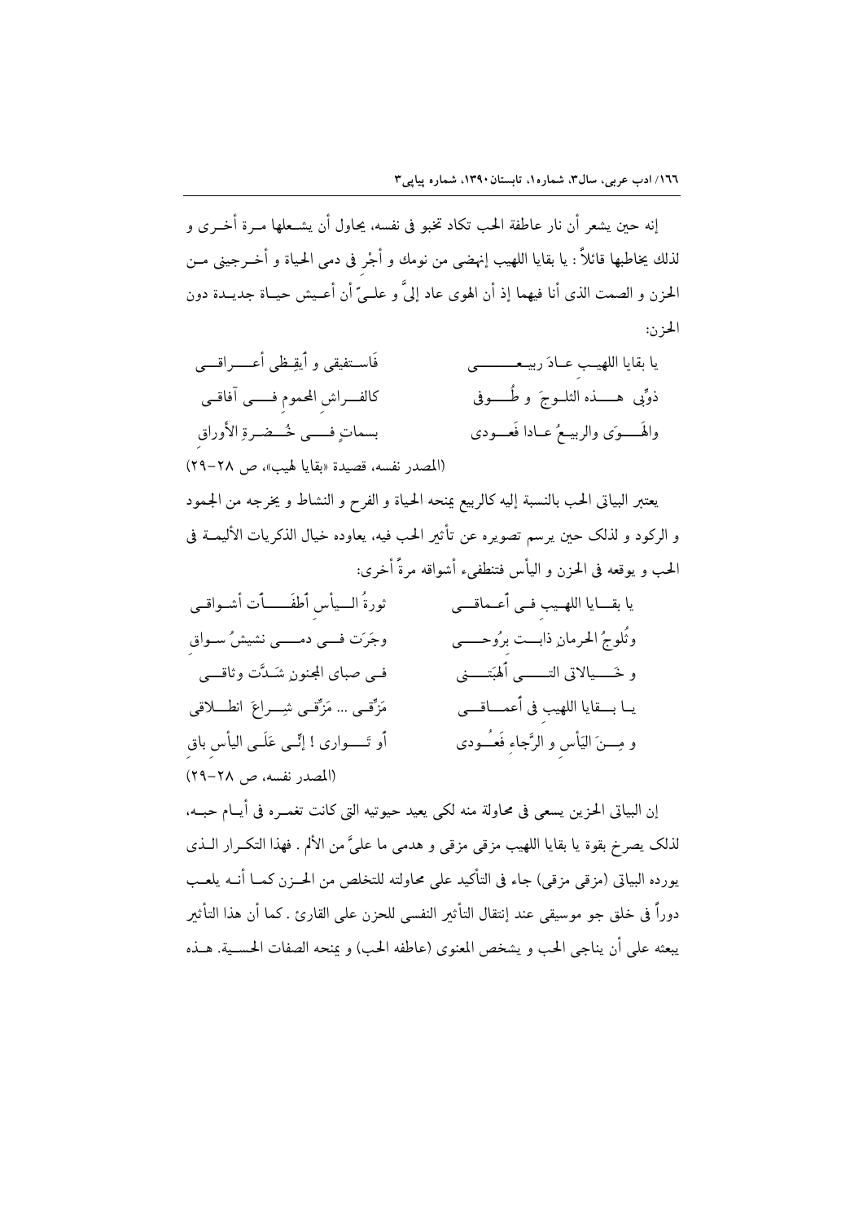إنه حين يشعر أن نار عاطفة الحب تكاد تخبو فى نفسه، يحاول أن يشعلها مرة أخرى و لذلك يخاطبها قائلاً : يا بقايا اللهيب إنهضى من نومك و أجْرِ فى دمى الحياة و أخرجينى من الحزن و الصمت الذى أنا فيهما إذ أن الهوى عاد إلىَّ و علىّ أن أعيش حياة جديدة دون الحزن:

يا بقايا اللهيب عادَ ربيعى    فَاستفيقى و أيقِظى أعراقى
ذوِّبى هذه الثلوجَ و طُوفى    كالفراشِ المحموم فى آفاقى
والهَوَى والربيعُ عادا فَعودى    بسماتٍ فى خُضرةِ الأوراقِ

(المصدر نفسه، قصيدة «بقايا لهيب»، ص ٢٨-٢٩)

يعتبر البياتى الحب بالنسبة إليه كالربيع يمنحه الحياة و الفرح و النشاط و يخرجه من الجمود و الركود و لذلك حين يرسم تصويره عن تأثير الحب فيه، يعاوده خيال الذكريات الأليمة فى الحب و يوقعه فى الحزن و اليأس فتنطفىء أشواقه مرةً أخرى:

يا بقايا اللهيبِ فى أعماقى    ثورةُ اليأسِ أطفَأت أشواقى
وثُلوجُ الحرمانِ ذابت برُوحى    وجَرَت فى دمى نشيشُ سواقِ
و خَيالاتى التى ألهبَتنى    فى صباى المجنونِ شَدَّت وثاقى
يا بقايا اللهيبِ فى أعماقى    مَزِّقى ... مَزِّقى شِراعَ انطلاقى
و مِنَ اليَأسِ و الرَّجاءِ فَعُودى    أو تَوارى ! إنِّى عَلَى اليأسِ باقِ

(المصدر نفسه، ص ٢٨-٢٩)

إن البياتى الحزين يسعى فى محاولة منه لكى يعيد حيوتيه التى كانت تغمره فى أيام حبه، لذلك يصرخ بقوة يا بقايا اللهيب مزقى مزقى و هدمى ما علىَّ من الألم . فهذا التكرار الذى يورده البياتى (مزقى مزقى) جاء فى التأكيد على محاولته للتخلص من الحزن كما أنه يلعب دوراً فى خلق جو موسيقى عند إنتقال التأثير النفسى للحزن على القارئ . كما أن هذا التأثير يبعثه على أن يناجى الحب و يشخص المعنوى (عاطفه الحب) و يمنحه الصفات الحسية. هذه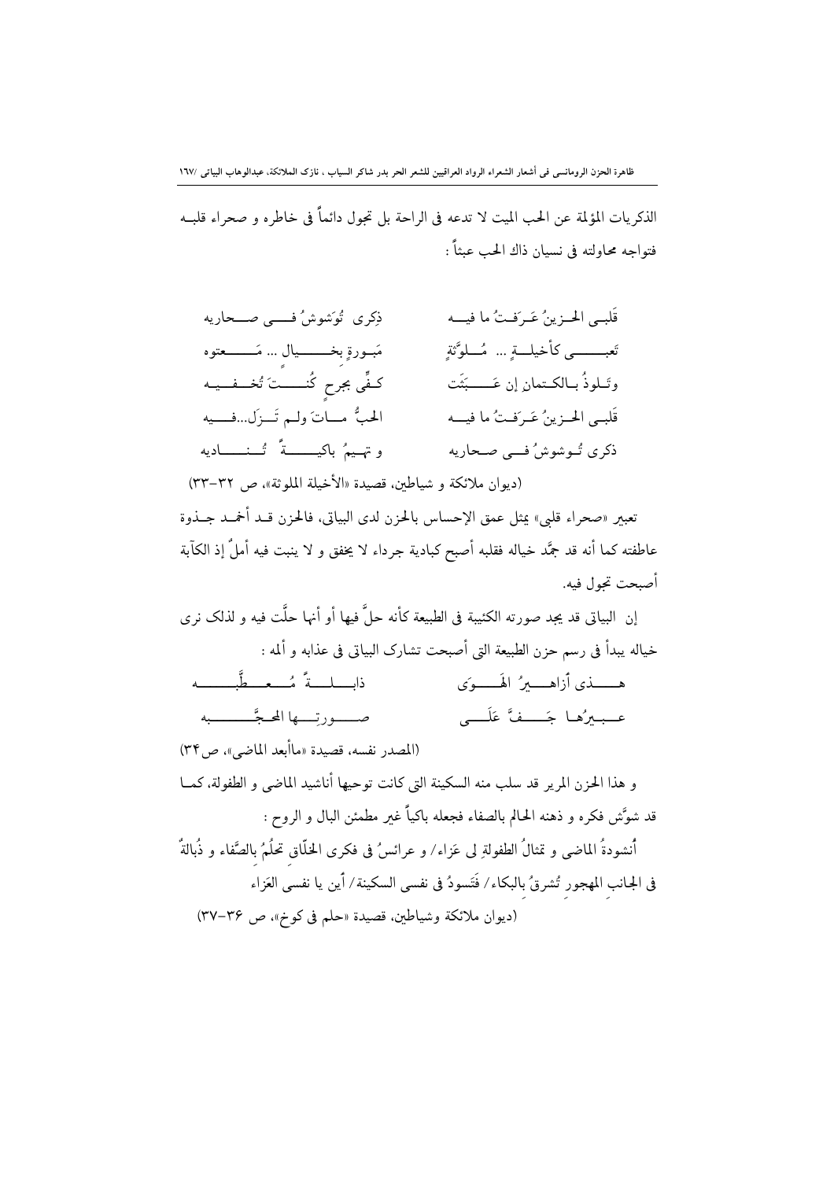الذكريات المؤلمة عن الحب الميت لا تدعه في الراحة بل تجول دائماً في خاطره و صحراء قلبه فتواجه محاولته في نسيان ذاك الحب عبثاً :

| | |
|---|---|
| قَلبي الحـزينُ عَـرَفـتُ ما فيــه | ذِكرى تُوَشوشُ فـي صـحاريه |
| تَعبـى كأخيلـةٍ ... مُـلوَّثةٍ | مَبـورةٍ بخـيال ... مَـعتوه |
| وتَـلوذُ بـالكـتمانِ إن عَـبَثَت | كـفِّي بجرحٍ كُنـتَ تُخـفـيه |
| قَلبي الحـزينُ عَـرَفـتُ ما فيــه | الحبُّ مـاتَ ولـم تَـزَل...فـيه |
| ذكرى تُـوشوشُ فـي صـحاريه | و تهـيمُ باكيـةً تُـنـاديه |

(ديوان ملائكة و شياطين، قصيدة «الأخيلة الملوثة»، ص ٣٢-٣٣)

تعبير «صحراء قلبي» يمثل عمق الإحساس بالحزن لدى البياتي، فالحزن قد أخمد جذوة عاطفته كما أنه قد جمَّد خياله فقلبه أصبح كبادية جرداء لا يخفق و لا ينبت فيه أملٌ إذ الكآبة أصبحت تجول فيه.

إن البياتي قد يجد صورته الكئيبة في الطبيعة كأنه حلَّ فيها أو أنها حلَّت فيه و لذلک نرى خياله يبدأ في رسم حزن الطبيعة التي أصبحت تشارک البياتي في عذابه و ألمه :

| | |
|---|---|
| هـذي أزاهـيرُ الهَـوَى | ذابـلـةٌ مُـعـطَّـبه |
| عـبـيرُهـا جَـفَّ عَلَـى | صـورتِـها المحـجَّـبه |

(المصدر نفسه، قصيدة «ماأبعد الماضي»، ص٣٤)

و هذا الحزن المرير قد سلب منه السكينة التي كانت توحيها أناشيد الماضي و الطفولة، كما قد شوَّش فكره و ذهنه الحالم بالصفاء فجعله باكياً غير مطمئن البال و الروح :

أُنشودةُ الماضي و تمثالُ الطفولةِ لي عَزاء/ و عرائسُ في فكرى الخلّاقِ تحلُمُ بالصَّفاء و ذُبالةٌ في الجانبِ المهجورِ تُشرقُ بالبكاء/ فَتَسودُ في نفسي السكينة/ أين يا نفسي العَزاء

(ديوان ملائكة وشياطين، قصيدة «حلم في كوخ»، ص ٣٦-٣٧)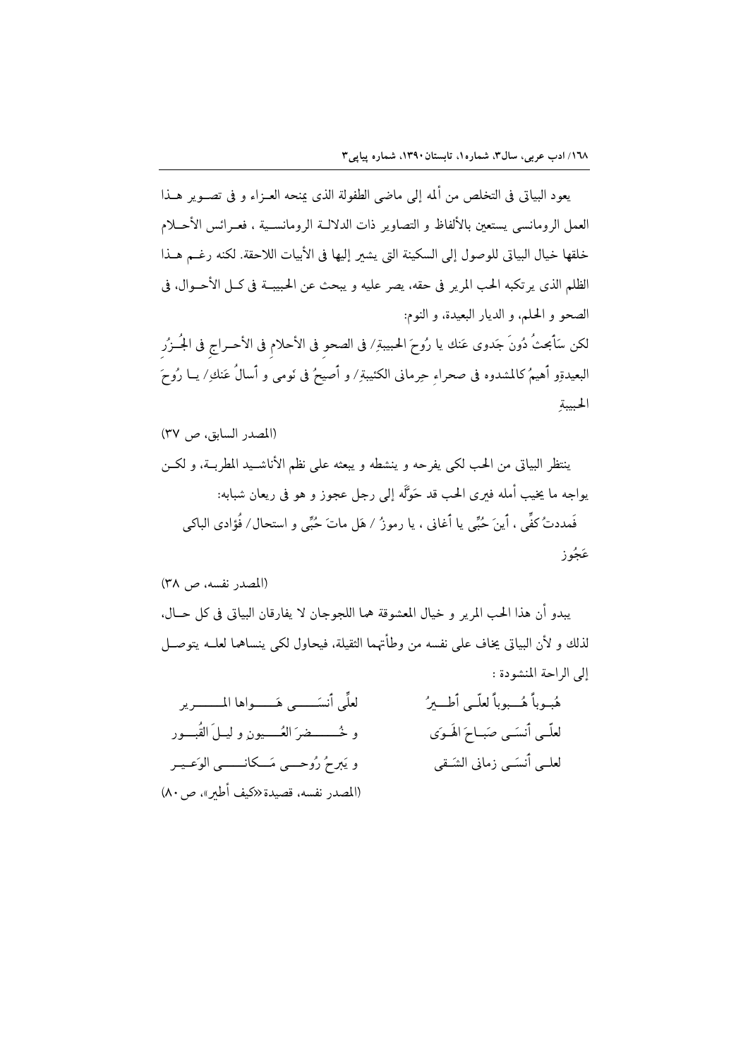يعود البياتى فى التخلص من ألمه إلى ماضى الطفولة الذى يمنحه العـزاء و فى تصـوير هـذا العمل الرومانسى يستعين بالألفاظ و التصاوير ذات الدلالـة الرومانسـية ، فعـرائس الأحـلام خلقها خيال البياتى للوصول إلى السكينة التى يشير إليها فى الأبيات اللاحقة. لكنه رغـم هـذا الظلم الذى يرتكبه الحب المرير فى حقه، يصر عليه و يبحث عن الحبيبـة فى كـل الأحـوال، فى الصحو و الحلم، و الديار البعيدة، و النوم:

لكن سأبحثُ دُونَ جَدوى عَنك يا رُوحَ الحبيبةِ/ فى الصحوِ فى الأحلامِ فى الأحـراجِ فى الجُـزُرِ البعيدةِو أهيمُ كالمشدوه فى صحراءِ حِرمانى الكئيبةِ/ و أصيحُ فى نَومى و أسالُ عَنكِ/ يـا رُوحَ الحبيبةِ

(المصدر السابق، ص ٣٧)

ينتظر البياتى من الحب لكى يفرحه و ينشطه و يبعثه على نظم الأناشـيد المطربـة، و لكـن يواجه ما يخيب أمله فيرى الحب قد حَوَّلَه إلى رجل عجوز و هو فى ريعان شبابه:

فَمددتُ كفِّى ، أينَ حُبِّى يا أغانى ، يا رموزُ / هَل ماتَ حُبِّى و استحال/ فُؤادى الباكى عَجُوز

(المصدر نفسه، ص ٣٨)

يبدو أن هذا الحب المرير و خيال المعشوقة هما اللجوجان لا يفارقان البياتى فى كل حـال، لذلك و لأن البياتى يخاف على نفسه من وطأتهما الثقيلة، فيحاول لكى ينساهما لعلـه يتوصـل إلى الراحة المنشودة :

هُبـوباً هُـبوباً لعلّـى أطـيرُ ... لعلِّى أنسَـى هَـواها المـرير

لعلّـى أنسَـى صَبـاحَ الهَـوَى ... و خُـضرَ العُـيونِ و ليـلَ القُبـور

لعلـى أنسَـى زمانى الشَـقى ... و يَبرحُ رُوحـى مَـكانـى الوَعـير

(المصدر نفسه، قصيدة «كيف أطير»، ص ٨٠)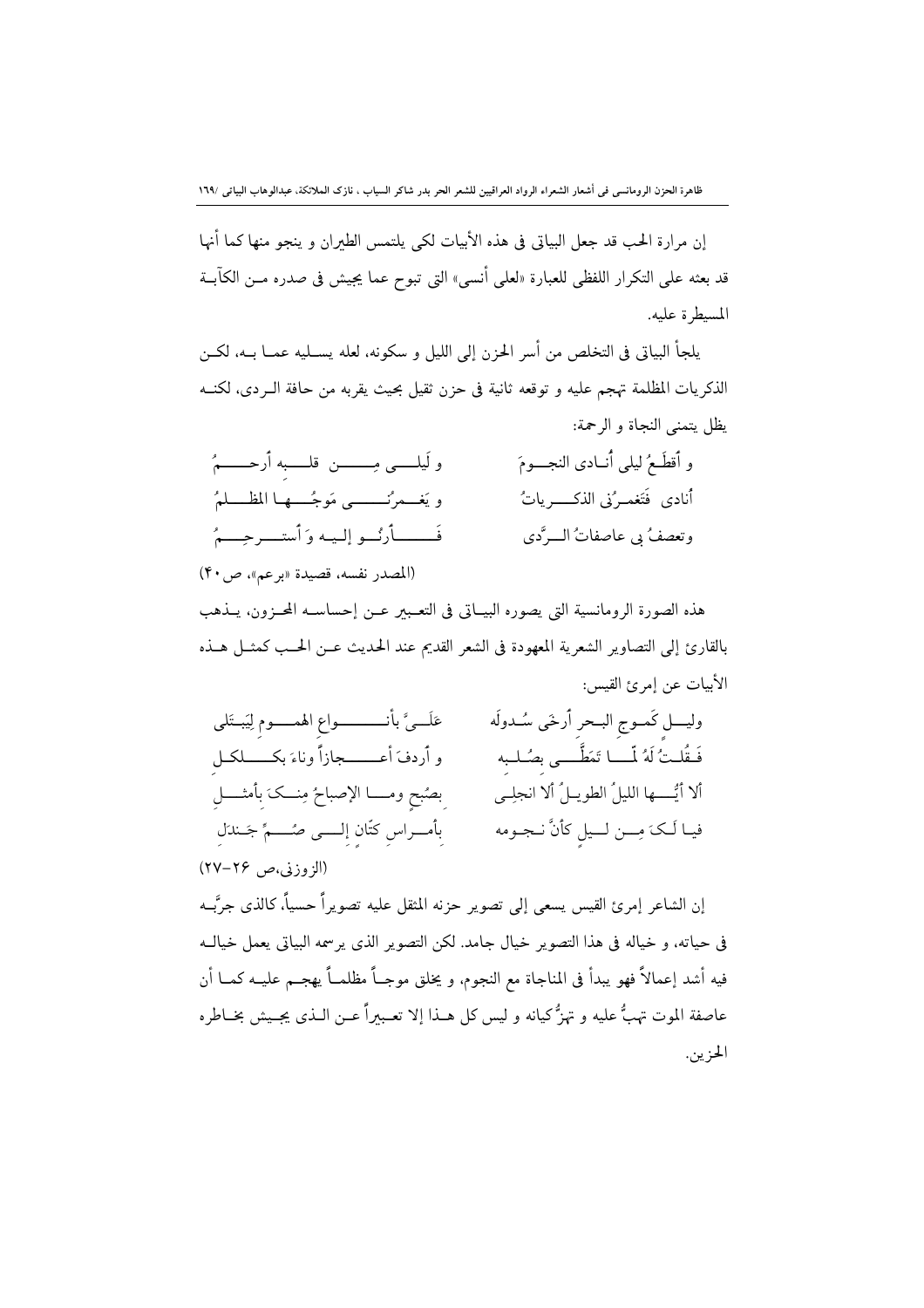إن مرارة الحب قد جعل البياتى فى هذه الأبيات لكى يلتمس الطيران و ينجو منها كما أنها قد بعثه على التكرار اللفظى للعبارة «لعلى أنسى» التى تبوح عما يجيش فى صدره مـن الكآبـة المسيطرة عليه.

يلجأ البياتى فى التخلص من أسر الحزن إلى الليل و سكونه، لعله يسـليه عمـا بـه، لكـن الذكريات المظلمة تهجم عليه و توقعه ثانية فى حزن ثقيل بحيث يقربه من حافة الـردى، لكنـه يظل يتمنى النجاة و الرحمة:

و أَقطَـعُ ليلى أُنـادى النجـومَ — و لَيلـى مِـن قلـبِه أَرحـمُ

أُنادى فَتَغمـرُنى الذكـرياتُ — و يَغـمرُنـى مَوجُـها المظـلمُ

وتعصفُ بى عاصفاتُ الـرَّدى — فَـأَرنُـو إليـه وَ أَستـرحِـمُ

(المصدر نفسه، قصيدة «برعم»، ص۴۰)

هذه الصورة الرومانسية التى يصوره البيـاتى فى التعـبير عـن إحساسـه المحـزون، يـذهب بالقارئ إلى التصاوير الشعرية المعهودة فى الشعر القديم عند الحديث عـن الحـب كمثـل هـذه الأبيات عن إمرئ القيس:

وليـلٍ كَمـوجِ البـحرِ أَرخَى سُـدولَه — عَلَـيَّ بأنـواعِ الهمـومِ لِيَبـتَلى

فَـقُلـتُ لَهُ لَمّـا تَمَطَّـى بصُـلبِه — و أَردفَ أعـجازاً وناءَ بكـلكـلِ

ألا أيُّـها الليلُ الطويـلُ ألا انجلِـى — بصُبحٍ ومـا الإصباحُ مِنـكَ بأمثـلِ

فيـا لَـكَ مِـن لـيلٍ كأنَّ نـجومه — بأمـراسِ كتّانٍ إلـى صُـمٍّ جَـندَلِ

(الزوزنى،ص ۲۶-۲۷)

إن الشاعر إمرئ القيس يسعى إلى تصوير حزنه المثقل عليه تصويراً حسياً، كالذى جرَّبـه فى حياته، و خياله فى هذا التصوير خيال جامد. لكن التصوير الذى يرسمه البياتى يعمل خيالـه فيه أشد إعمالاً فهو يبدأ فى المناجاة مع النجوم، و يخلق موجـاً مظلمـاً يهجـم عليـه كمـا أن عاصفة الموت تهبُّ عليه و تهزُّ كيانه و ليس كل هـذا إلا تعـبيراً عـن الـذى يجـيش بخـاطره الحزين.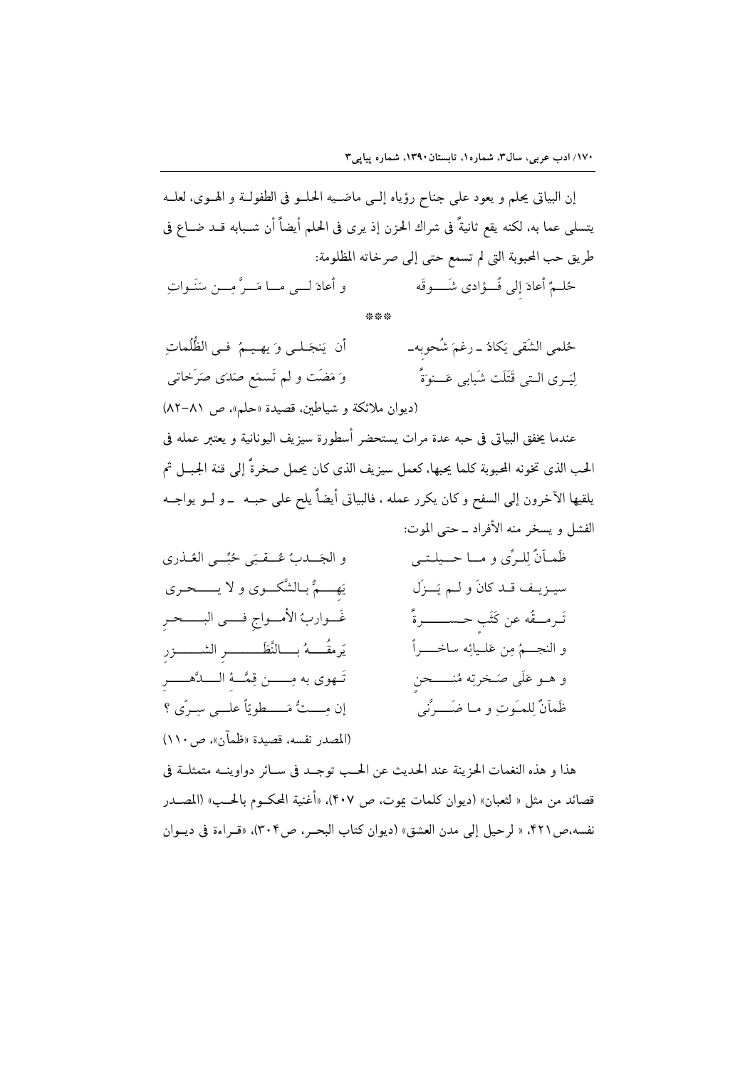إن البياتي يحلم و يعود على جناح رؤياه إلى ماضيه الحلو في الطفولة و الهوى، لعله يتسلى عما به، لكنه يقع ثانيةً في شراك الحزن إذ يرى في الحلم أيضاً أن شبابه قد ضاع في طريق حب المحبوبة التي لم تسمع حتى إلى صرخاته المظلومة:

حُلمٌ أعادَ إلى فُؤادي شَوقَه  و أعادَ لي ما مَرَّ مِن سَنَواتِ

***

حُلمي الشَقي يَكادُ ـ رغمَ شُحوبه ـ  أن يَنجَلي وَ يهيمُ في الظُلُماتِ

لِيَرى التي قَتَلَت شَبابي عَنوَةً  وَ مَضَت و لم تَسمَع صَدَى صَرَخاتي

(ديوان ملائكة و شياطين، قصيدة «حلم»، ص ٨١-٨٢)

عندما يخفق البياتي في حبه عدة مرات يستحضر أسطورة سيزيف اليونانية و يعتبر عمله في الحب الذي تخونه المحبوبة كلما يحبها، كعمل سيزيف الذي كان يحمل صخرةً إلى قنة الجبل ثم يلقيها الآخرون إلى السفح و كان يكرر عمله ، فالبياتي أيضاً يلح على حبه ـ و لو يواجه الفشل و يسخر منه الأفراد ـ حتى الموت:

ظَمآنٌ لِلرِّي و ما حيلَتي  و الجَدبُ عُقبَى حُبِّي العُذرى

سيزيف قد كانَ و لم يَزَل  يَهمُّ بالشَّكوى و لا يحرى

تَرمقُه عن كَثَبٍ حسرةٌ  غَوارِبُ الأمواجِ في البحرِ

و النجمُ مِن عَليائِه ساخراً  يَرمقُهُ بالنَّظَرِ الشزرِ

و هو عَلَى صَخرتِه مُنحنٍ  تَهوى به مِن قِمَّةِ الدَّهرِ

ظَمآنٌ لِلمَوتِ و ما ضَرَّني  إن مِتُّ مَطوِيّاً على سِرِّي ؟

(المصدر نفسه، قصيدة «ظمآن»، ص ١١٠)

هذا و هذه النغمات الحزينة عند الحديث عن الحب توجد في سائر دواوينه متمثلة في قصائد من مثل « لثعبان» (ديوان كلمات يموت، ص ٤٠٧)، «أغنية المحكوم بالحب» (المصدر نفسه،ص ٤٢١، « لرحيل إلى مدن العشق» (ديوان كتاب البحر، ص٣٠٤)، «قراءة في ديوان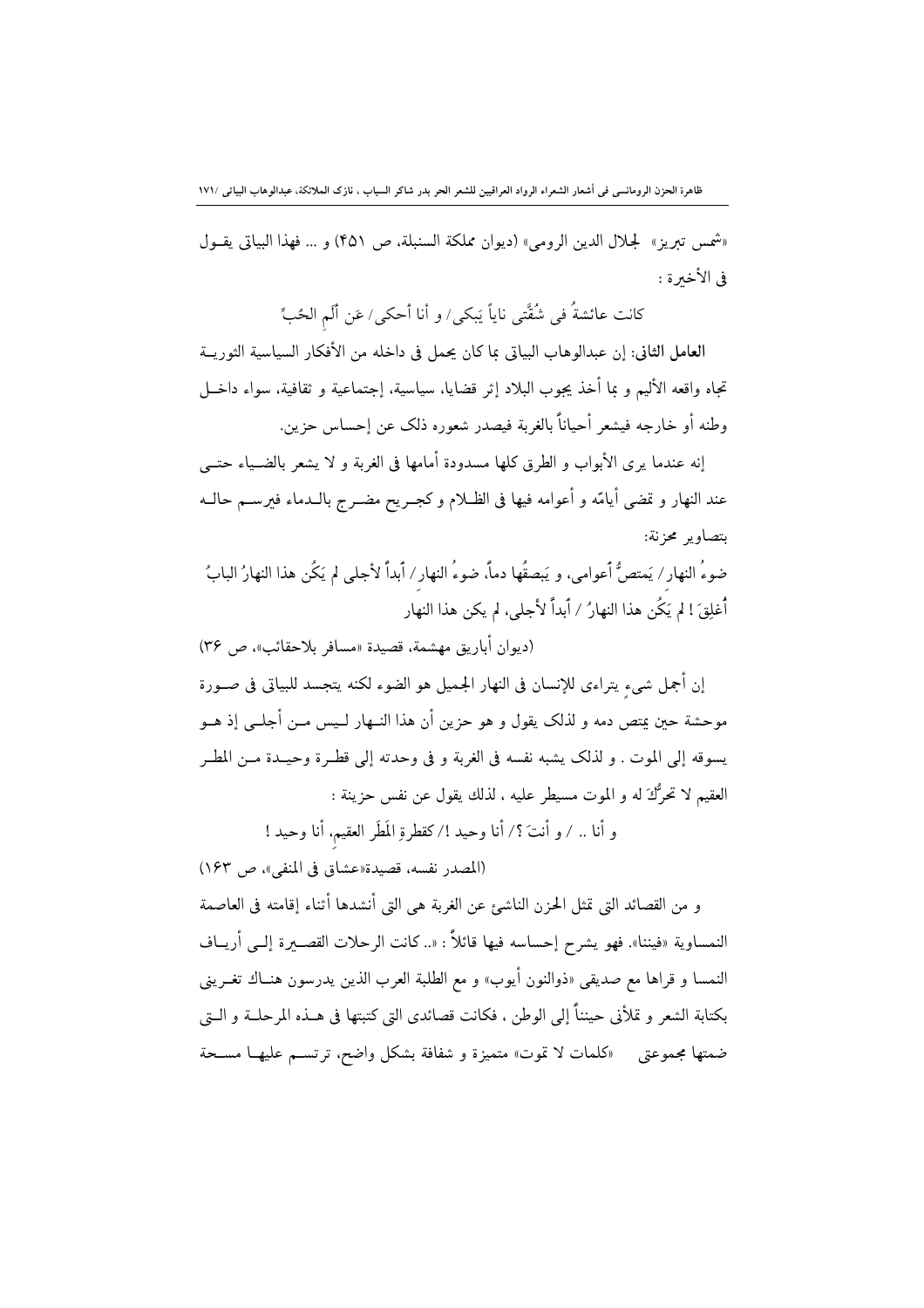«شمس تبريز» لجلال الدين الرومى» (ديوان مملكة السنبلة، ص ۴۵۱) و ... فهذا البياتى يقول فى الأخيرة :

كانت عائشةُ فى شُقَّتى ناياً يَبكى/ و أنا أحكى/ عَن أَلَمِ الحُبِّ

**العامل الثانى:** إن عبدالوهاب البياتى بما كان يحمل فى داخله من الأفكار السياسية الثورية تجاه واقعه الأليم و بما أخذ يجوب البلاد إثر قضايا، سياسية، إجتماعية و ثقافية، سواء داخل وطنه أو خارجه فيشعر أحياناً بالغربة فيصدر شعوره ذلک عن إحساس حزين.

إنه عندما يرى الأبواب و الطرق كلها مسدودة أمامها فى الغربة و لا يشعر بالضياء حتى عند النهار و تمضى أيامّه و أعوامه فيها فى الظلام و كجريح مضرج بالدماء فيرسم حاله بتصاوير محزنة:

ضوءُ النهار/ يَمتصُّ أعوامى، و يَبصقُها دماً، ضوءُ النهار/ أبداً لأجلى لم يَكُن هذا النهارُ البابُ أُغلِقَ ! لم يَكُن هذا النهارُ / أبداً لأجلى، لم يكن هذا النهار

(ديوان أباريق مهشمة، قصيدة «مسافر بلاحقائب»، ص ۳۶)

إن أجمل شيءٍ يتراءى للإنسان فى النهار الجميل هو الضوء لكنه يتجسد للبياتى فى صورة موحشة حين يمتص دمه و لذلک يقول و هو حزين أن هذا النهار ليس من أجلى إذ هو يسوقه إلى الموت . و لذلک يشبه نفسه فى الغربة و فى وحدته إلى قطرة وحيدة من المطر العقيم لا تحرُّكَ له و الموت مسيطر عليه ، لذلك يقول عن نفس حزينة :

و أنا .. / و أنتَ ؟/ أنا وحيد !/ كقطرةِ المَطَرِ العقيم، أنا وحيد !

(المصدر نفسه، قصيدة«عشاق فى المنفى»، ص ۱۶۳)

و من القصائد التى تمثل الحزن الناشئ عن الغربة هى التى أنشدها أثناء إقامته فى العاصمة النمساوية «فيننا». فهو يشرح إحساسه فيها قائلاً : «.. كانت الرحلات القصيرة إلى أرياف النمسا و قراها مع صديقى «ذوالنون أيوب» و مع الطلبة العرب الذين يدرسون هناك تغرينى بكتابة الشعر و تملأنى حنيناً إلى الوطن ، فكانت قصائدى التى كتبتها فى هذه المرحلة و التى ضمتها مجموعتى «كلمات لا تموت» متميزة و شفافة بشكل واضح، ترتسم عليها مسحة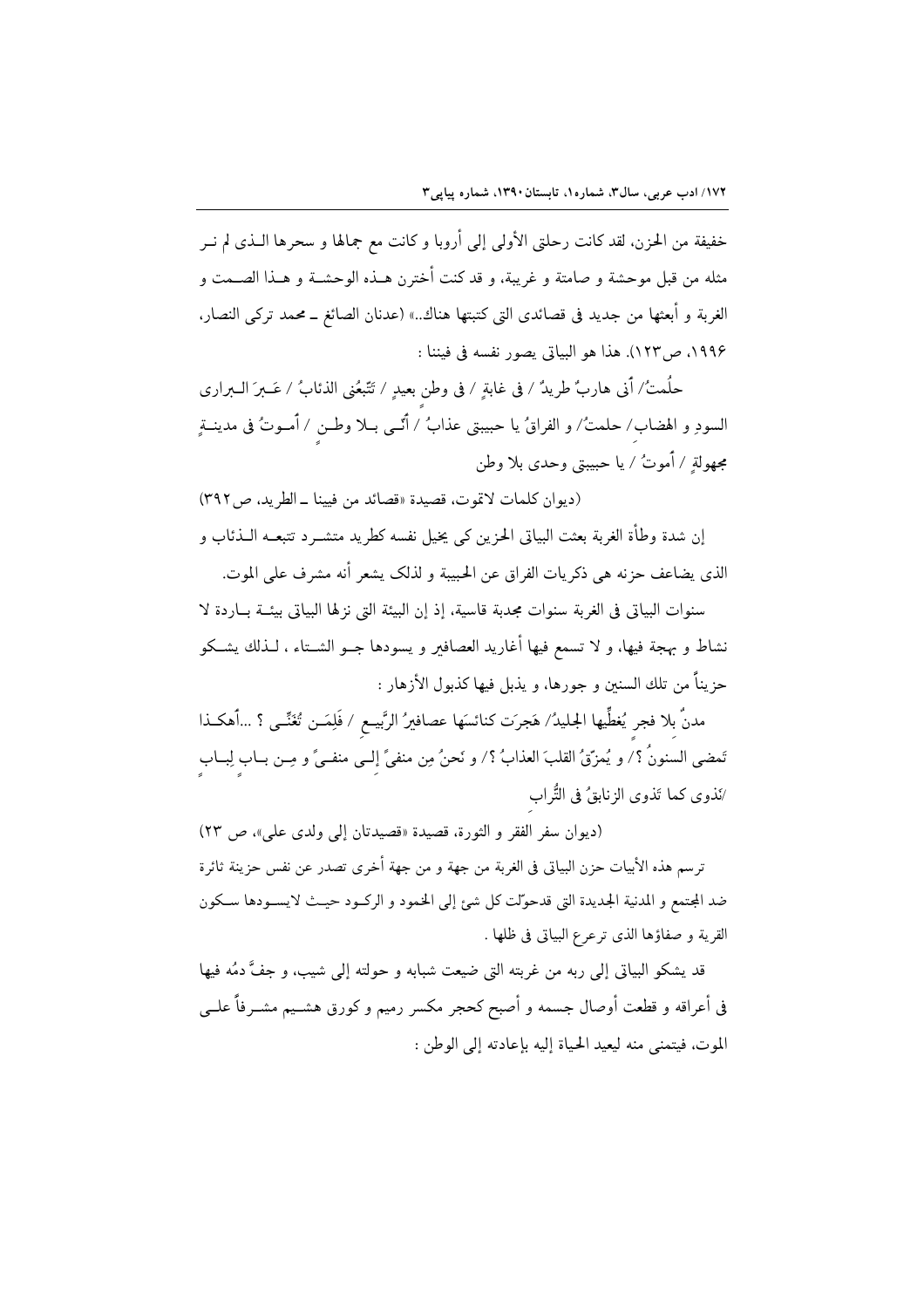خفيفة من الحزن، لقد كانت رحلتى الأولى إلى أروبا و كانت مع جمالها و سحرها الـذى لم نـر مثله من قبل موحشة و صامتة و غريبة، و قد كنت أخترن هـذه الوحشـة و هـذا الصـمت و الغربة و أبعثها من جديد فى قصائدى التى كتبتها هناك..» (عدنان الصائغ ـ محمد تركى النصار، ۱۹۹۶، ص۱۲۳). هذا هو البياتى يصور نفسه فى فيننا :

حلُمتُ/ أَنى هاربٌ طريدٌ / فى غابةٍ / فى وطنٍ بعيدٍ / تَتَّبِعُنى الذئابُ / عَـبرَ الـبرارى السودِ و الهضاب/ حلمتُ/ و الفراقُ يا حبيبتى عذابٌ / أنّـى بـلا وطـنٍ / أمـوتُ فى مدينـةٍ مجهولةٍ / أموتُ / يا حبيبتى وحدى بلا وطن

(ديوان كلمات لاتموت، قصيدة «قصائد من فيينا ـ الطريد، ص۳۹۲)

إن شدة وطأة الغربة بعثت البياتى الحزين كى يخيل نفسه كطريد متشـرد تتبعـه الـذئاب و الذى يضاعف حزنه هى ذكريات الفراق عن الحبيبة و لذلك يشعر أنه مشرف على الموت.

سنوات البياتى فى الغربة سنوات مجدبة قاسية، إذ إن البيئة التى نزلها البياتى بيئـة بـاردة لا نشاط و بهجة فيها، و لا تسمع فيها أغاريد العصافير و يسودها جـو الشـتاء ، لـذلك يشـكو حزيناً من تلك السنين و جورها، و يذبل فيها كذبول الأزهار :

مدنٌ بلا فجرٍ يُغطِّيها الجليدُ/ هَجرَت كنائسَها عصافيرُ الرَّبيـعِ / فَلِمَـن تُغَنِّـى ؟ ...أهكـذا تَمضى السنونُ ؟/ و يُمزّقُ القلبَ العذابُ ؟/ و نحنُ مِن منفيً إلـى منفـيً و مِـن بـابٍ لِبـابٍ /نَذوى كما تَذوى الزنابقُ فى التُّرابِ

(ديوان سفر الفقر و الثورة، قصيدة «قصيدتان إلى ولدى على»، ص ۲۳)

ترسم هذه الأبيات حزن البياتى فى الغربة من جهة و من جهة أخرى تصدر عن نفس حزينة ثائرة ضد المجتمع و المدنية الجديدة التى قدحوّلت كل شئ إلى الجمود و الركـود حيـث لايسـودها سـكون القرية و صفاؤها الذى ترعرع البياتى فى ظلها .

قد يشكو البياتى إلى ربه من غربته التى ضيعت شبابه و حولته إلى شيب، و جفَّ دمُه فيها فى أعراقه و قطعت أوصال جسمه و أصبح كحجر مكسر رميم و كورق هشـيم مشـرفاً علـى الموت، فيتمنى منه ليعيد الحياة إليه بإعادته إلى الوطن :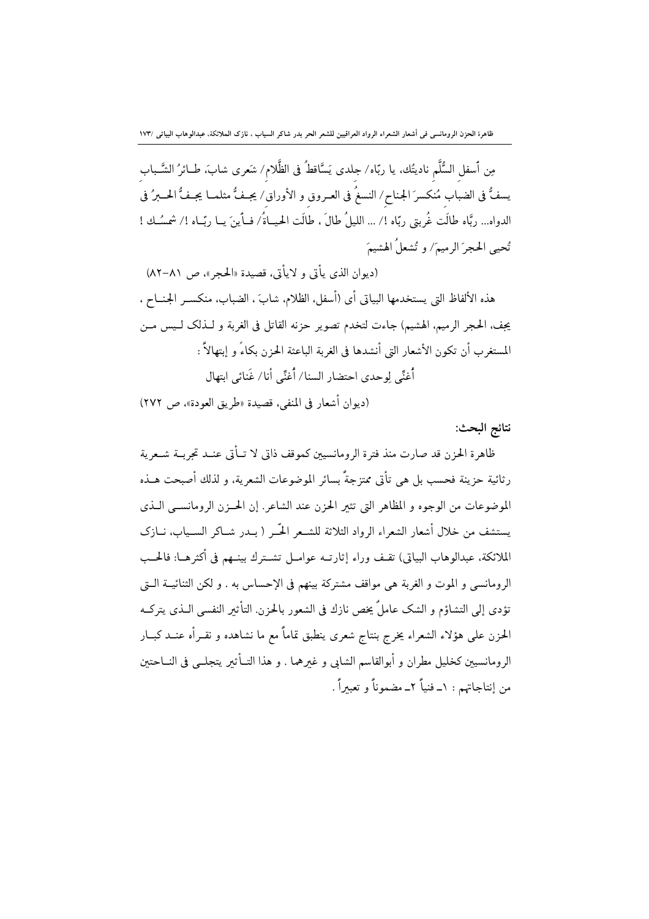مِن أسفلِ السُّلَّمِ ناديتُك، يا ربّاه/ جلدي يَسَّاقطُ في الظَّلامِ/ شَعري شابَ، طـائرُ الشَّـباب يسفُّ في الضبابِ مُنكسرَ الجناحِ/ النسغُ في العـروقِ و الأوراقِ/ يجـفُّ مثلمـا يجـفُّ الحـبرُ في الدواه... ربَّاه طالَت غُربتي ربّاه !/ ... الليلُ طالَ ، طالَت الحيـاةُ/ فـأينَ يـا ربّـاه !/ شمسُـك ! تُحيي الحجرَ الرميمَ/ و تُشعلُ الهشيمَ

(ديوان الذي يأتي و لايأتي، قصيدة «الحجر»، ص ٨١-٨٢)

هذه الألفاظ التي يستخدمها البياتي أي (أسفل، الظلام، شابَ، الضباب، منكسر الجناح ، يجف، الحجر الرميم، الهشيم) جاءت لتخدم تصوير حزنه القاتل في الغربة و لـذلك لـيس مـن المستغرب أن تكون الأشعار التي أنشدها في الغربة الباعثة الحزن بكاءً و إبتهالاً :

أُغنِّي لِوحدي احتضار السنا/ أُغنِّي أنا/ غَنائي ابتهال

(ديوان أشعار في المنفى، قصيدة «طريق العودة»، ص ٢٧٢)

**نتائج البحث:**

ظاهرة الحزن قد صارت منذ فترة الرومانسيين كموقف ذاتي لا تـأتي عنـد تجربـة شـعرية رثائية حزينة فحسب بل هي تأتي ممتزجةً بسائر الموضوعات الشعرية، و لذلك أصبحت هـذه الموضوعات من الوجوه و المظاهر التي تثير الحزن عند الشاعر. إن الحـزن الرومانسـي الـذي يستشف من خلال أشعار الشعراء الرواد الثلاثة للشـعر الحّـر ( بـدر شـاكر السـياب، نـازك الملائكة، عبدالوهاب البياتي) تقـف وراء إثارتـه عوامـل تشـترك بينـهم في أكثرهـا: فالحـب الرومانسي و الموت و الغربة هي مواقف مشتركة بينهم في الإحساس به . و لكن الثنائيـة الـتي تؤدي إلى التشاؤم و الشک عاملٌ يخص نازك في الشعور بالحزن. التأثير النفسي الـذي يتركـه الحزن على هؤلاء الشعراء يخرج بنتاج شعري ينطبق تماماً مع ما نشاهده و نقـرأه عنـد كبـار الرومانسيين كخليل مطران و أبوالقاسم الشابي و غيرهما . و هذا التـأثير يتجلـى في النـاحتين من إنتاجاتهم : ١ـ فنياً ٢ـ مضموناً و تعبيراً .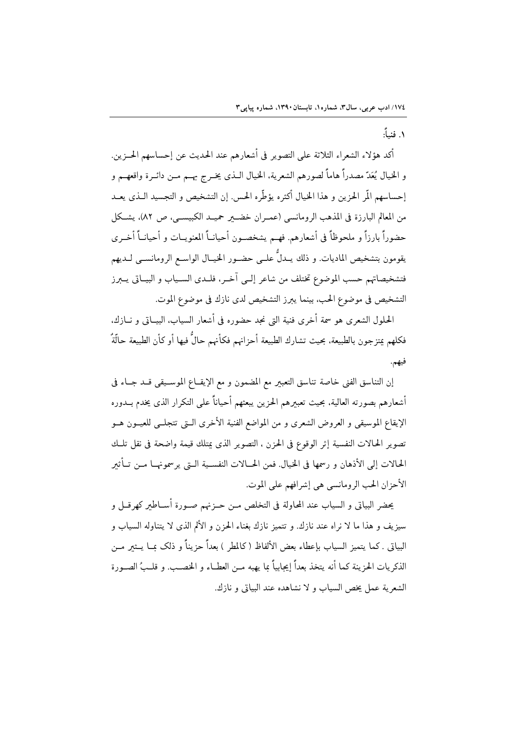۱. فنياً:

أكد هؤلاء الشعراء الثلاثة على التصوير في أشعارهم عند الحديث عن إحساسهم الحزين. و الخيال يُعَدّ مصدراً هاماً لصورهم الشعرية، الخيال الذي يخرج بهم من دائرة واقعهم و إحساسهم المرّ الحزين و هذا الخيال أكثره يؤطّره الحس. إن التشخيص و التجسيد الذي يعد من المعالم البارزة في المذهب الرومانسي (عمران خضير حميد الكبيسي، ص ٨٢)، يشكل حضوراً بارزاً و ملحوظاً في أشعارهم. فهم يشخصون أحياناً المعنويات و أحياناً أخرى يقومون بتشخيص الماديات. و ذلك يدلُّ على حضور الخيال الواسع الرومانسي لديهم فتشخيصاتهم حسب الموضوع تختلف من شاعر إلى آخر، فلدى السياب و البياتي يبرز التشخيص في موضوع الحب، بينما يبرز التشخيص لدى نازك في موضوع الموت.

الحلول الشعري هو سمة أخرى فنية التي نجد حضوره في أشعار السياب، البياتي و نازك، فكلهم يمتزجون بالطبيعة، بحيث تشارك الطبيعة أحزانهم فكأنهم حالٌّ فيها أو كأن الطبيعة حالّةٌ فيهم.

إن التناسق الفني خاصة تناسق التعبير مع المضمون و مع الإيقاع الموسيقي قد جاء في أشعارهم بصورته العالية، بحيث تعبيرهم الحزين يبعثهم أحياناً على التكرار الذي يخدم بدوره الإيقاع الموسيقي و العروض الشعري و من المواضع الفنية الأخرى التي تتجلى للعيون هو تصوير الحالات النفسية إثر الوقوع في الحزن ، التصوير الذي يمتلك قيمة واضحة في نقل تلك الحالات إلى الأذهان و رسمها في الخيال. فمن الحالات النفسية التي يرسمونها من تأثير الأحزان الحب الرومانسي هي إشرافهم على الموت.

يحضر البياتي و السياب عند المحاولة في التخلص من حزنهم صورة أساطير كهرقل و سيزيف و هذا ما لا نراه عند نازك. و تتميز نازك بغناء الحزن و الألم الذي لا يتناوله السياب و البياتي .كما يتميز السياب بإعطاء بعض الألفاظ ( كالمطر ) بعداً حزيناً و ذلک بما يثير من الذكريات الحزينة كما أنه يتخذ بعداً إيجابياً بما يهبه من العطاء و الخصب. و قلبُ الصورة الشعرية عمل يخص السياب و لا نشاهده عند البياتي و نازك.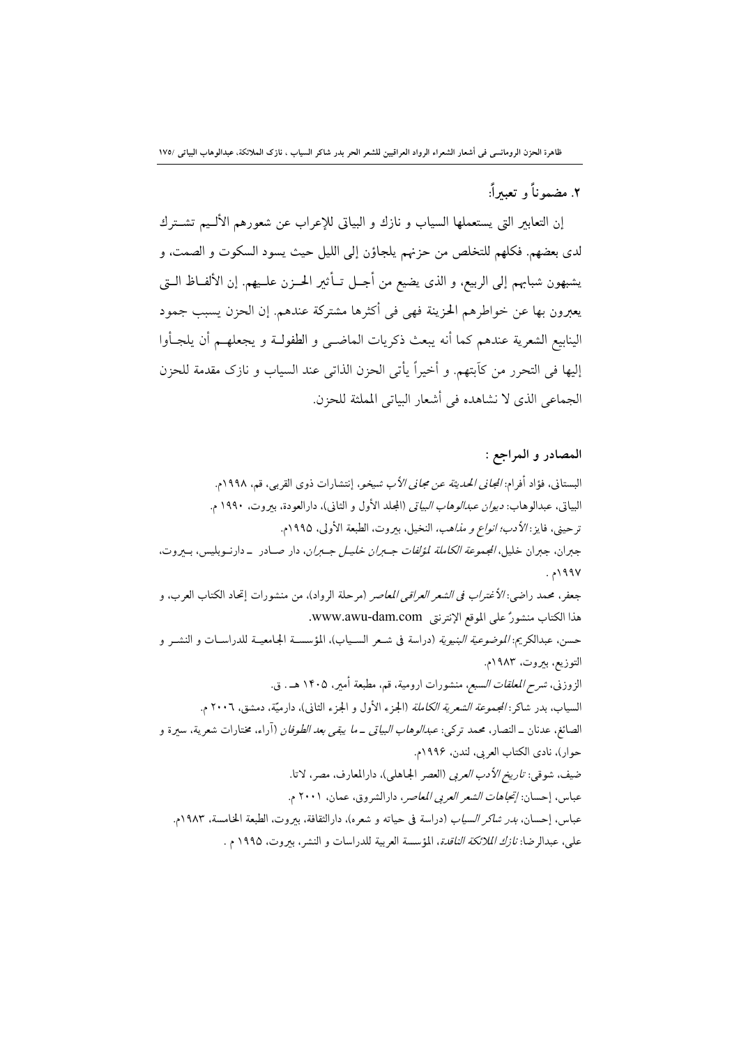### ۲. مضموناً و تعبيراً:

إن التعابير التى يستعملها السياب و نازك و البياتى للإعراب عن شعورهم الأليم تشترك لدى بعضهم. فكلهم للتخلص من حزنهم يلجاؤن إلى الليل حيث يسود السكوت و الصمت، و يشبهون شبابهم إلى الربيع، و الذى يضيع من أجل تأثير الحزن عليهم. إن الألفاظ التى يعبرون بها عن خواطرهم الحزينة فهى فى أكثرها مشتركة عندهم. إن الحزن يسبب جمود الينابيع الشعرية عندهم كما أنه يبعث ذكريات الماضى و الطفولة و يجعلهم أن يلجأوا إليها فى التحرر من كآبتهم. و أخيراً يأتى الحزن الذاتى عند السياب و نازك مقدمة للحزن الجماعى الذى لا نشاهده فى أشعار البياتى المملئة للحزن.

### المصادر و المراجع :

البستانى، فؤاد أفرام: *المجانى الحديثة عن مجانى الأب شيخو*، إنتشارات ذوى القربى، قم، ۱۹۹۸م.

البياتى، عبدالوهاب: *ديوان عبدالوهاب البياتى* (المجلد الأول و الثانى)، دارالعودة، بيروت، ۱۹۹۰ م.

ترحينى، فايز: *الأدب؛ انواع و مذاهب*، النخيل، بيروت، الطبعة الأولى، ۱۹۹۵م.

جبران، جبران خليل، *المجموعة الكاملة لمؤلفات جبران خليل جبران*، دار صادر ـ دارنوبليس، بيروت، ۱۹۹۷م .

جعفر، محمد راضى: *الأغتراب فى الشعر العراقى المعاصر* (مرحلة الرواد)، من منشورات إتحاد الكتاب العرب، و هذا الكتاب منشورٌ على الموقع الإنترنتى www.awu-dam.com.

حسن، عبدالكريم: *الموضوعية البنيوية* (دراسة فى شعر السياب)، المؤسسة الجامعية للدراسات و النشر و التوزيع، بيروت، ۱۹۸۳م.

الزوزنى، *شرح المعلقات السبع*، منشورات ارومية، قم، مطبعة أمير، ۱۴۰۵ هـ . ق.

السياب، بدر شاكر: *المجموعة الشعرية الكاملة* (الجزء الأول و الجزء الثانى)، دارميّة، دمشق، ۲۰۰٦ م.

الصائغ، عدنان ـ النصار، محمد تركى: *عبدالوهاب البياتى ـ ما يبقى بعد الطوفان* (آراء، مختارات شعرية، سيرة و حوار)، نادى الكتاب العربى، لندن، ۱۹۹۶م.

ضيف، شوقى: *تاريخ الأدب العربى* (العصر الجاهلى)، دارالمعارف، مصر، لاتا.

عباس، إحسان: *إتجاهات الشعر العربى المعاصر*، دارالشروق، عمان، ۲۰۰۱ م.

عباس، إحسان، *بدر شاكر السياب* (دراسة فى حياته و شعره)، دارالثقافة، بيروت، الطبعة الخامسة، ۱۹۸۳م.

على، عبدالرضا: *نازك الملائكة الناقدة*، المؤسسة العربية للدراسات و النشر، بيروت، ۱۹۹۵ م .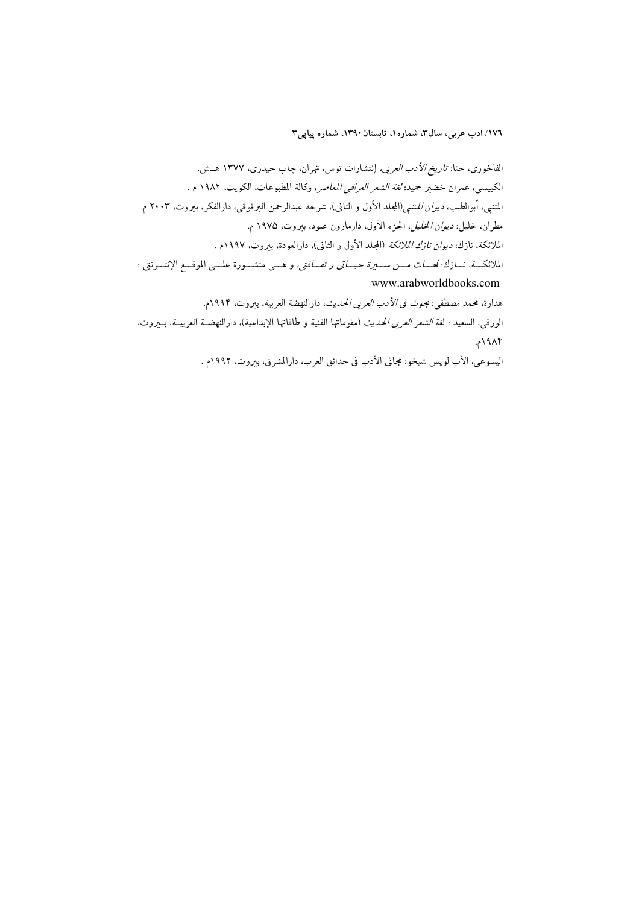الفاخوری، حنا: *تاریخ الأدب العربی*، إنتشارات توس، تهران، چاپ حیدری، ۱۳۷۷ هـ.ش.

الکبیسی، عمران خضیر حمید: *لغة الشعر العراقی المعاصر*، وكالة المطبوعات، الكويت، ۱۹۸۲ م .

المتنبی، أبوالطیب، *دیوان المتنبی*(المجلد الأول و الثانی)، شرحه عبدالرحمن البرقوقی، دارالفکر، بیروت، ۲۰۰۳ م.

مطران، خلیل: *دیوان الخلیل*، الجزء الأول، دارمارون عبود، بیروت، ۱۹۷۵ م.

الملائکة، نازك: *دیوان نازك الملائکة* (المجلد الأول و الثانی)، دارالعودة، بیروت، ۱۹۹۷م .

الملائکة، نازك: *لمحات من سیرة حیاتی و ثقافتی*، و هی منشورة علی الموقع الإنترنتی : www.arabworldbooks.com

هدارة، محمد مصطفی: *بحوث فی الأدب العربی الحدیث*، دارالنهضة العربیة، بیروت، ۱۹۹۴م.

الورقی، السعید : لغة *الشعر العربی الحدیث* (مقوماتها الفنیة و طاقاتها الإبداعیة)، دارالنهضة العربیة، بیروت، ۱۹۸۴م.

الیسوعی، الأب لویس شیخو: مجانی الأدب فی حدائق العرب، دارالمشرق، بیروت، ۱۹۹۲م .